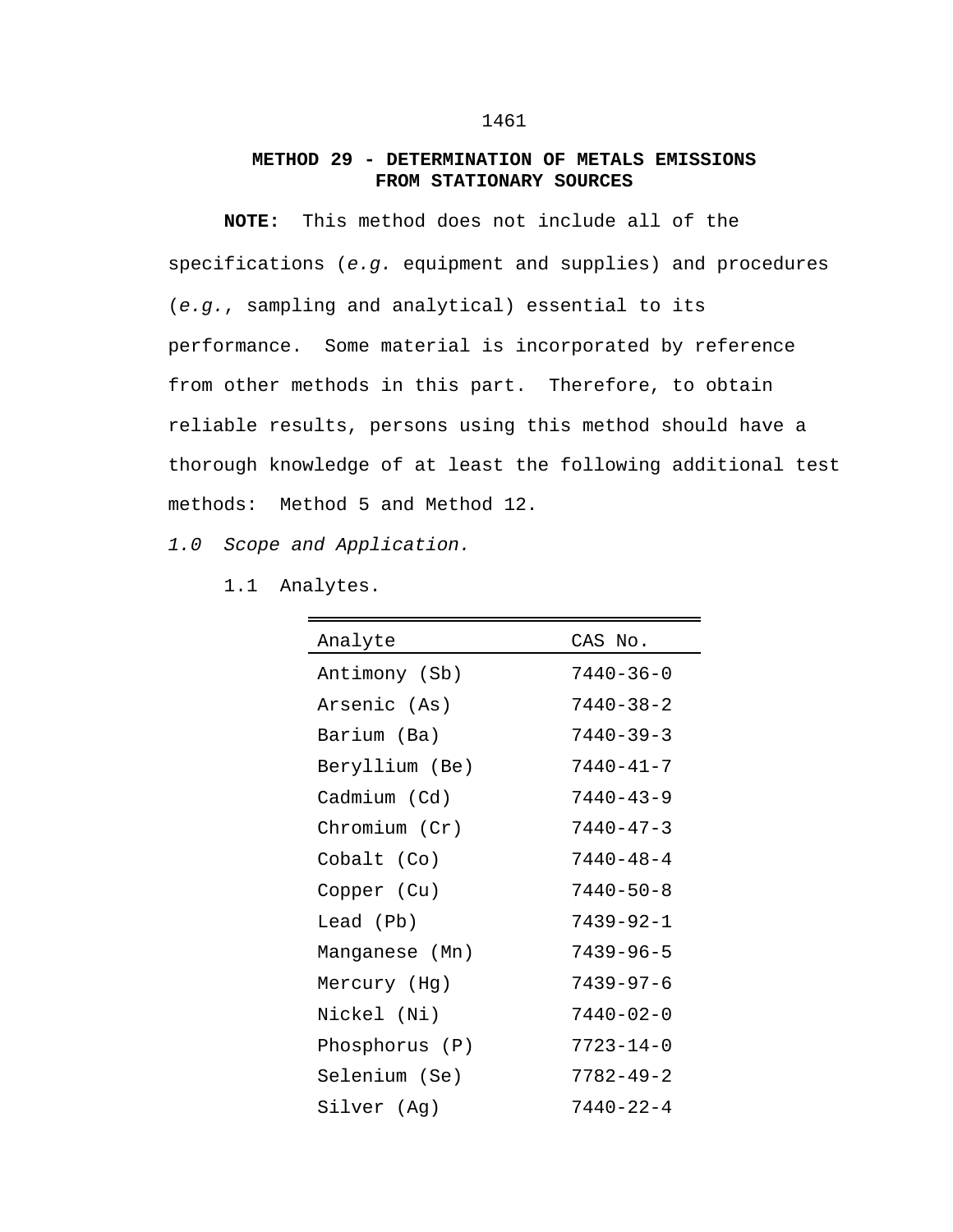# METHOD 29 - DETERMINATION OF METALS EMISSIONS FROM STATIONARY SOURCES

**NOTE:** This method does not include all of the specifications (*e.g.* equipment and supplies) and procedures (*e.g.*, sampling and analytical) essential to its performance. Some material is incorporated by reference from other methods in this part. Therefore, to obtain reliable results, persons using this method should have a thorough knowledge of at least the following additional test methods: Method 5 and Method 12.

*1.0 Scope and Application.*

1.1 Analytes.

| Analyte | CAS No. |
|---|---|
| Antimony (Sb) | 7440-36-0 |
| Arsenic (As) | 7440-38-2 |
| Barium (Ba) | 7440-39-3 |
| Beryllium (Be) | 7440-41-7 |
| Cadmium (Cd) | 7440-43-9 |
| Chromium (Cr) | 7440-47-3 |
| Cobalt (Co) | 7440-48-4 |
| Copper (Cu) | 7440-50-8 |
| Lead (Pb) | 7439-92-1 |
| Manganese (Mn) | 7439-96-5 |
| Mercury (Hg) | 7439-97-6 |
| Nickel (Ni) | 7440-02-0 |
| Phosphorus (P) | 7723-14-0 |
| Selenium (Se) | 7782-49-2 |
| Silver (Ag) | 7440-22-4 |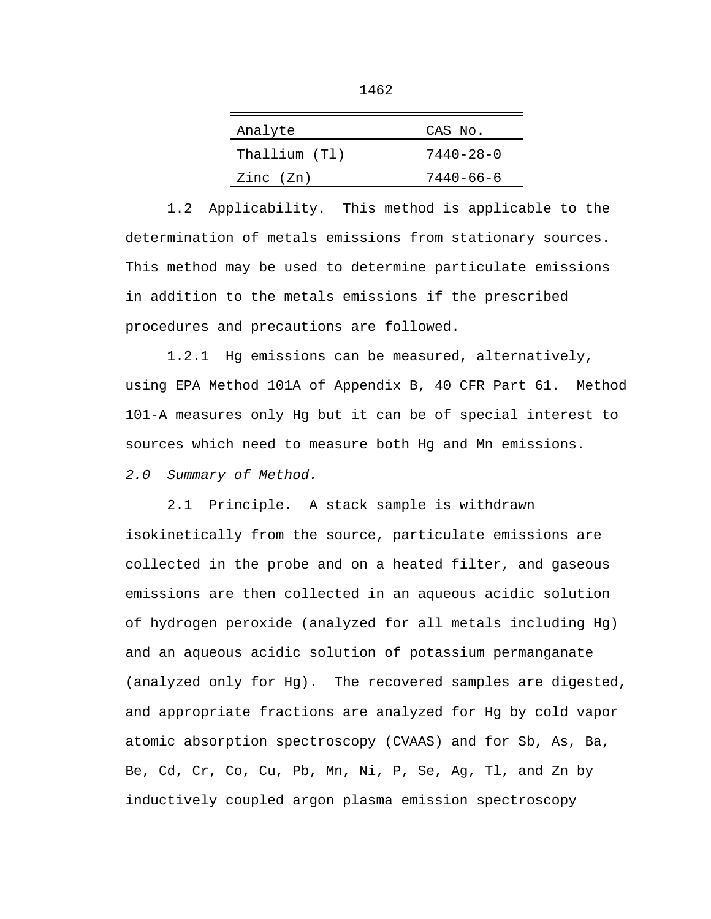| Analyte | CAS No. |
| --- | --- |
| Thallium (Tl) | 7440-28-0 |
| Zinc (Zn) | 7440-66-6 |

1.2 Applicability. This method is applicable to the determination of metals emissions from stationary sources. This method may be used to determine particulate emissions in addition to the metals emissions if the prescribed procedures and precautions are followed.

1.2.1 Hg emissions can be measured, alternatively, using EPA Method 101A of Appendix B, 40 CFR Part 61. Method 101-A measures only Hg but it can be of special interest to sources which need to measure both Hg and Mn emissions.

*2.0 Summary of Method.*

2.1 Principle. A stack sample is withdrawn isokinetically from the source, particulate emissions are collected in the probe and on a heated filter, and gaseous emissions are then collected in an aqueous acidic solution of hydrogen peroxide (analyzed for all metals including Hg) and an aqueous acidic solution of potassium permanganate (analyzed only for Hg). The recovered samples are digested, and appropriate fractions are analyzed for Hg by cold vapor atomic absorption spectroscopy (CVAAS) and for Sb, As, Ba, Be, Cd, Cr, Co, Cu, Pb, Mn, Ni, P, Se, Ag, Tl, and Zn by inductively coupled argon plasma emission spectroscopy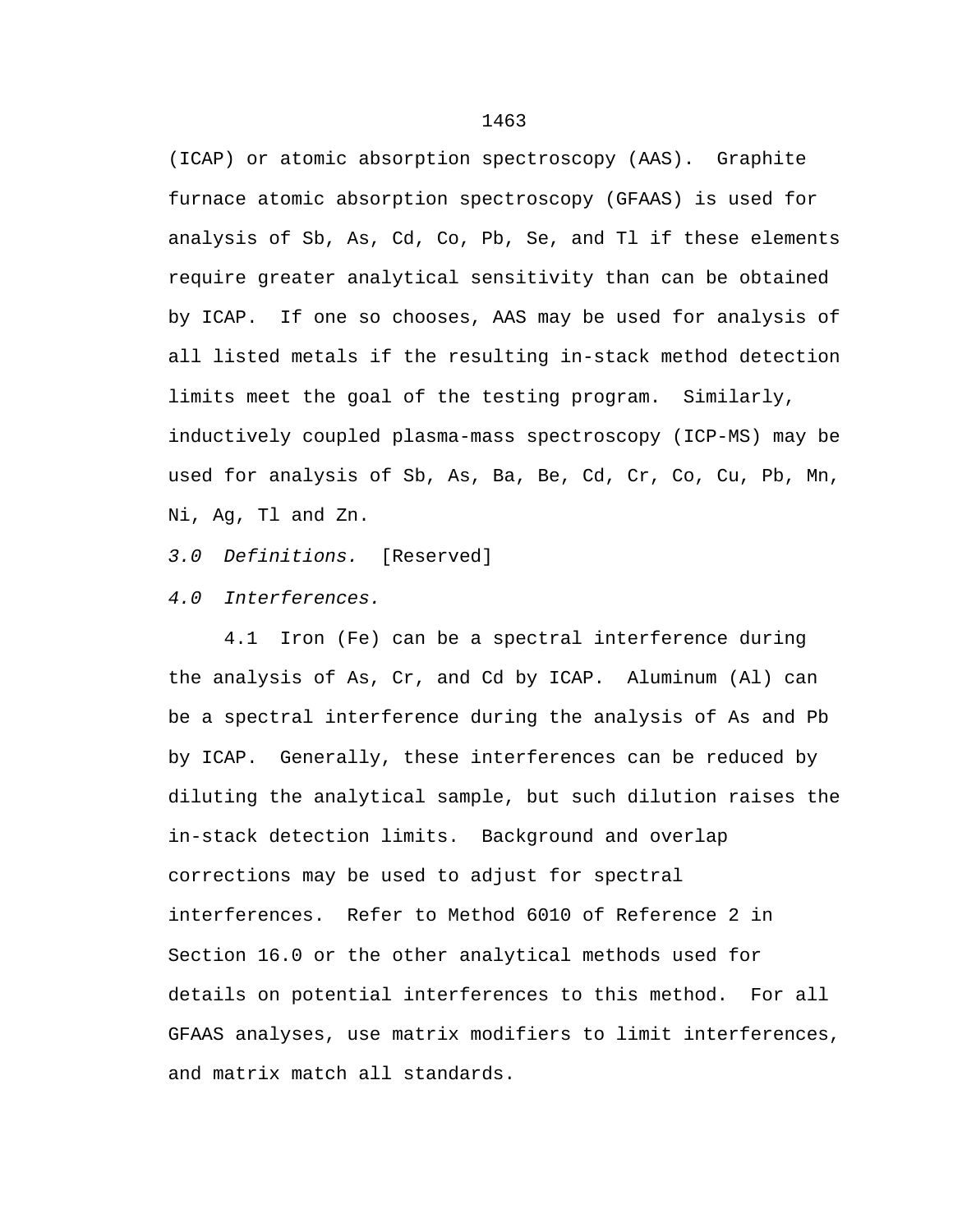(ICAP) or atomic absorption spectroscopy (AAS). Graphite furnace atomic absorption spectroscopy (GFAAS) is used for analysis of Sb, As, Cd, Co, Pb, Se, and Tl if these elements require greater analytical sensitivity than can be obtained by ICAP. If one so chooses, AAS may be used for analysis of all listed metals if the resulting in-stack method detection limits meet the goal of the testing program. Similarly, inductively coupled plasma-mass spectroscopy (ICP-MS) may be used for analysis of Sb, As, Ba, Be, Cd, Cr, Co, Cu, Pb, Mn, Ni, Ag, Tl and Zn.

*3.0 Definitions.* [Reserved]

*4.0 Interferences.*

4.1 Iron (Fe) can be a spectral interference during the analysis of As, Cr, and Cd by ICAP. Aluminum (Al) can be a spectral interference during the analysis of As and Pb by ICAP. Generally, these interferences can be reduced by diluting the analytical sample, but such dilution raises the in-stack detection limits. Background and overlap corrections may be used to adjust for spectral interferences. Refer to Method 6010 of Reference 2 in Section 16.0 or the other analytical methods used for details on potential interferences to this method. For all GFAAS analyses, use matrix modifiers to limit interferences, and matrix match all standards.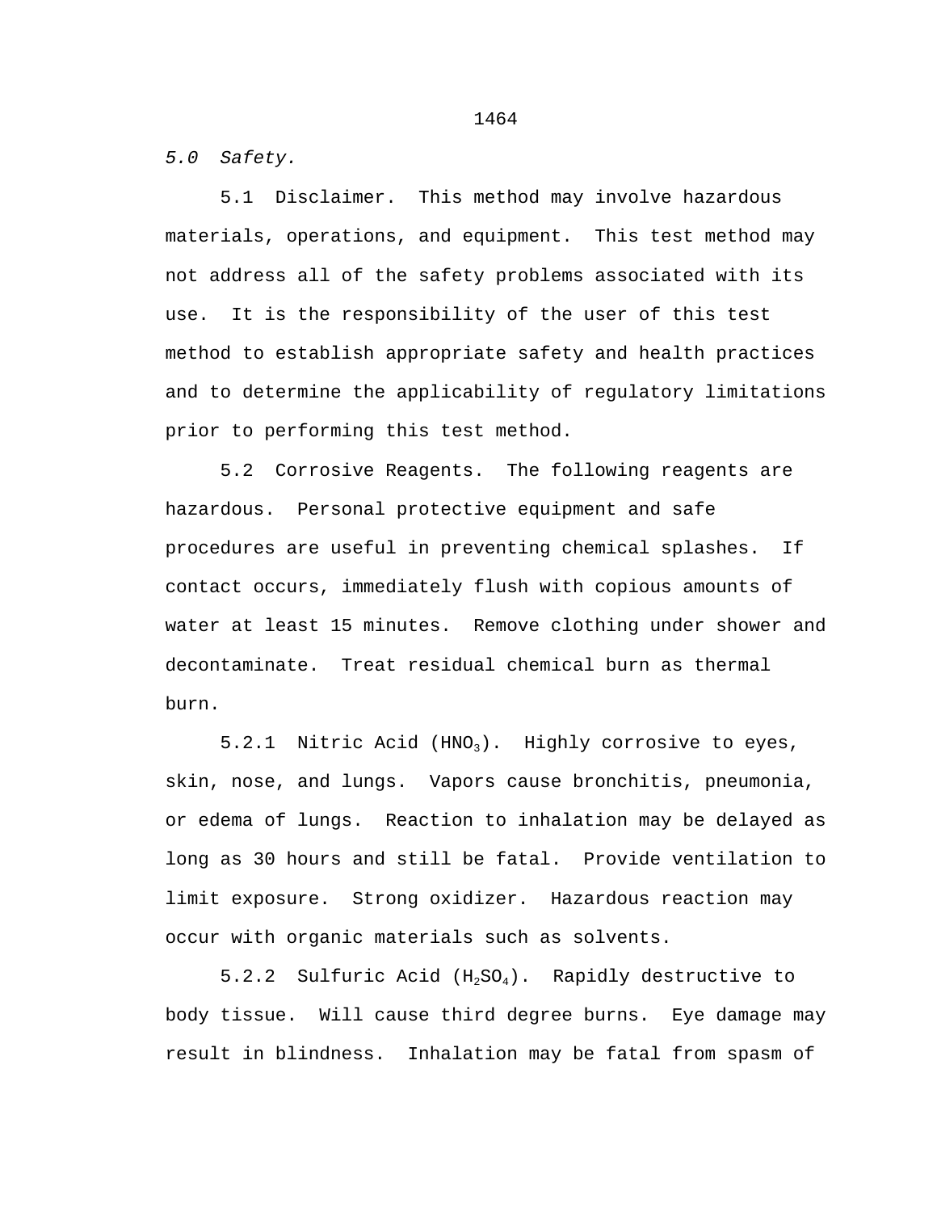*5.0 Safety.*

5.1 Disclaimer. This method may involve hazardous materials, operations, and equipment. This test method may not address all of the safety problems associated with its use. It is the responsibility of the user of this test method to establish appropriate safety and health practices and to determine the applicability of regulatory limitations prior to performing this test method.

5.2 Corrosive Reagents. The following reagents are hazardous. Personal protective equipment and safe procedures are useful in preventing chemical splashes. If contact occurs, immediately flush with copious amounts of water at least 15 minutes. Remove clothing under shower and decontaminate. Treat residual chemical burn as thermal burn.

5.2.1 Nitric Acid ($HNO_3$). Highly corrosive to eyes, skin, nose, and lungs. Vapors cause bronchitis, pneumonia, or edema of lungs. Reaction to inhalation may be delayed as long as 30 hours and still be fatal. Provide ventilation to limit exposure. Strong oxidizer. Hazardous reaction may occur with organic materials such as solvents.

5.2.2 Sulfuric Acid ($H_2SO_4$). Rapidly destructive to body tissue. Will cause third degree burns. Eye damage may result in blindness. Inhalation may be fatal from spasm of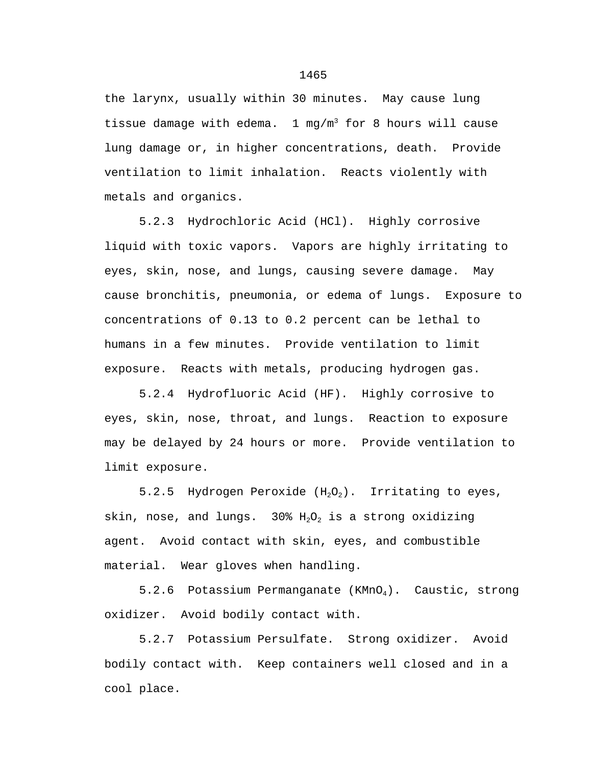the larynx, usually within 30 minutes. May cause lung tissue damage with edema. 1 mg/$m^3$ for 8 hours will cause lung damage or, in higher concentrations, death. Provide ventilation to limit inhalation. Reacts violently with metals and organics.

5.2.3 Hydrochloric Acid (HCl). Highly corrosive liquid with toxic vapors. Vapors are highly irritating to eyes, skin, nose, and lungs, causing severe damage. May cause bronchitis, pneumonia, or edema of lungs. Exposure to concentrations of 0.13 to 0.2 percent can be lethal to humans in a few minutes. Provide ventilation to limit exposure. Reacts with metals, producing hydrogen gas.

5.2.4 Hydrofluoric Acid (HF). Highly corrosive to eyes, skin, nose, throat, and lungs. Reaction to exposure may be delayed by 24 hours or more. Provide ventilation to limit exposure.

5.2.5 Hydrogen Peroxide ($H_2O_2$). Irritating to eyes, skin, nose, and lungs. 30% $H_2O_2$ is a strong oxidizing agent. Avoid contact with skin, eyes, and combustible material. Wear gloves when handling.

5.2.6 Potassium Permanganate ($KMnO_4$). Caustic, strong oxidizer. Avoid bodily contact with.

5.2.7 Potassium Persulfate. Strong oxidizer. Avoid bodily contact with. Keep containers well closed and in a cool place.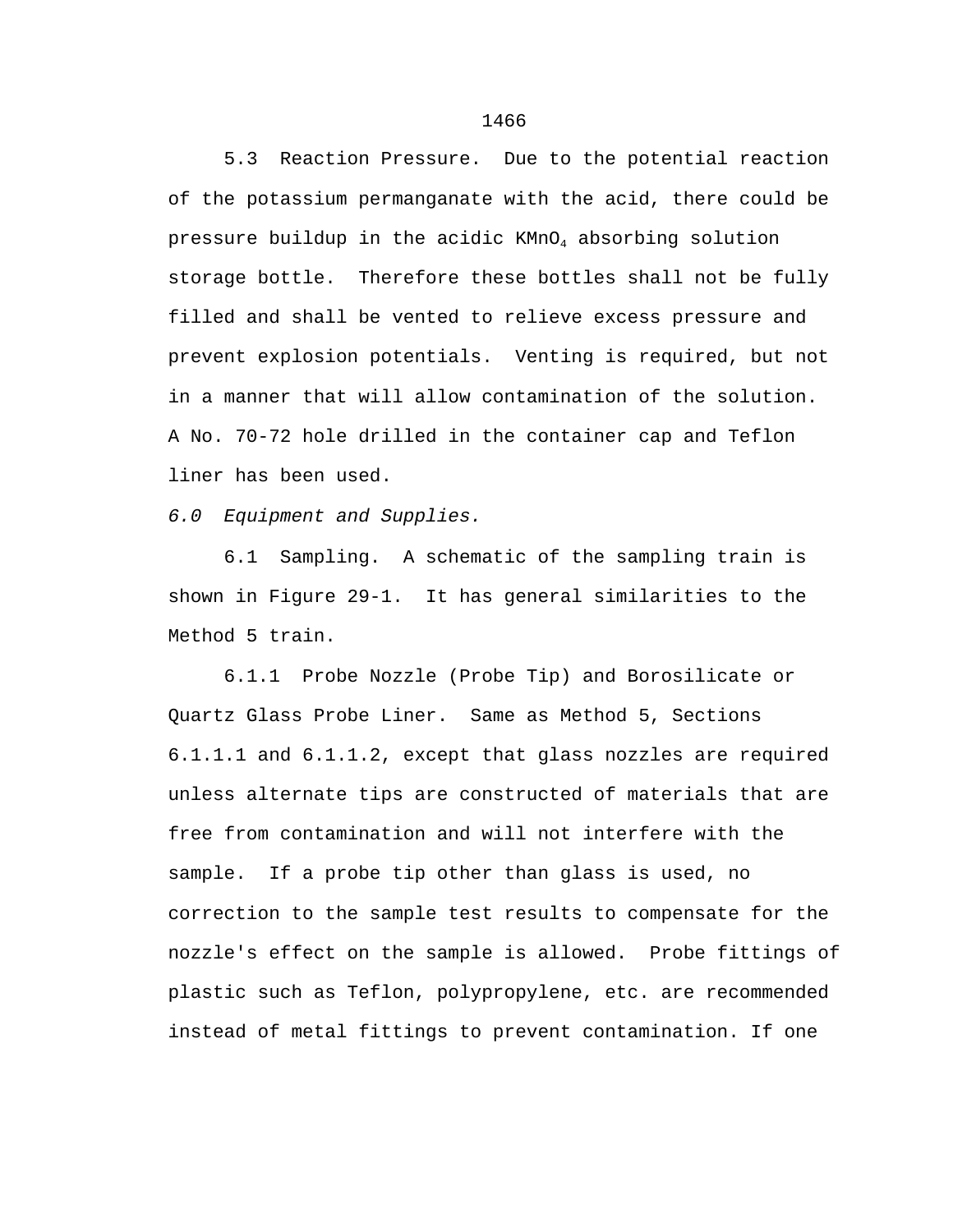5.3 Reaction Pressure. Due to the potential reaction of the potassium permanganate with the acid, there could be pressure buildup in the acidic $KMnO_4$ absorbing solution storage bottle. Therefore these bottles shall not be fully filled and shall be vented to relieve excess pressure and prevent explosion potentials. Venting is required, but not in a manner that will allow contamination of the solution. A No. 70-72 hole drilled in the container cap and Teflon liner has been used.

*6.0 Equipment and Supplies.*

6.1 Sampling. A schematic of the sampling train is shown in Figure 29-1. It has general similarities to the Method 5 train.

6.1.1 Probe Nozzle (Probe Tip) and Borosilicate or Quartz Glass Probe Liner. Same as Method 5, Sections 6.1.1.1 and 6.1.1.2, except that glass nozzles are required unless alternate tips are constructed of materials that are free from contamination and will not interfere with the sample. If a probe tip other than glass is used, no correction to the sample test results to compensate for the nozzle's effect on the sample is allowed. Probe fittings of plastic such as Teflon, polypropylene, etc. are recommended instead of metal fittings to prevent contamination. If one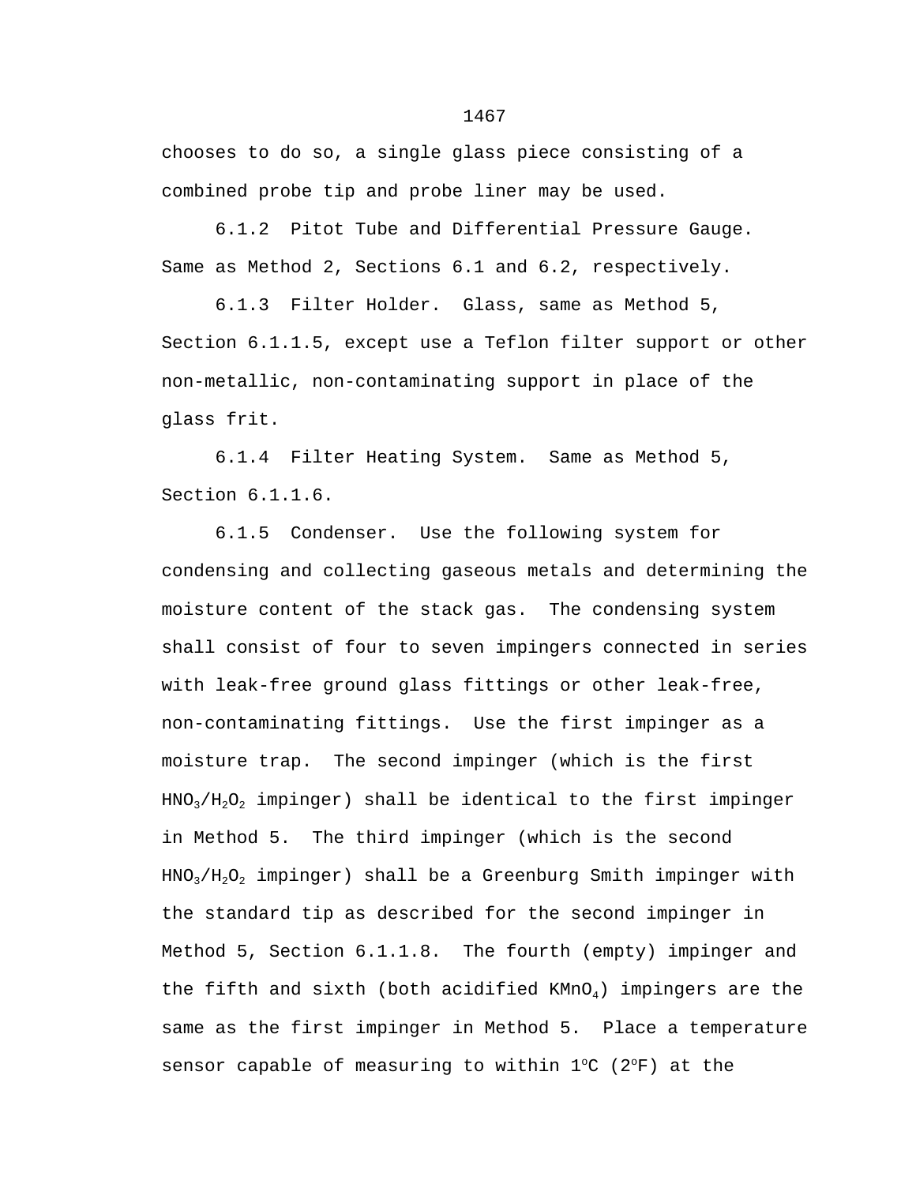chooses to do so, a single glass piece consisting of a combined probe tip and probe liner may be used.

6.1.2 Pitot Tube and Differential Pressure Gauge. Same as Method 2, Sections 6.1 and 6.2, respectively.

6.1.3 Filter Holder. Glass, same as Method 5, Section 6.1.1.5, except use a Teflon filter support or other non-metallic, non-contaminating support in place of the glass frit.

6.1.4 Filter Heating System. Same as Method 5, Section 6.1.1.6.

6.1.5 Condenser. Use the following system for condensing and collecting gaseous metals and determining the moisture content of the stack gas. The condensing system shall consist of four to seven impingers connected in series with leak-free ground glass fittings or other leak-free, non-contaminating fittings. Use the first impinger as a moisture trap. The second impinger (which is the first $HNO_3/H_2O_2$ impinger) shall be identical to the first impinger in Method 5. The third impinger (which is the second $HNO_3/H_2O_2$ impinger) shall be a Greenburg Smith impinger with the standard tip as described for the second impinger in Method 5, Section 6.1.1.8. The fourth (empty) impinger and the fifth and sixth (both acidified $KMnO_4$) impingers are the same as the first impinger in Method 5. Place a temperature sensor capable of measuring to within 1$^{o}$C (2$^{o}$F) at the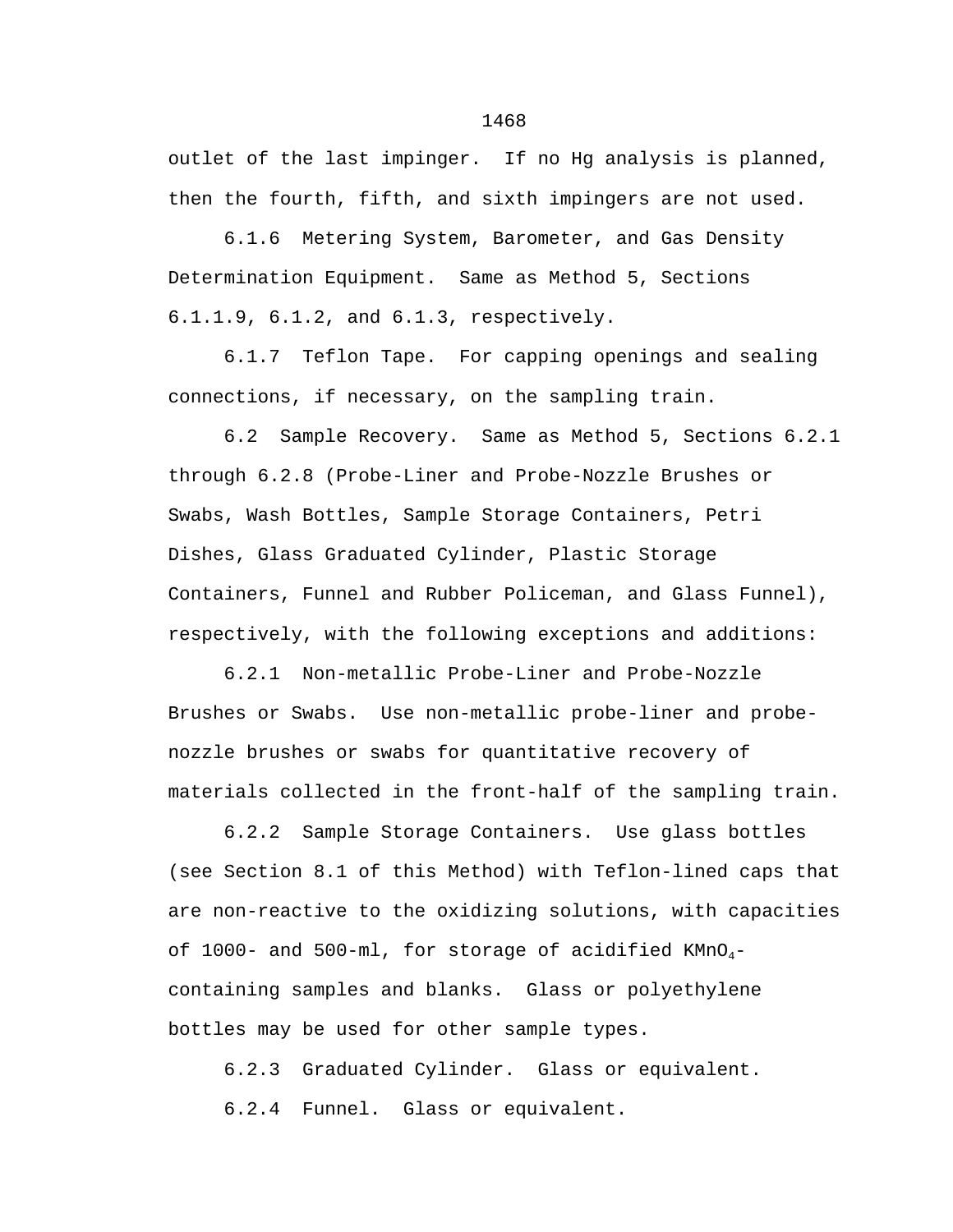outlet of the last impinger. If no Hg analysis is planned, then the fourth, fifth, and sixth impingers are not used.

6.1.6 Metering System, Barometer, and Gas Density Determination Equipment. Same as Method 5, Sections 6.1.1.9, 6.1.2, and 6.1.3, respectively.

6.1.7 Teflon Tape. For capping openings and sealing connections, if necessary, on the sampling train.

6.2 Sample Recovery. Same as Method 5, Sections 6.2.1 through 6.2.8 (Probe-Liner and Probe-Nozzle Brushes or Swabs, Wash Bottles, Sample Storage Containers, Petri Dishes, Glass Graduated Cylinder, Plastic Storage Containers, Funnel and Rubber Policeman, and Glass Funnel), respectively, with the following exceptions and additions:

6.2.1 Non-metallic Probe-Liner and Probe-Nozzle Brushes or Swabs. Use non-metallic probe-liner and probe-nozzle brushes or swabs for quantitative recovery of materials collected in the front-half of the sampling train.

6.2.2 Sample Storage Containers. Use glass bottles (see Section 8.1 of this Method) with Teflon-lined caps that are non-reactive to the oxidizing solutions, with capacities of 1000- and 500-ml, for storage of acidified $KMnO_4$-containing samples and blanks. Glass or polyethylene bottles may be used for other sample types.

6.2.3 Graduated Cylinder. Glass or equivalent.

6.2.4 Funnel. Glass or equivalent.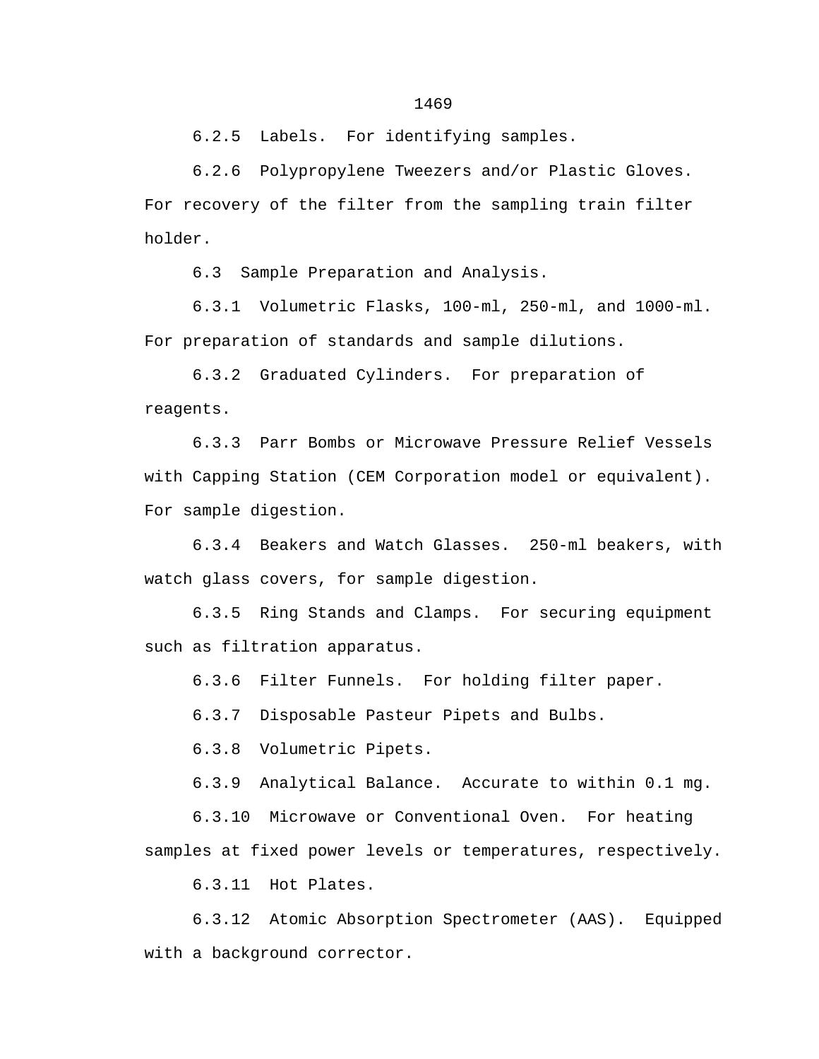6.2.5  Labels.  For identifying samples.

6.2.6  Polypropylene Tweezers and/or Plastic Gloves. For recovery of the filter from the sampling train filter holder.

6.3  Sample Preparation and Analysis.

6.3.1  Volumetric Flasks, 100-ml, 250-ml, and 1000-ml. For preparation of standards and sample dilutions.

6.3.2  Graduated Cylinders.  For preparation of reagents.

6.3.3  Parr Bombs or Microwave Pressure Relief Vessels with Capping Station (CEM Corporation model or equivalent). For sample digestion.

6.3.4  Beakers and Watch Glasses.  250-ml beakers, with watch glass covers, for sample digestion.

6.3.5  Ring Stands and Clamps.  For securing equipment such as filtration apparatus.

6.3.6  Filter Funnels.  For holding filter paper.

6.3.7  Disposable Pasteur Pipets and Bulbs.

6.3.8  Volumetric Pipets.

6.3.9  Analytical Balance.  Accurate to within 0.1 mg.

6.3.10  Microwave or Conventional Oven.  For heating samples at fixed power levels or temperatures, respectively.

6.3.11  Hot Plates.

6.3.12  Atomic Absorption Spectrometer (AAS).  Equipped with a background corrector.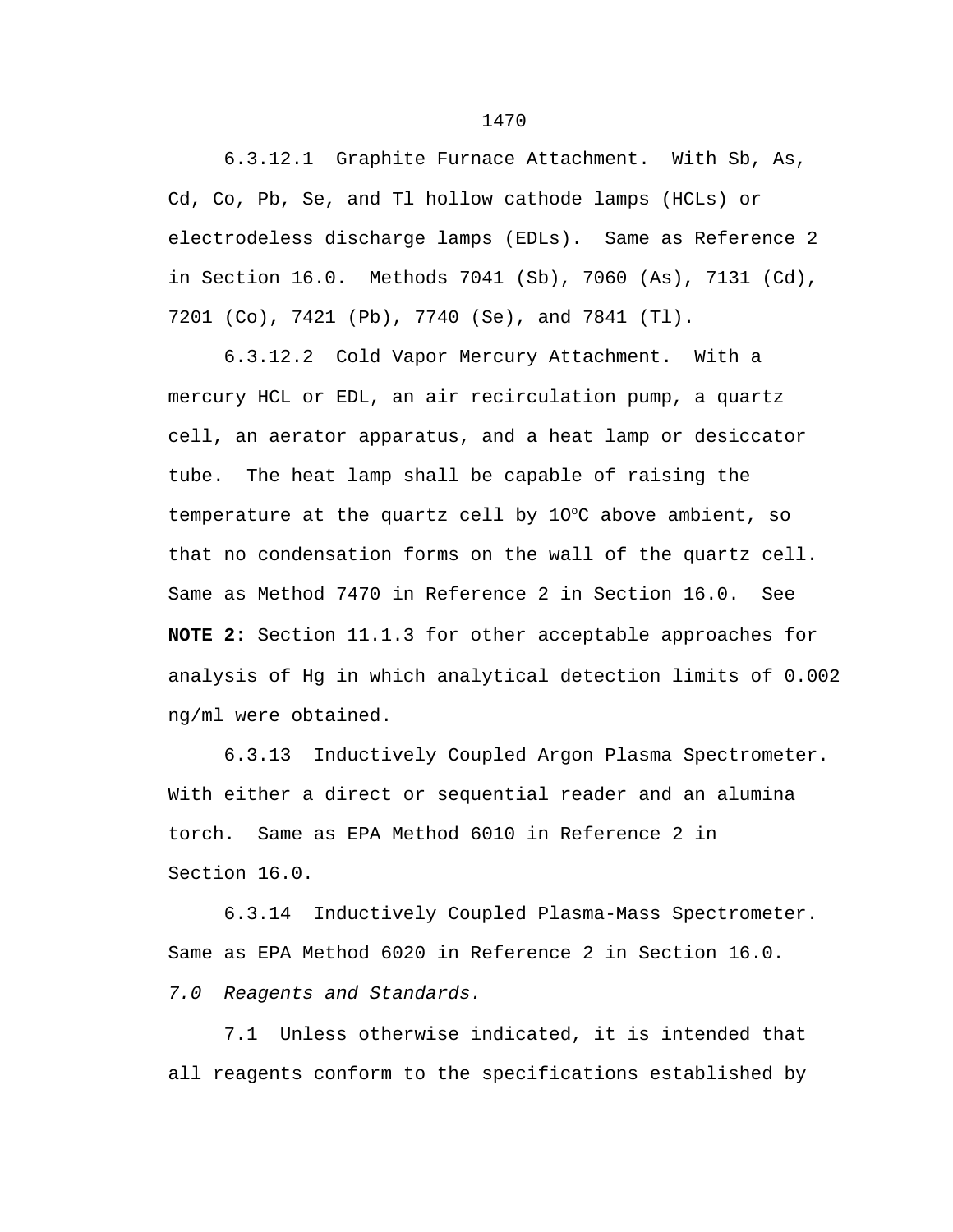6.3.12.1 Graphite Furnace Attachment. With Sb, As, Cd, Co, Pb, Se, and Tl hollow cathode lamps (HCLs) or electrodeless discharge lamps (EDLs). Same as Reference 2 in Section 16.0. Methods 7041 (Sb), 7060 (As), 7131 (Cd), 7201 (Co), 7421 (Pb), 7740 (Se), and 7841 (Tl).

6.3.12.2 Cold Vapor Mercury Attachment. With a mercury HCL or EDL, an air recirculation pump, a quartz cell, an aerator apparatus, and a heat lamp or desiccator tube. The heat lamp shall be capable of raising the temperature at the quartz cell by 1O$^{o}$C above ambient, so that no condensation forms on the wall of the quartz cell. Same as Method 7470 in Reference 2 in Section 16.0. See **NOTE 2:** Section 11.1.3 for other acceptable approaches for analysis of Hg in which analytical detection limits of 0.002 ng/ml were obtained.

6.3.13 Inductively Coupled Argon Plasma Spectrometer. With either a direct or sequential reader and an alumina torch. Same as EPA Method 6010 in Reference 2 in Section 16.0.

6.3.14 Inductively Coupled Plasma-Mass Spectrometer. Same as EPA Method 6020 in Reference 2 in Section 16.0.

*7.0 Reagents and Standards.*

7.1 Unless otherwise indicated, it is intended that all reagents conform to the specifications established by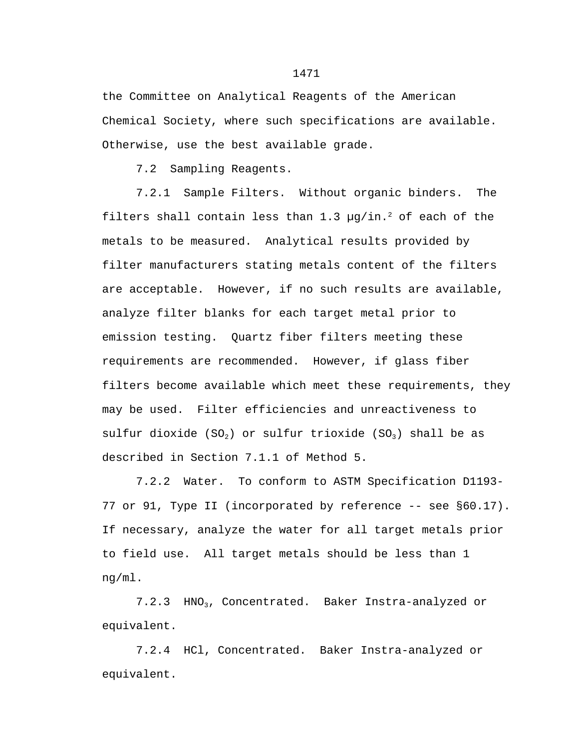the Committee on Analytical Reagents of the American Chemical Society, where such specifications are available. Otherwise, use the best available grade.

7.2 Sampling Reagents.

7.2.1 Sample Filters. Without organic binders. The filters shall contain less than 1.3 µg/in.$^2$ of each of the metals to be measured. Analytical results provided by filter manufacturers stating metals content of the filters are acceptable. However, if no such results are available, analyze filter blanks for each target metal prior to emission testing. Quartz fiber filters meeting these requirements are recommended. However, if glass fiber filters become available which meet these requirements, they may be used. Filter efficiencies and unreactiveness to sulfur dioxide ($SO_2$) or sulfur trioxide ($SO_3$) shall be as described in Section 7.1.1 of Method 5.

7.2.2 Water. To conform to ASTM Specification D1193-77 or 91, Type II (incorporated by reference -- see §60.17). If necessary, analyze the water for all target metals prior to field use. All target metals should be less than 1 ng/ml.

7.2.3 $HNO_3$, Concentrated. Baker Instra-analyzed or equivalent.

7.2.4 HCl, Concentrated. Baker Instra-analyzed or equivalent.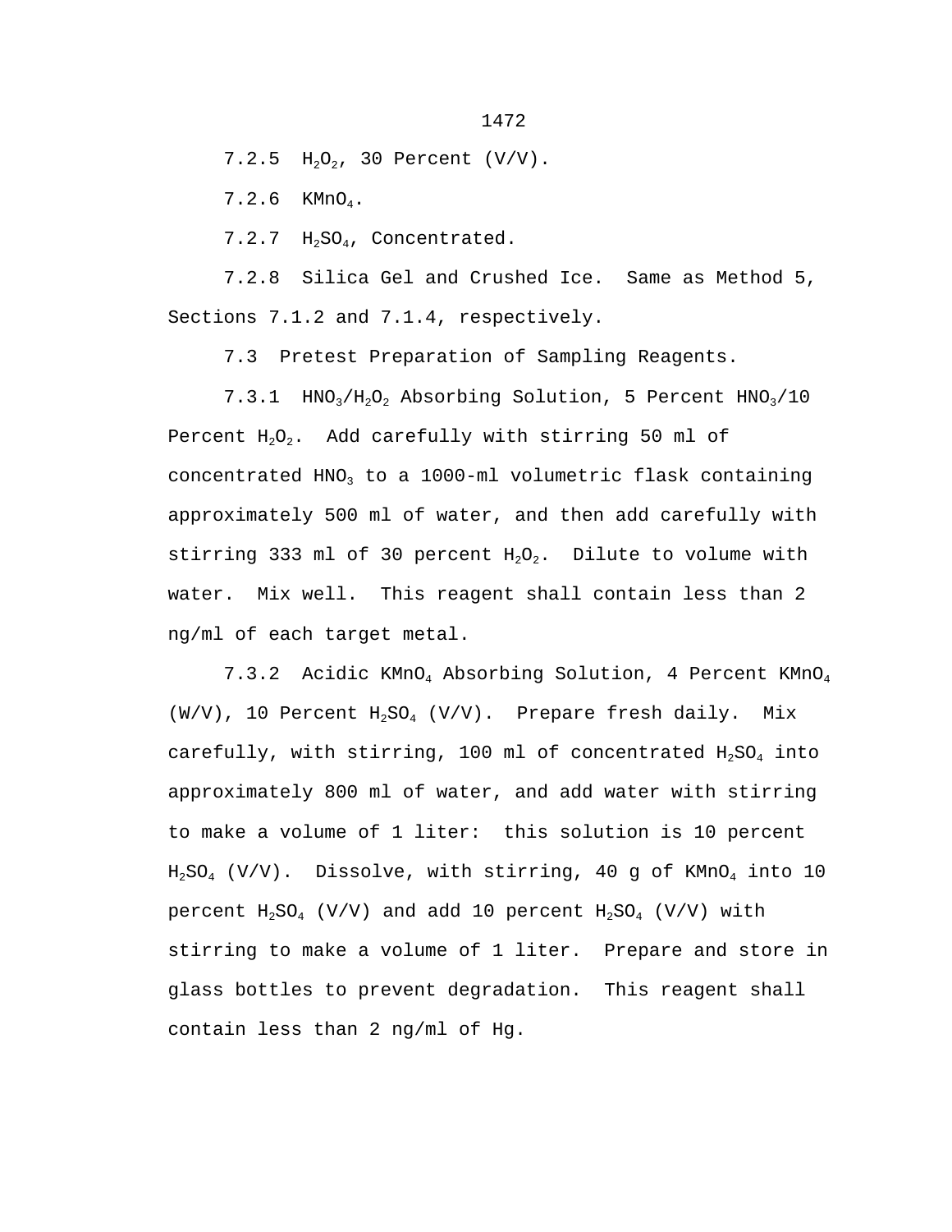7.2.5 $H_2O_2$, 30 Percent (V/V).

7.2.6 $KMnO_4$.

7.2.7 $H_2SO_4$, Concentrated.

7.2.8 Silica Gel and Crushed Ice. Same as Method 5, Sections 7.1.2 and 7.1.4, respectively.

7.3 Pretest Preparation of Sampling Reagents.

7.3.1 $HNO_3/H_2O_2$ Absorbing Solution, 5 Percent $HNO_3$/10 Percent $H_2O_2$. Add carefully with stirring 50 ml of concentrated $HNO_3$ to a 1000-ml volumetric flask containing approximately 500 ml of water, and then add carefully with stirring 333 ml of 30 percent $H_2O_2$. Dilute to volume with water. Mix well. This reagent shall contain less than 2 ng/ml of each target metal.

7.3.2 Acidic $KMnO_4$ Absorbing Solution, 4 Percent $KMnO_4$ (W/V), 10 Percent $H_2SO_4$ (V/V). Prepare fresh daily. Mix carefully, with stirring, 100 ml of concentrated $H_2SO_4$ into approximately 800 ml of water, and add water with stirring to make a volume of 1 liter: this solution is 10 percent $H_2SO_4$ (V/V). Dissolve, with stirring, 40 g of $KMnO_4$ into 10 percent $H_2SO_4$ (V/V) and add 10 percent $H_2SO_4$ (V/V) with stirring to make a volume of 1 liter. Prepare and store in glass bottles to prevent degradation. This reagent shall contain less than 2 ng/ml of Hg.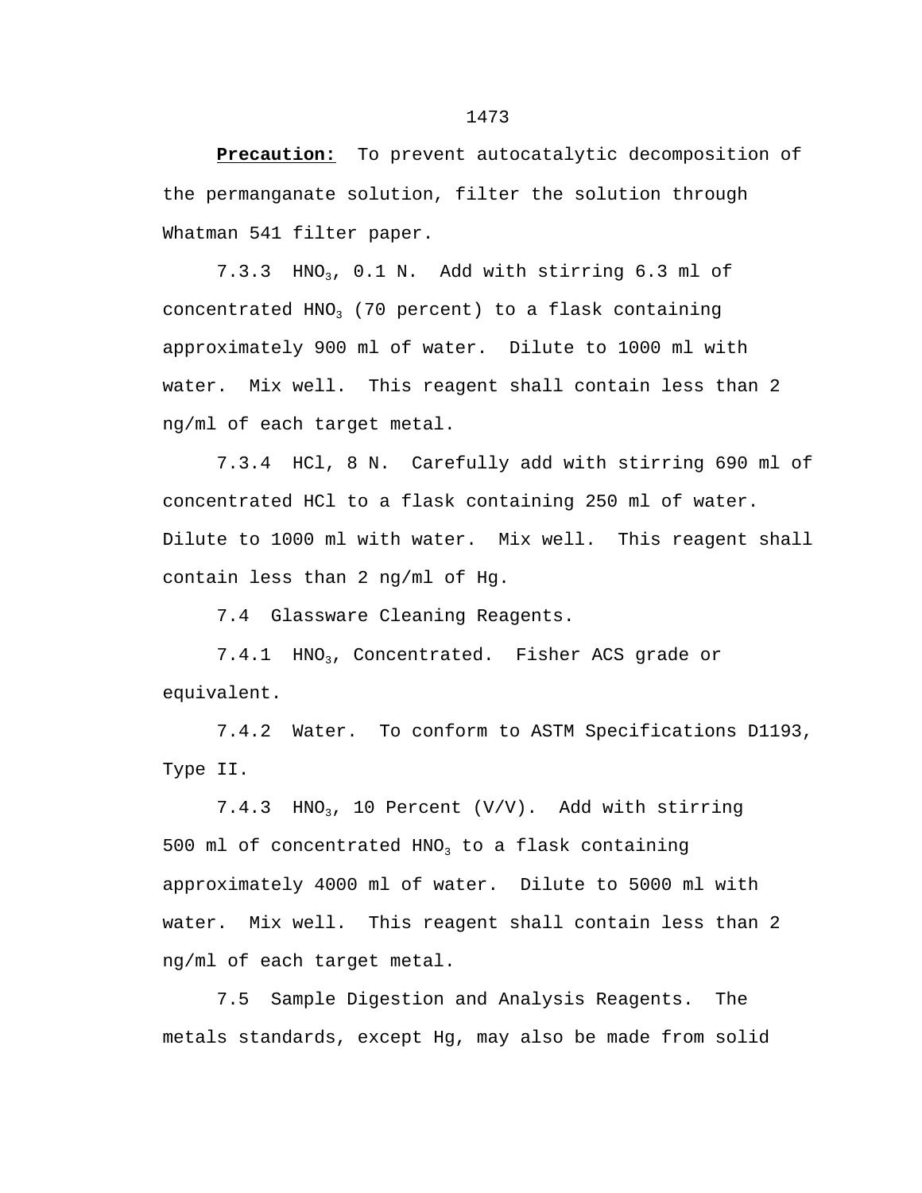**Precaution:** To prevent autocatalytic decomposition of the permanganate solution, filter the solution through Whatman 541 filter paper.

7.3.3 $HNO_3$, 0.1 N. Add with stirring 6.3 ml of concentrated $HNO_3$ (70 percent) to a flask containing approximately 900 ml of water. Dilute to 1000 ml with water. Mix well. This reagent shall contain less than 2 ng/ml of each target metal.

7.3.4 HCl, 8 N. Carefully add with stirring 690 ml of concentrated HCl to a flask containing 250 ml of water. Dilute to 1000 ml with water. Mix well. This reagent shall contain less than 2 ng/ml of Hg.

7.4 Glassware Cleaning Reagents.

7.4.1 $HNO_3$, Concentrated. Fisher ACS grade or equivalent.

7.4.2 Water. To conform to ASTM Specifications D1193, Type II.

7.4.3 $HNO_3$, 10 Percent (V/V). Add with stirring 500 ml of concentrated $HNO_3$ to a flask containing approximately 4000 ml of water. Dilute to 5000 ml with water. Mix well. This reagent shall contain less than 2 ng/ml of each target metal.

7.5 Sample Digestion and Analysis Reagents. The metals standards, except Hg, may also be made from solid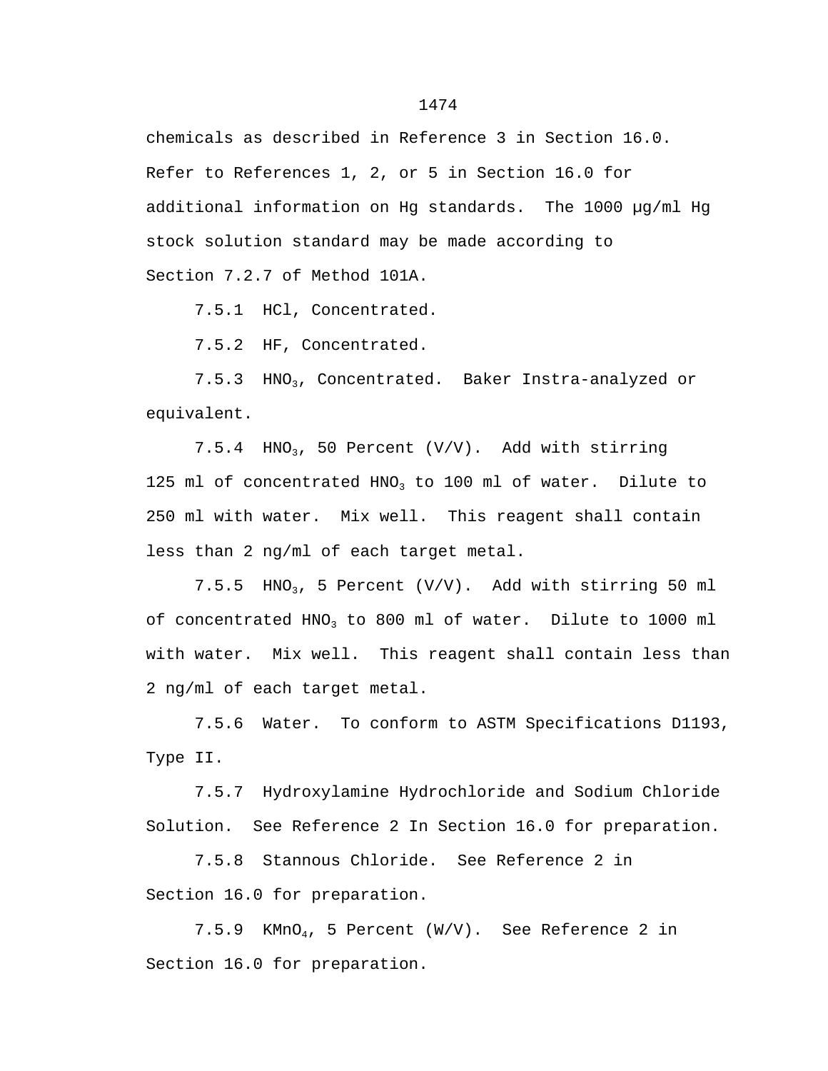chemicals as described in Reference 3 in Section 16.0. Refer to References 1, 2, or 5 in Section 16.0 for additional information on Hg standards. The 1000 μg/ml Hg stock solution standard may be made according to Section 7.2.7 of Method 101A.

7.5.1 HCl, Concentrated.

7.5.2 HF, Concentrated.

7.5.3 $HNO_3$, Concentrated. Baker Instra-analyzed or equivalent.

7.5.4 $HNO_3$, 50 Percent (V/V). Add with stirring 125 ml of concentrated $HNO_3$ to 100 ml of water. Dilute to 250 ml with water. Mix well. This reagent shall contain less than 2 ng/ml of each target metal.

7.5.5 $HNO_3$, 5 Percent (V/V). Add with stirring 50 ml of concentrated $HNO_3$ to 800 ml of water. Dilute to 1000 ml with water. Mix well. This reagent shall contain less than 2 ng/ml of each target metal.

7.5.6 Water. To conform to ASTM Specifications D1193, Type II.

7.5.7 Hydroxylamine Hydrochloride and Sodium Chloride Solution. See Reference 2 In Section 16.0 for preparation.

7.5.8 Stannous Chloride. See Reference 2 in Section 16.0 for preparation.

7.5.9 $KMnO_4$, 5 Percent (W/V). See Reference 2 in Section 16.0 for preparation.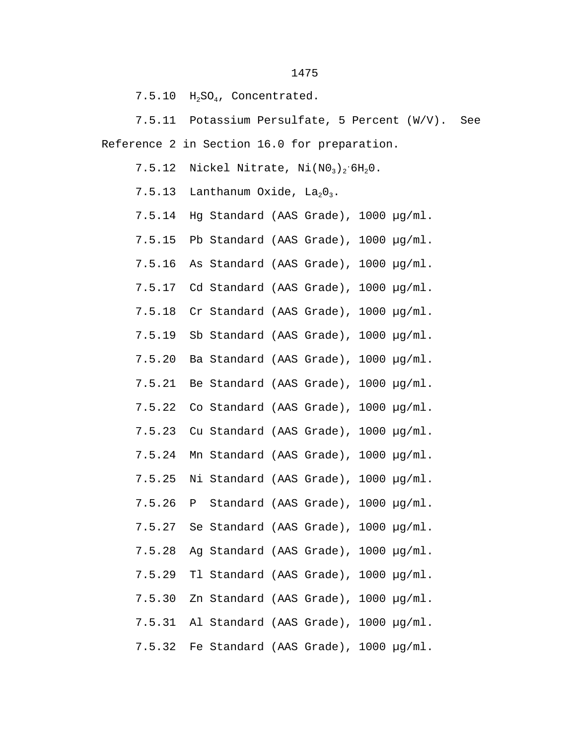7.5.10 $H_2SO_4$, Concentrated.

7.5.11 Potassium Persulfate, 5 Percent (W/V). See Reference 2 in Section 16.0 for preparation.

7.5.12 Nickel Nitrate, $Ni(NO_3)_2 \cdot 6H_2O$.

7.5.13 Lanthanum Oxide, $La_2O_3$.

7.5.14 Hg Standard (AAS Grade), 1000 μg/ml.

7.5.15 Pb Standard (AAS Grade), 1000 μg/ml.

7.5.16 As Standard (AAS Grade), 1000 μg/ml.

7.5.17 Cd Standard (AAS Grade), 1000 μg/ml.

7.5.18 Cr Standard (AAS Grade), 1000 μg/ml.

7.5.19 Sb Standard (AAS Grade), 1000 μg/ml.

7.5.20 Ba Standard (AAS Grade), 1000 μg/ml.

7.5.21 Be Standard (AAS Grade), 1000 μg/ml.

7.5.22 Co Standard (AAS Grade), 1000 μg/ml.

7.5.23 Cu Standard (AAS Grade), 1000 μg/ml.

7.5.24 Mn Standard (AAS Grade), 1000 μg/ml.

7.5.25 Ni Standard (AAS Grade), 1000 μg/ml.

7.5.26 P Standard (AAS Grade), 1000 μg/ml.

7.5.27 Se Standard (AAS Grade), 1000 μg/ml.

7.5.28 Ag Standard (AAS Grade), 1000 μg/ml.

7.5.29 Tl Standard (AAS Grade), 1000 μg/ml.

7.5.30 Zn Standard (AAS Grade), 1000 μg/ml.

7.5.31 Al Standard (AAS Grade), 1000 μg/ml.

7.5.32 Fe Standard (AAS Grade), 1000 μg/ml.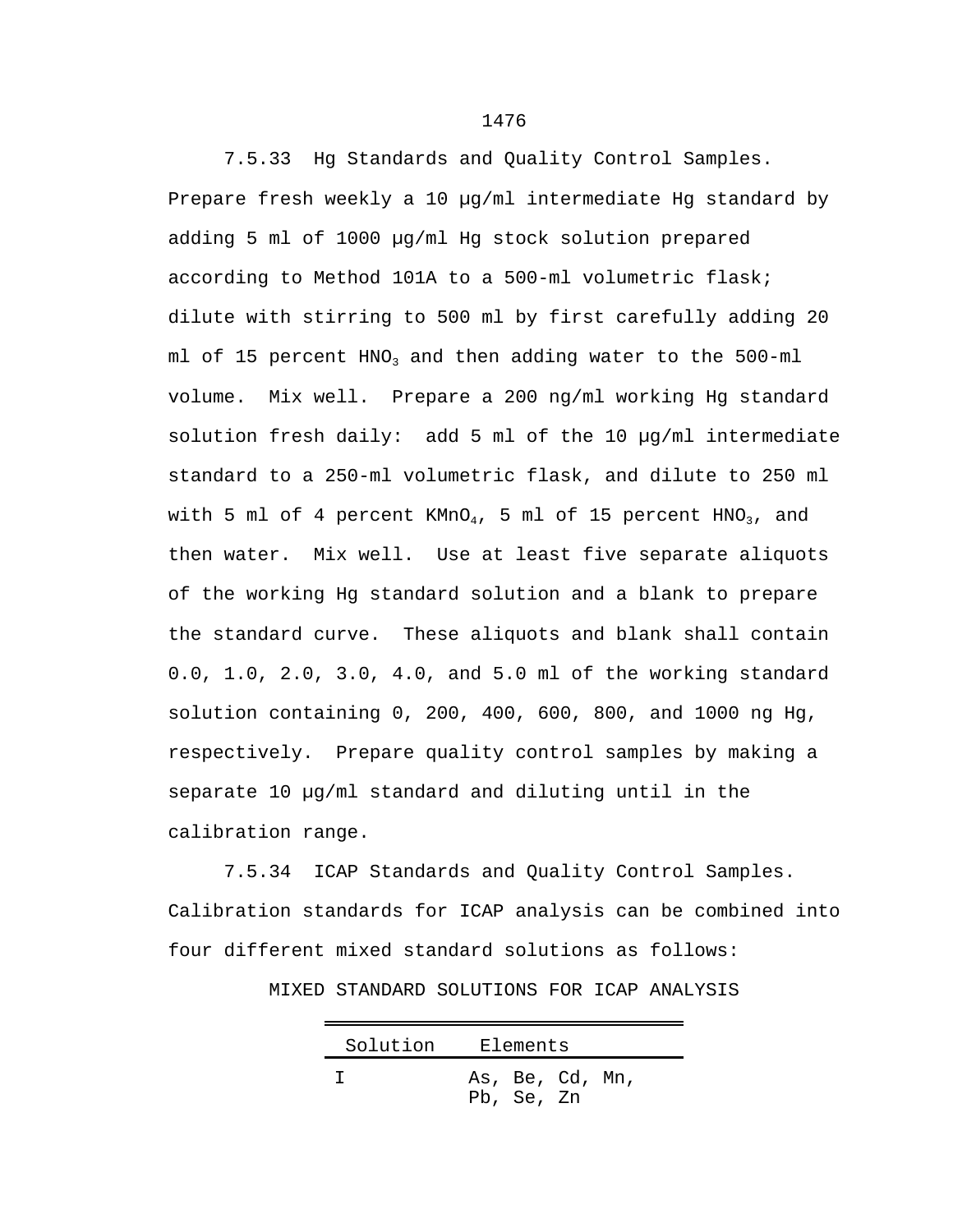7.5.33 Hg Standards and Quality Control Samples. Prepare fresh weekly a 10 μg/ml intermediate Hg standard by adding 5 ml of 1000 μg/ml Hg stock solution prepared according to Method 101A to a 500-ml volumetric flask; dilute with stirring to 500 ml by first carefully adding 20 ml of 15 percent $HNO_3$ and then adding water to the 500-ml volume. Mix well. Prepare a 200 ng/ml working Hg standard solution fresh daily: add 5 ml of the 10 μg/ml intermediate standard to a 250-ml volumetric flask, and dilute to 250 ml with 5 ml of 4 percent $KMnO_4$, 5 ml of 15 percent $HNO_3$, and then water. Mix well. Use at least five separate aliquots of the working Hg standard solution and a blank to prepare the standard curve. These aliquots and blank shall contain 0.0, 1.0, 2.0, 3.0, 4.0, and 5.0 ml of the working standard solution containing 0, 200, 400, 600, 800, and 1000 ng Hg, respectively. Prepare quality control samples by making a separate 10 μg/ml standard and diluting until in the calibration range.

7.5.34 ICAP Standards and Quality Control Samples. Calibration standards for ICAP analysis can be combined into four different mixed standard solutions as follows:

MIXED STANDARD SOLUTIONS FOR ICAP ANALYSIS

| Solution | Elements |
|---|---|
| I | As, Be, Cd, Mn, Pb, Se, Zn |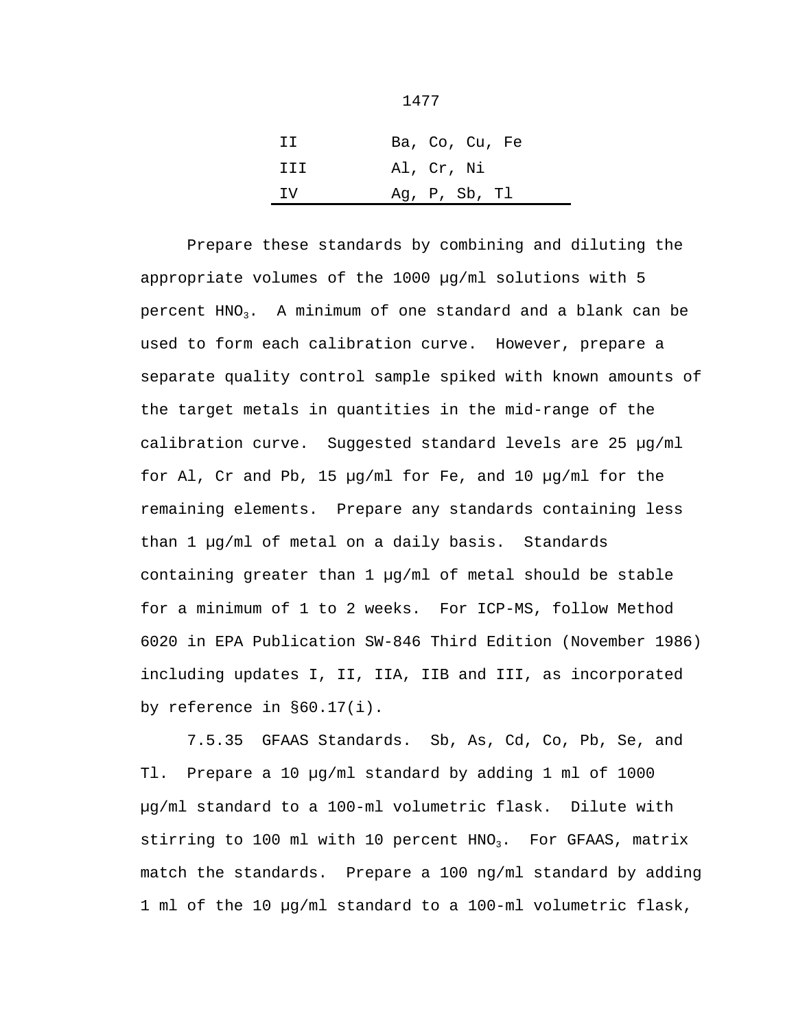| | |
|---|---|
| II | Ba, Co, Cu, Fe |
| III | Al, Cr, Ni |
| IV | Ag, P, Sb, Tl |

Prepare these standards by combining and diluting the appropriate volumes of the 1000 µg/ml solutions with 5 percent $HNO_3$. A minimum of one standard and a blank can be used to form each calibration curve. However, prepare a separate quality control sample spiked with known amounts of the target metals in quantities in the mid-range of the calibration curve. Suggested standard levels are 25 µg/ml for Al, Cr and Pb, 15 µg/ml for Fe, and 10 µg/ml for the remaining elements. Prepare any standards containing less than 1 µg/ml of metal on a daily basis. Standards containing greater than 1 µg/ml of metal should be stable for a minimum of 1 to 2 weeks. For ICP-MS, follow Method 6020 in EPA Publication SW-846 Third Edition (November 1986) including updates I, II, IIA, IIB and III, as incorporated by reference in §60.17(i).

7.5.35 GFAAS Standards. Sb, As, Cd, Co, Pb, Se, and Tl. Prepare a 10 µg/ml standard by adding 1 ml of 1000 µg/ml standard to a 100-ml volumetric flask. Dilute with stirring to 100 ml with 10 percent $HNO_3$. For GFAAS, matrix match the standards. Prepare a 100 ng/ml standard by adding 1 ml of the 10 µg/ml standard to a 100-ml volumetric flask,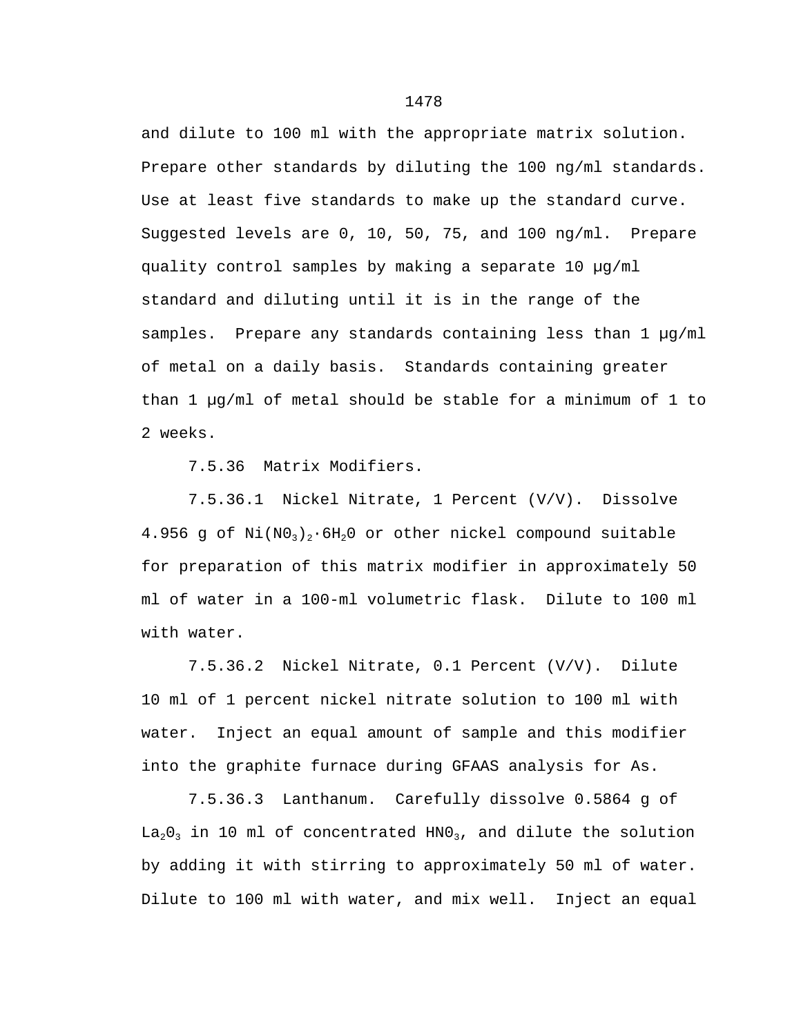and dilute to 100 ml with the appropriate matrix solution. Prepare other standards by diluting the 100 ng/ml standards. Use at least five standards to make up the standard curve. Suggested levels are 0, 10, 50, 75, and 100 ng/ml. Prepare quality control samples by making a separate 10 µg/ml standard and diluting until it is in the range of the samples. Prepare any standards containing less than 1 µg/ml of metal on a daily basis. Standards containing greater than 1 µg/ml of metal should be stable for a minimum of 1 to 2 weeks.

7.5.36 Matrix Modifiers.

7.5.36.1 Nickel Nitrate, 1 Percent (V/V). Dissolve 4.956 g of $Ni(NO_3)_2 \cdot 6H_2O$ or other nickel compound suitable for preparation of this matrix modifier in approximately 50 ml of water in a 100-ml volumetric flask. Dilute to 100 ml with water.

7.5.36.2 Nickel Nitrate, 0.1 Percent (V/V). Dilute 10 ml of 1 percent nickel nitrate solution to 100 ml with water. Inject an equal amount of sample and this modifier into the graphite furnace during GFAAS analysis for As.

7.5.36.3 Lanthanum. Carefully dissolve 0.5864 g of $La_2O_3$ in 10 ml of concentrated $HNO_3$, and dilute the solution by adding it with stirring to approximately 50 ml of water. Dilute to 100 ml with water, and mix well. Inject an equal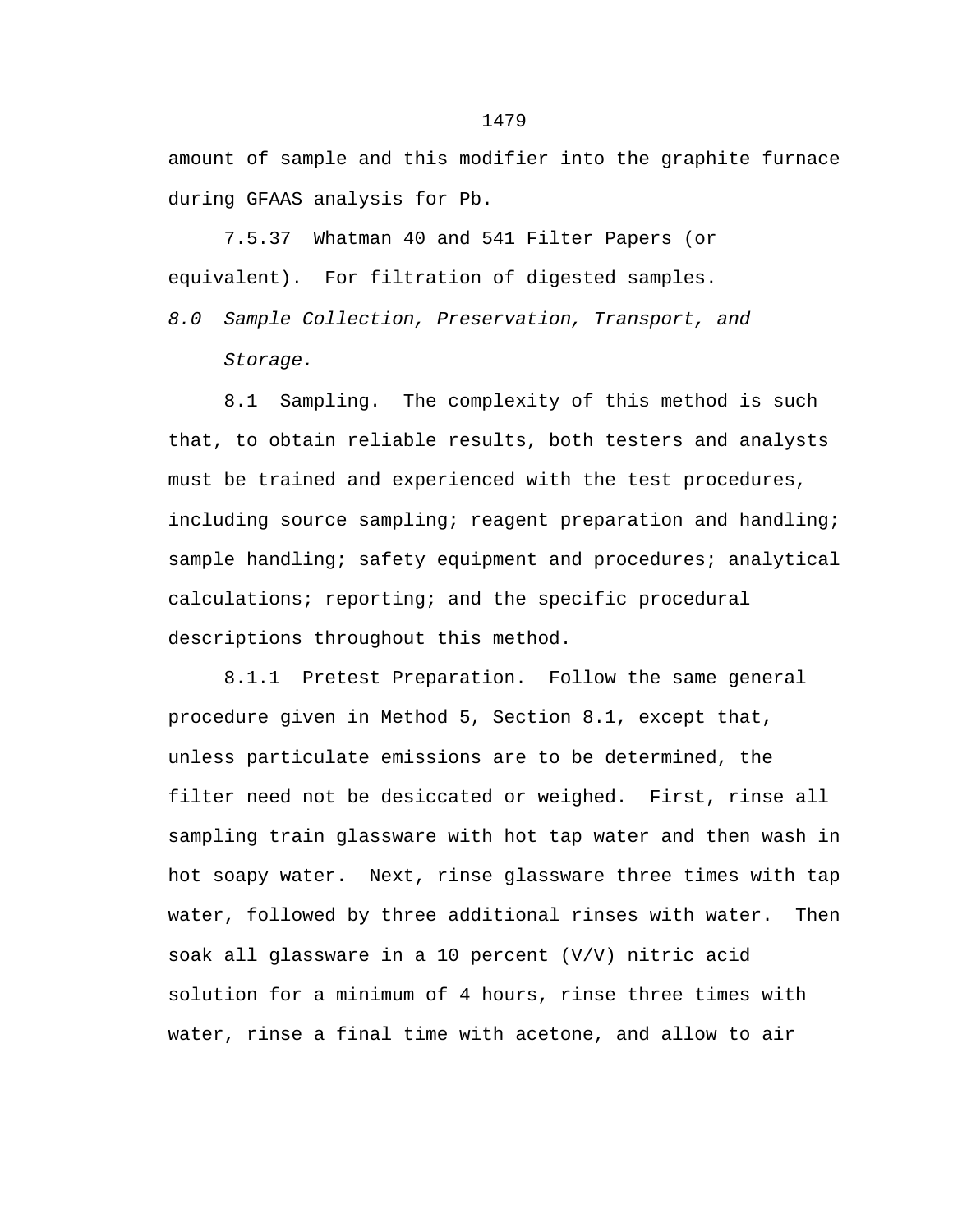amount of sample and this modifier into the graphite furnace during GFAAS analysis for Pb.

7.5.37 Whatman 40 and 541 Filter Papers (or equivalent). For filtration of digested samples.

*8.0 Sample Collection, Preservation, Transport, and Storage.*

8.1 Sampling. The complexity of this method is such that, to obtain reliable results, both testers and analysts must be trained and experienced with the test procedures, including source sampling; reagent preparation and handling; sample handling; safety equipment and procedures; analytical calculations; reporting; and the specific procedural descriptions throughout this method.

8.1.1 Pretest Preparation. Follow the same general procedure given in Method 5, Section 8.1, except that, unless particulate emissions are to be determined, the filter need not be desiccated or weighed. First, rinse all sampling train glassware with hot tap water and then wash in hot soapy water. Next, rinse glassware three times with tap water, followed by three additional rinses with water. Then soak all glassware in a 10 percent (V/V) nitric acid solution for a minimum of 4 hours, rinse three times with water, rinse a final time with acetone, and allow to air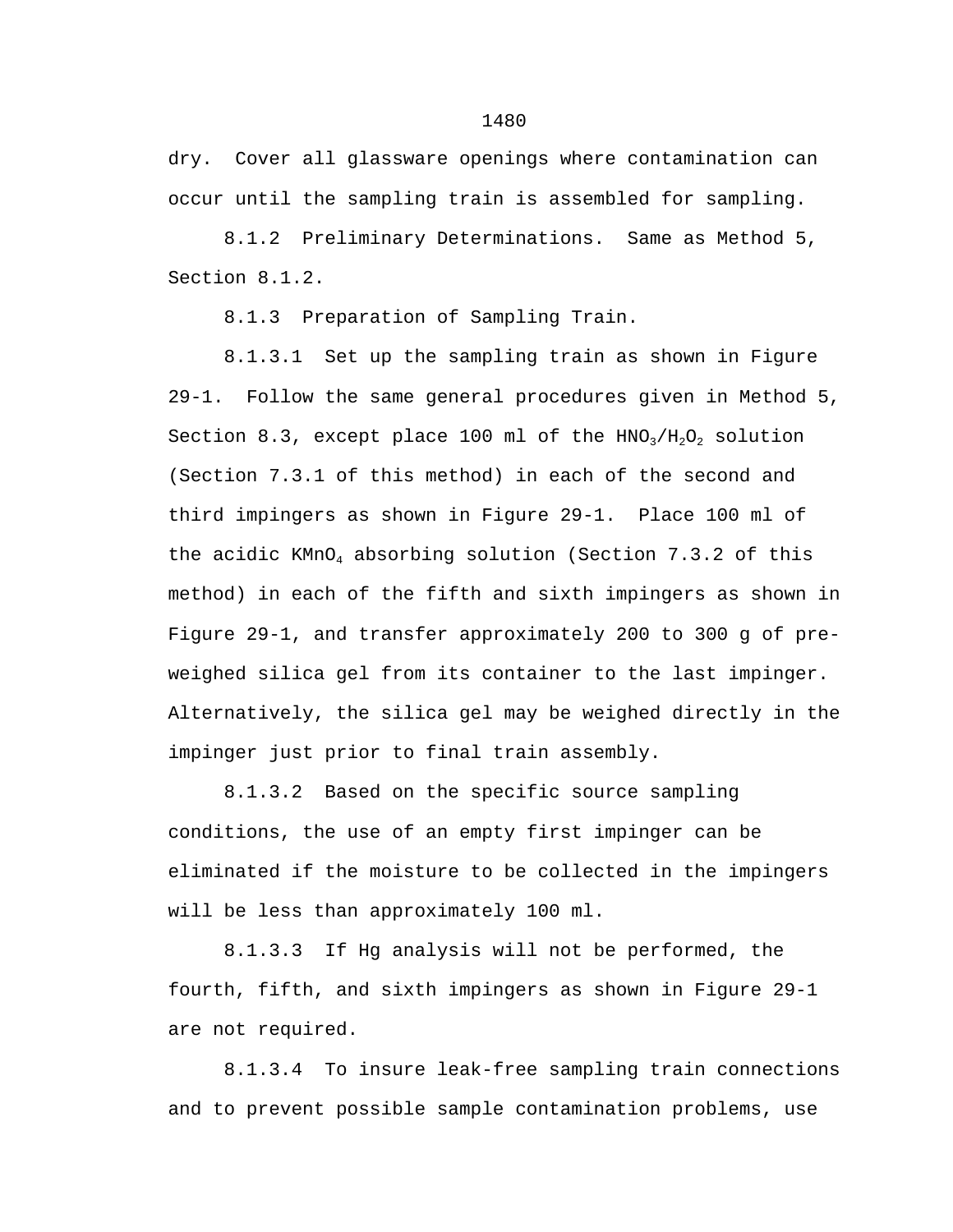dry. Cover all glassware openings where contamination can occur until the sampling train is assembled for sampling.

8.1.2 Preliminary Determinations. Same as Method 5, Section 8.1.2.

8.1.3 Preparation of Sampling Train.

8.1.3.1 Set up the sampling train as shown in Figure 29-1. Follow the same general procedures given in Method 5, Section 8.3, except place 100 ml of the $HNO_3/H_2O_2$ solution (Section 7.3.1 of this method) in each of the second and third impingers as shown in Figure 29-1. Place 100 ml of the acidic $KMnO_4$ absorbing solution (Section 7.3.2 of this method) in each of the fifth and sixth impingers as shown in Figure 29-1, and transfer approximately 200 to 300 g of pre-weighed silica gel from its container to the last impinger. Alternatively, the silica gel may be weighed directly in the impinger just prior to final train assembly.

8.1.3.2 Based on the specific source sampling conditions, the use of an empty first impinger can be eliminated if the moisture to be collected in the impingers will be less than approximately 100 ml.

8.1.3.3 If Hg analysis will not be performed, the fourth, fifth, and sixth impingers as shown in Figure 29-1 are not required.

8.1.3.4 To insure leak-free sampling train connections and to prevent possible sample contamination problems, use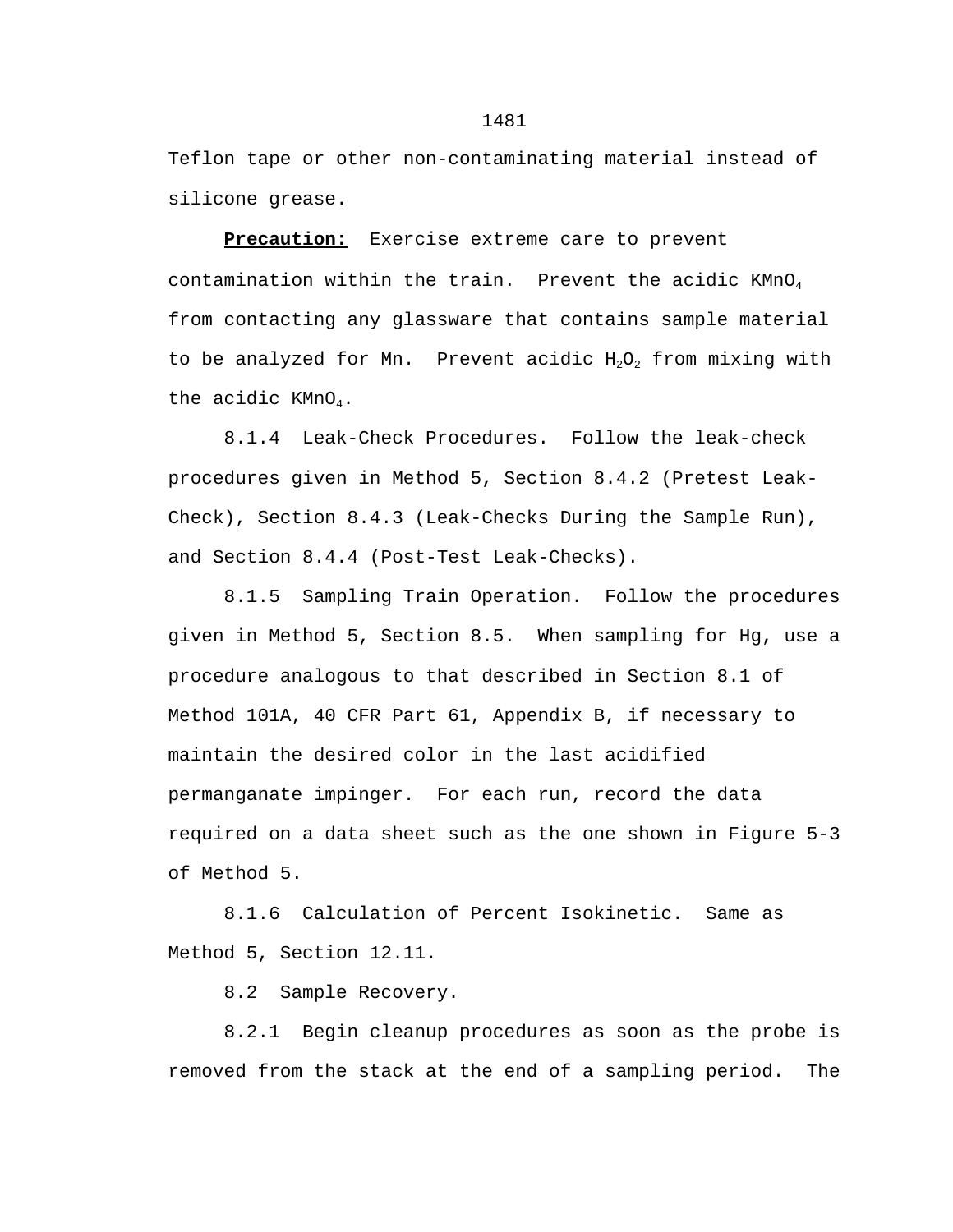Teflon tape or other non-contaminating material instead of silicone grease.

**Precaution:** Exercise extreme care to prevent contamination within the train. Prevent the acidic $KMnO_4$ from contacting any glassware that contains sample material to be analyzed for Mn. Prevent acidic $H_2O_2$ from mixing with the acidic $KMnO_4$.

8.1.4 Leak-Check Procedures. Follow the leak-check procedures given in Method 5, Section 8.4.2 (Pretest Leak-Check), Section 8.4.3 (Leak-Checks During the Sample Run), and Section 8.4.4 (Post-Test Leak-Checks).

8.1.5 Sampling Train Operation. Follow the procedures given in Method 5, Section 8.5. When sampling for Hg, use a procedure analogous to that described in Section 8.1 of Method 101A, 40 CFR Part 61, Appendix B, if necessary to maintain the desired color in the last acidified permanganate impinger. For each run, record the data required on a data sheet such as the one shown in Figure 5-3 of Method 5.

8.1.6 Calculation of Percent Isokinetic. Same as Method 5, Section 12.11.

8.2 Sample Recovery.

8.2.1 Begin cleanup procedures as soon as the probe is removed from the stack at the end of a sampling period. The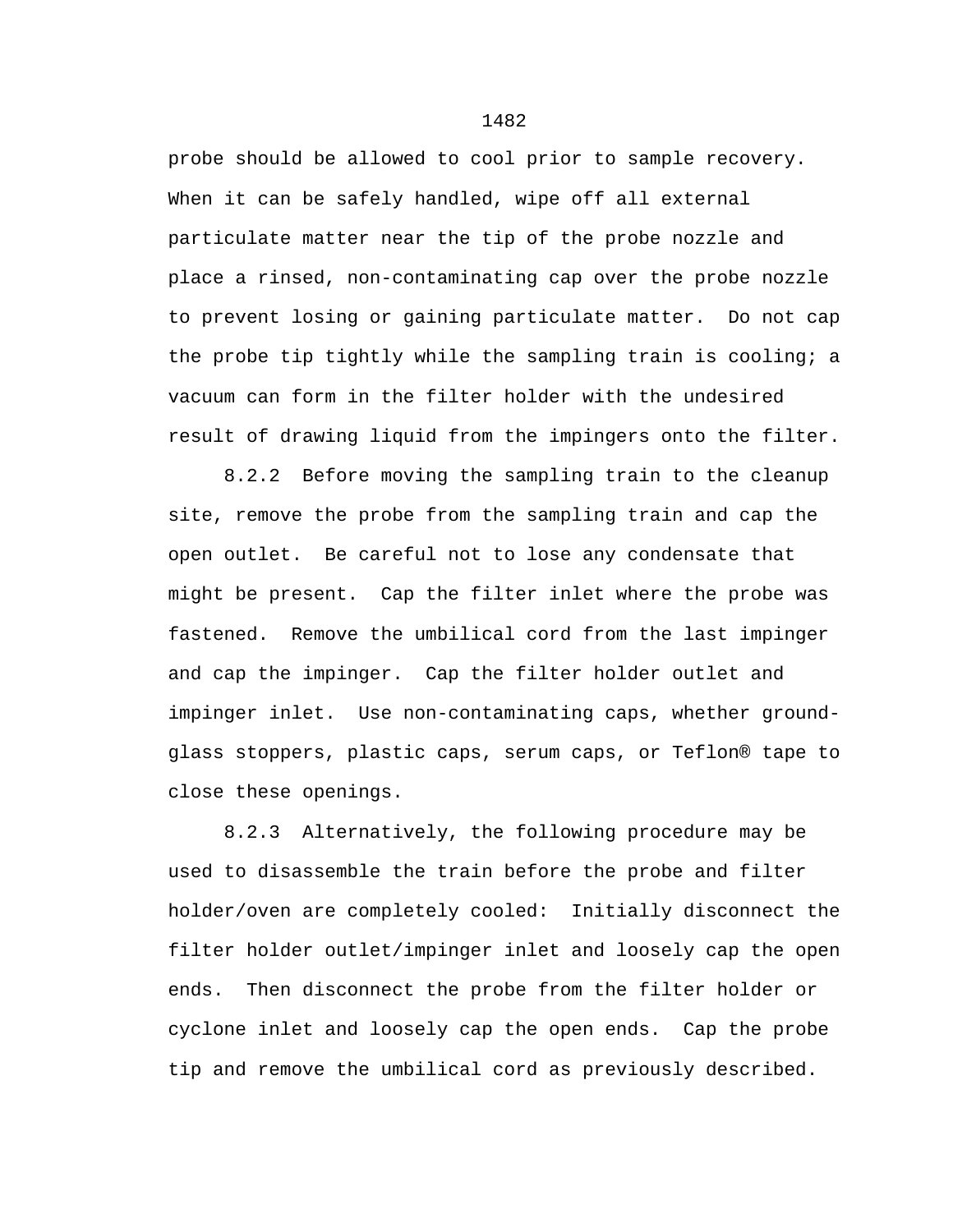probe should be allowed to cool prior to sample recovery. When it can be safely handled, wipe off all external particulate matter near the tip of the probe nozzle and place a rinsed, non-contaminating cap over the probe nozzle to prevent losing or gaining particulate matter. Do not cap the probe tip tightly while the sampling train is cooling; a vacuum can form in the filter holder with the undesired result of drawing liquid from the impingers onto the filter.

8.2.2 Before moving the sampling train to the cleanup site, remove the probe from the sampling train and cap the open outlet. Be careful not to lose any condensate that might be present. Cap the filter inlet where the probe was fastened. Remove the umbilical cord from the last impinger and cap the impinger. Cap the filter holder outlet and impinger inlet. Use non-contaminating caps, whether ground-glass stoppers, plastic caps, serum caps, or Teflon® tape to close these openings.

8.2.3 Alternatively, the following procedure may be used to disassemble the train before the probe and filter holder/oven are completely cooled: Initially disconnect the filter holder outlet/impinger inlet and loosely cap the open ends. Then disconnect the probe from the filter holder or cyclone inlet and loosely cap the open ends. Cap the probe tip and remove the umbilical cord as previously described.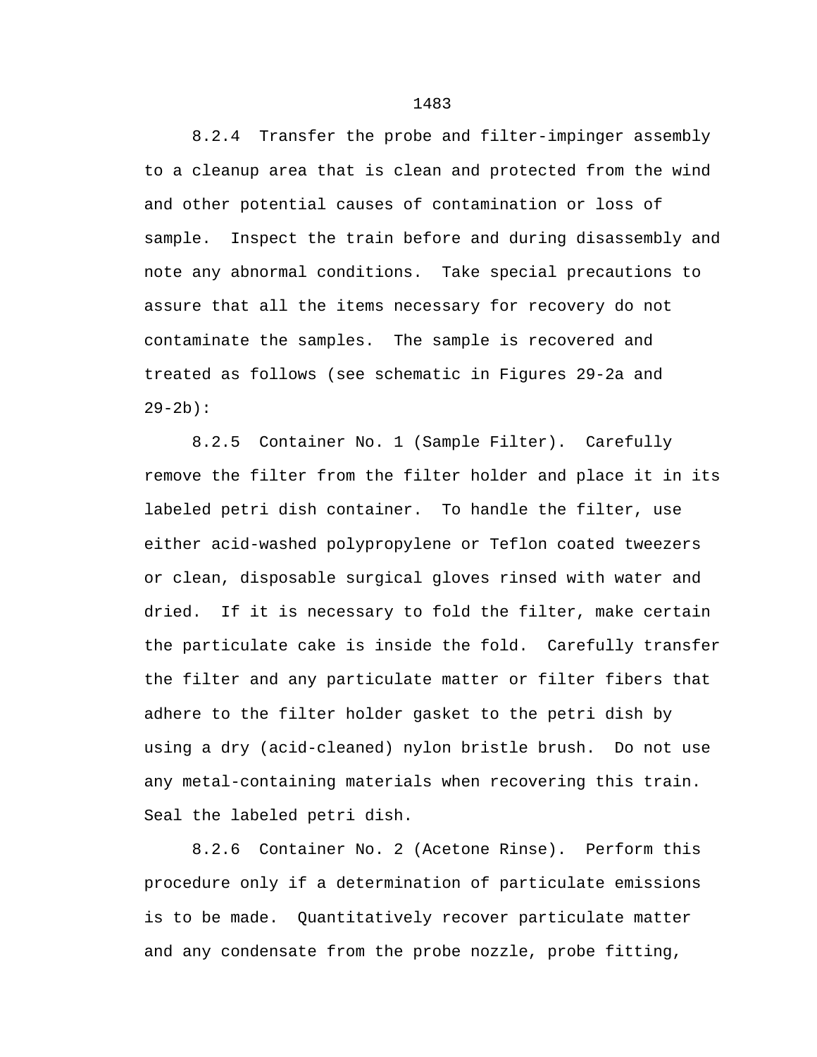8.2.4 Transfer the probe and filter-impinger assembly to a cleanup area that is clean and protected from the wind and other potential causes of contamination or loss of sample. Inspect the train before and during disassembly and note any abnormal conditions. Take special precautions to assure that all the items necessary for recovery do not contaminate the samples. The sample is recovered and treated as follows (see schematic in Figures 29-2a and 29-2b):

8.2.5 Container No. 1 (Sample Filter). Carefully remove the filter from the filter holder and place it in its labeled petri dish container. To handle the filter, use either acid-washed polypropylene or Teflon coated tweezers or clean, disposable surgical gloves rinsed with water and dried. If it is necessary to fold the filter, make certain the particulate cake is inside the fold. Carefully transfer the filter and any particulate matter or filter fibers that adhere to the filter holder gasket to the petri dish by using a dry (acid-cleaned) nylon bristle brush. Do not use any metal-containing materials when recovering this train. Seal the labeled petri dish.

8.2.6 Container No. 2 (Acetone Rinse). Perform this procedure only if a determination of particulate emissions is to be made. Quantitatively recover particulate matter and any condensate from the probe nozzle, probe fitting,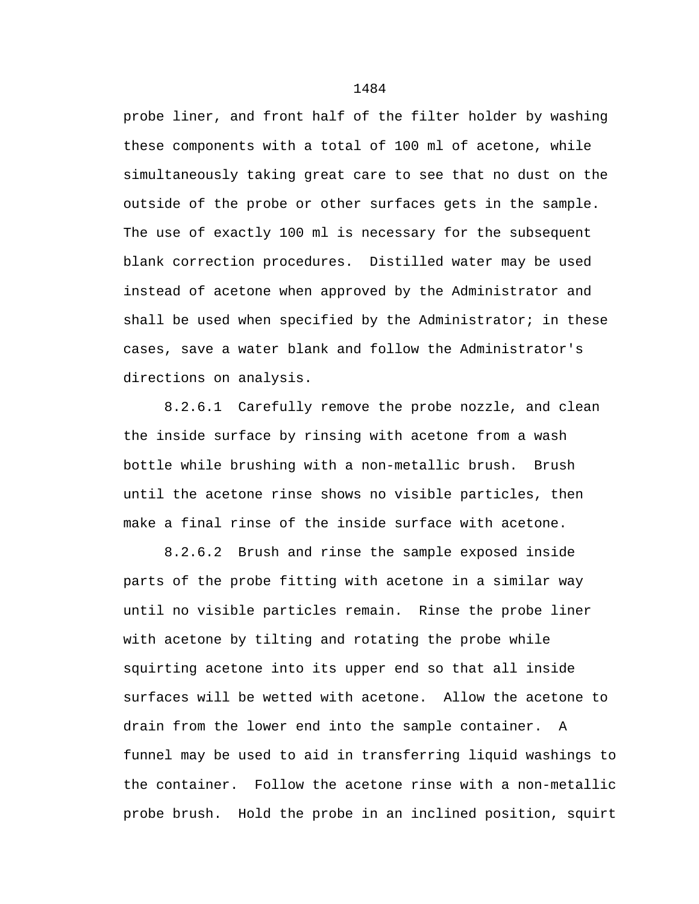probe liner, and front half of the filter holder by washing these components with a total of 100 ml of acetone, while simultaneously taking great care to see that no dust on the outside of the probe or other surfaces gets in the sample. The use of exactly 100 ml is necessary for the subsequent blank correction procedures. Distilled water may be used instead of acetone when approved by the Administrator and shall be used when specified by the Administrator; in these cases, save a water blank and follow the Administrator's directions on analysis.

8.2.6.1 Carefully remove the probe nozzle, and clean the inside surface by rinsing with acetone from a wash bottle while brushing with a non-metallic brush. Brush until the acetone rinse shows no visible particles, then make a final rinse of the inside surface with acetone.

8.2.6.2 Brush and rinse the sample exposed inside parts of the probe fitting with acetone in a similar way until no visible particles remain. Rinse the probe liner with acetone by tilting and rotating the probe while squirting acetone into its upper end so that all inside surfaces will be wetted with acetone. Allow the acetone to drain from the lower end into the sample container. A funnel may be used to aid in transferring liquid washings to the container. Follow the acetone rinse with a non-metallic probe brush. Hold the probe in an inclined position, squirt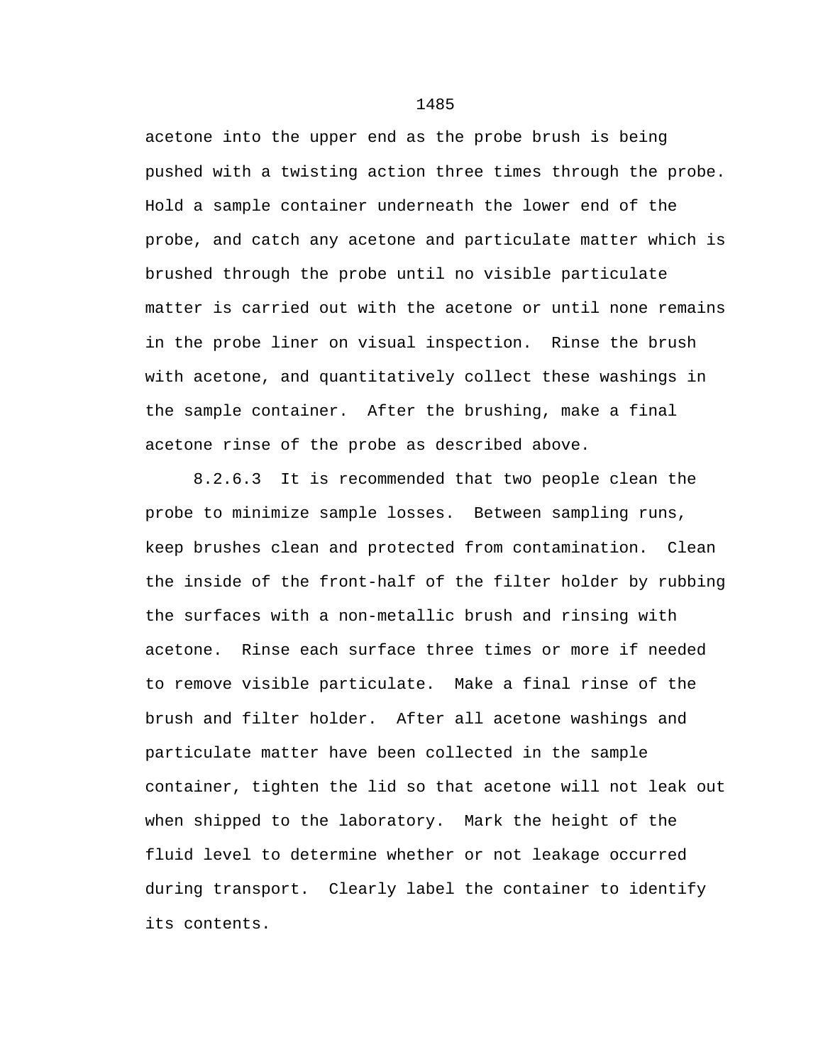acetone into the upper end as the probe brush is being pushed with a twisting action three times through the probe. Hold a sample container underneath the lower end of the probe, and catch any acetone and particulate matter which is brushed through the probe until no visible particulate matter is carried out with the acetone or until none remains in the probe liner on visual inspection. Rinse the brush with acetone, and quantitatively collect these washings in the sample container. After the brushing, make a final acetone rinse of the probe as described above.

8.2.6.3 It is recommended that two people clean the probe to minimize sample losses. Between sampling runs, keep brushes clean and protected from contamination. Clean the inside of the front-half of the filter holder by rubbing the surfaces with a non-metallic brush and rinsing with acetone. Rinse each surface three times or more if needed to remove visible particulate. Make a final rinse of the brush and filter holder. After all acetone washings and particulate matter have been collected in the sample container, tighten the lid so that acetone will not leak out when shipped to the laboratory. Mark the height of the fluid level to determine whether or not leakage occurred during transport. Clearly label the container to identify its contents.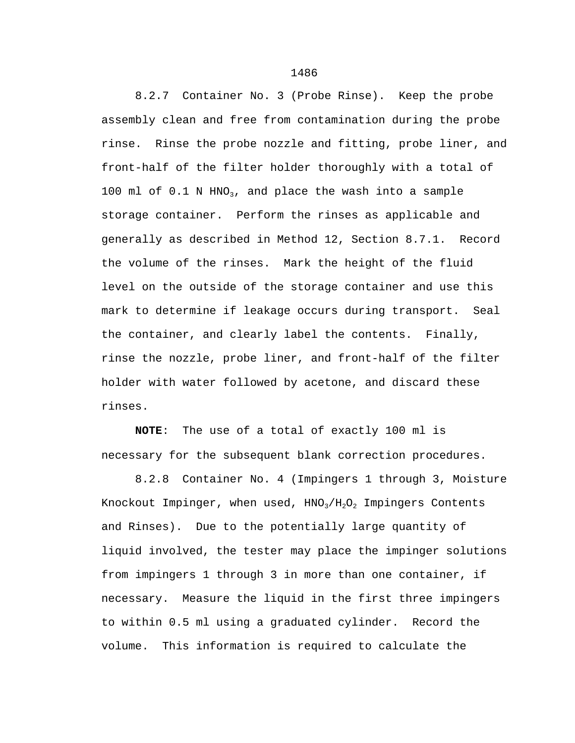8.2.7 Container No. 3 (Probe Rinse). Keep the probe assembly clean and free from contamination during the probe rinse. Rinse the probe nozzle and fitting, probe liner, and front-half of the filter holder thoroughly with a total of 100 ml of 0.1 N $HNO_3$, and place the wash into a sample storage container. Perform the rinses as applicable and generally as described in Method 12, Section 8.7.1. Record the volume of the rinses. Mark the height of the fluid level on the outside of the storage container and use this mark to determine if leakage occurs during transport. Seal the container, and clearly label the contents. Finally, rinse the nozzle, probe liner, and front-half of the filter holder with water followed by acetone, and discard these rinses.

**NOTE**: The use of a total of exactly 100 ml is necessary for the subsequent blank correction procedures.

8.2.8 Container No. 4 (Impingers 1 through 3, Moisture Knockout Impinger, when used, $HNO_3/H_2O_2$ Impingers Contents and Rinses). Due to the potentially large quantity of liquid involved, the tester may place the impinger solutions from impingers 1 through 3 in more than one container, if necessary. Measure the liquid in the first three impingers to within 0.5 ml using a graduated cylinder. Record the volume. This information is required to calculate the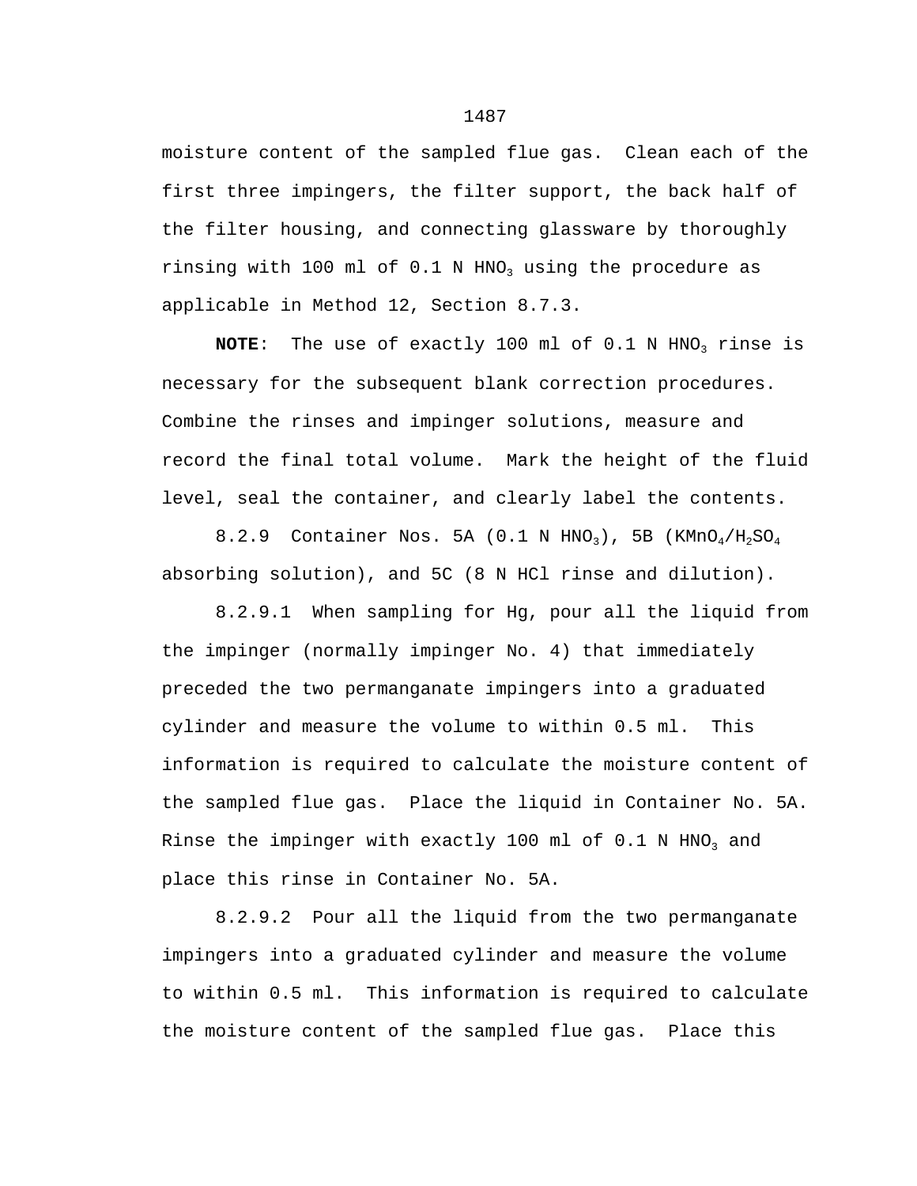moisture content of the sampled flue gas. Clean each of the first three impingers, the filter support, the back half of the filter housing, and connecting glassware by thoroughly rinsing with 100 ml of 0.1 N $HNO_3$ using the procedure as applicable in Method 12, Section 8.7.3.

**NOTE**: The use of exactly 100 ml of 0.1 N $HNO_3$ rinse is necessary for the subsequent blank correction procedures. Combine the rinses and impinger solutions, measure and record the final total volume. Mark the height of the fluid level, seal the container, and clearly label the contents.

8.2.9 Container Nos. 5A (0.1 N $HNO_3$), 5B ($KMnO_4$/$H_2SO_4$ absorbing solution), and 5C (8 N HCl rinse and dilution).

8.2.9.1 When sampling for Hg, pour all the liquid from the impinger (normally impinger No. 4) that immediately preceded the two permanganate impingers into a graduated cylinder and measure the volume to within 0.5 ml. This information is required to calculate the moisture content of the sampled flue gas. Place the liquid in Container No. 5A. Rinse the impinger with exactly 100 ml of 0.1 N $HNO_3$ and place this rinse in Container No. 5A.

8.2.9.2 Pour all the liquid from the two permanganate impingers into a graduated cylinder and measure the volume to within 0.5 ml. This information is required to calculate the moisture content of the sampled flue gas. Place this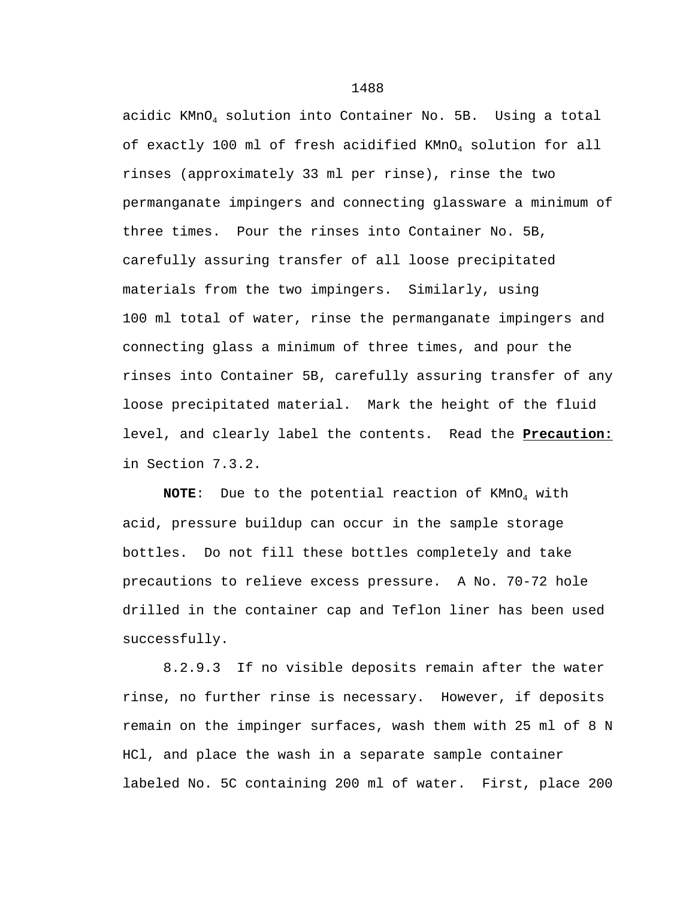acidic $KMnO_4$ solution into Container No. 5B. Using a total of exactly 100 ml of fresh acidified $KMnO_4$ solution for all rinses (approximately 33 ml per rinse), rinse the two permanganate impingers and connecting glassware a minimum of three times. Pour the rinses into Container No. 5B, carefully assuring transfer of all loose precipitated materials from the two impingers. Similarly, using 100 ml total of water, rinse the permanganate impingers and connecting glass a minimum of three times, and pour the rinses into Container 5B, carefully assuring transfer of any loose precipitated material. Mark the height of the fluid level, and clearly label the contents. Read the **Precaution:** in Section 7.3.2.

**NOTE**: Due to the potential reaction of $KMnO_4$ with acid, pressure buildup can occur in the sample storage bottles. Do not fill these bottles completely and take precautions to relieve excess pressure. A No. 70-72 hole drilled in the container cap and Teflon liner has been used successfully.

8.2.9.3 If no visible deposits remain after the water rinse, no further rinse is necessary. However, if deposits remain on the impinger surfaces, wash them with 25 ml of 8 N HCl, and place the wash in a separate sample container labeled No. 5C containing 200 ml of water. First, place 200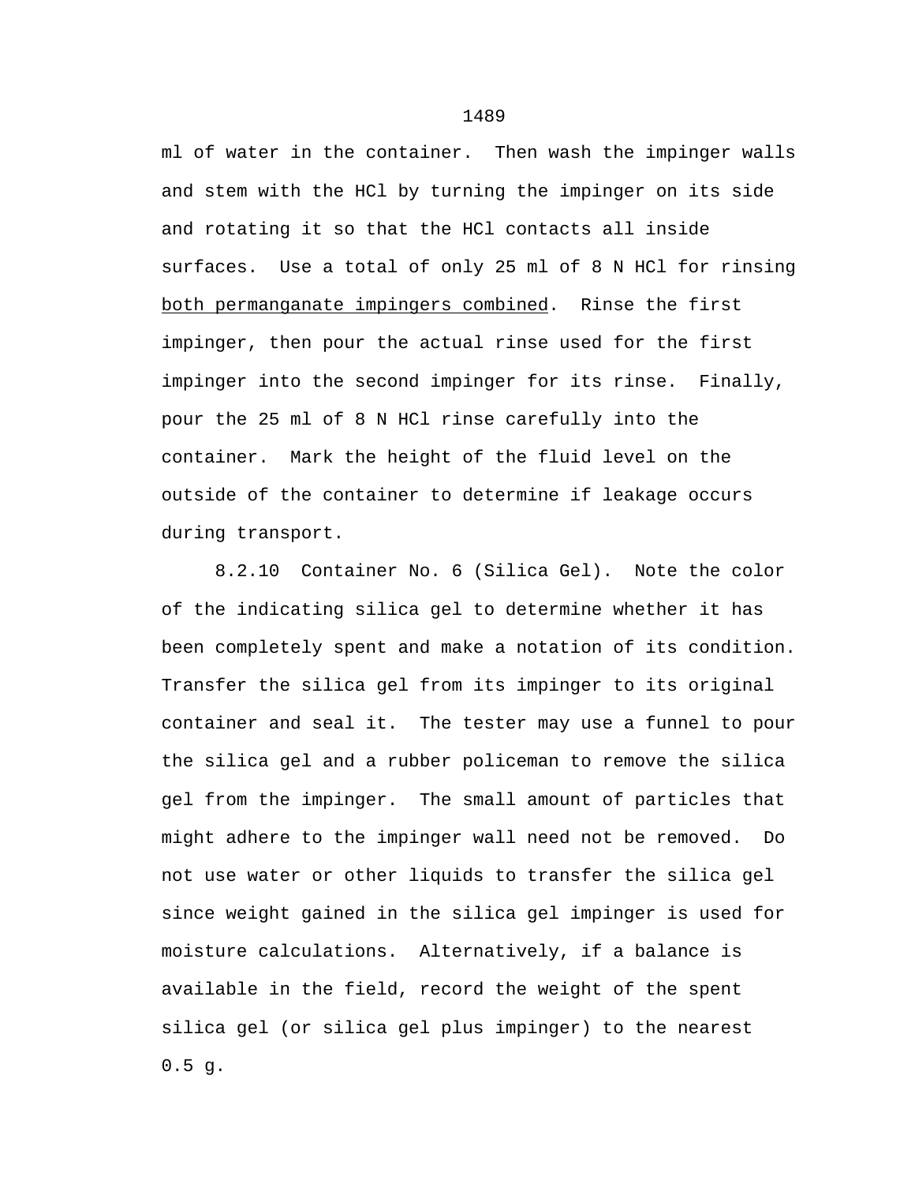ml of water in the container. Then wash the impinger walls and stem with the HCl by turning the impinger on its side and rotating it so that the HCl contacts all inside surfaces. Use a total of only 25 ml of 8 N HCl for rinsing <u>both permanganate impingers combined</u>. Rinse the first impinger, then pour the actual rinse used for the first impinger into the second impinger for its rinse. Finally, pour the 25 ml of 8 N HCl rinse carefully into the container. Mark the height of the fluid level on the outside of the container to determine if leakage occurs during transport.

8.2.10 Container No. 6 (Silica Gel). Note the color of the indicating silica gel to determine whether it has been completely spent and make a notation of its condition. Transfer the silica gel from its impinger to its original container and seal it. The tester may use a funnel to pour the silica gel and a rubber policeman to remove the silica gel from the impinger. The small amount of particles that might adhere to the impinger wall need not be removed. Do not use water or other liquids to transfer the silica gel since weight gained in the silica gel impinger is used for moisture calculations. Alternatively, if a balance is available in the field, record the weight of the spent silica gel (or silica gel plus impinger) to the nearest 0.5 g.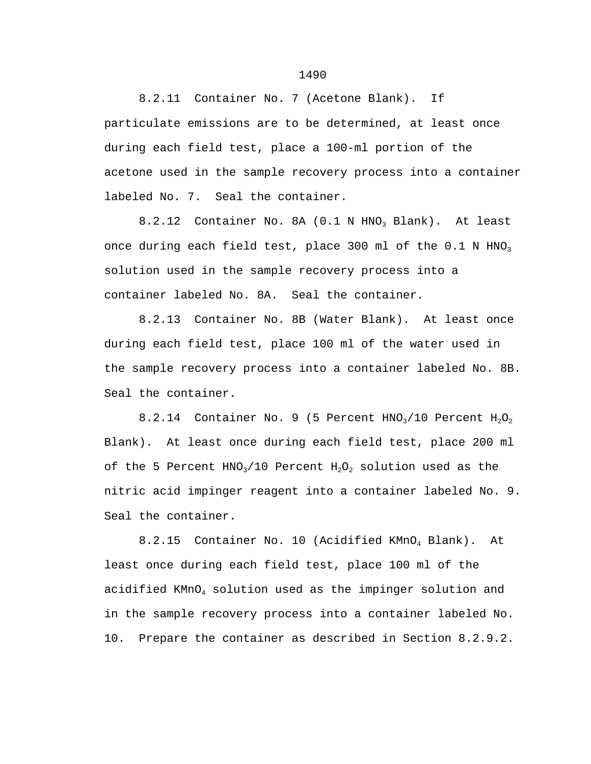8.2.11 Container No. 7 (Acetone Blank). If particulate emissions are to be determined, at least once during each field test, place a 100-ml portion of the acetone used in the sample recovery process into a container labeled No. 7. Seal the container.

8.2.12 Container No. 8A (0.1 N $HNO_3$ Blank). At least once during each field test, place 300 ml of the 0.1 N $HNO_3$ solution used in the sample recovery process into a container labeled No. 8A. Seal the container.

8.2.13 Container No. 8B (Water Blank). At least once during each field test, place 100 ml of the water used in the sample recovery process into a container labeled No. 8B. Seal the container.

8.2.14 Container No. 9 (5 Percent $HNO_3$/10 Percent $H_2O_2$ Blank). At least once during each field test, place 200 ml of the 5 Percent $HNO_3$/10 Percent $H_2O_2$ solution used as the nitric acid impinger reagent into a container labeled No. 9. Seal the container.

8.2.15 Container No. 10 (Acidified $KMnO_4$ Blank). At least once during each field test, place 100 ml of the acidified $KMnO_4$ solution used as the impinger solution and in the sample recovery process into a container labeled No. 10. Prepare the container as described in Section 8.2.9.2.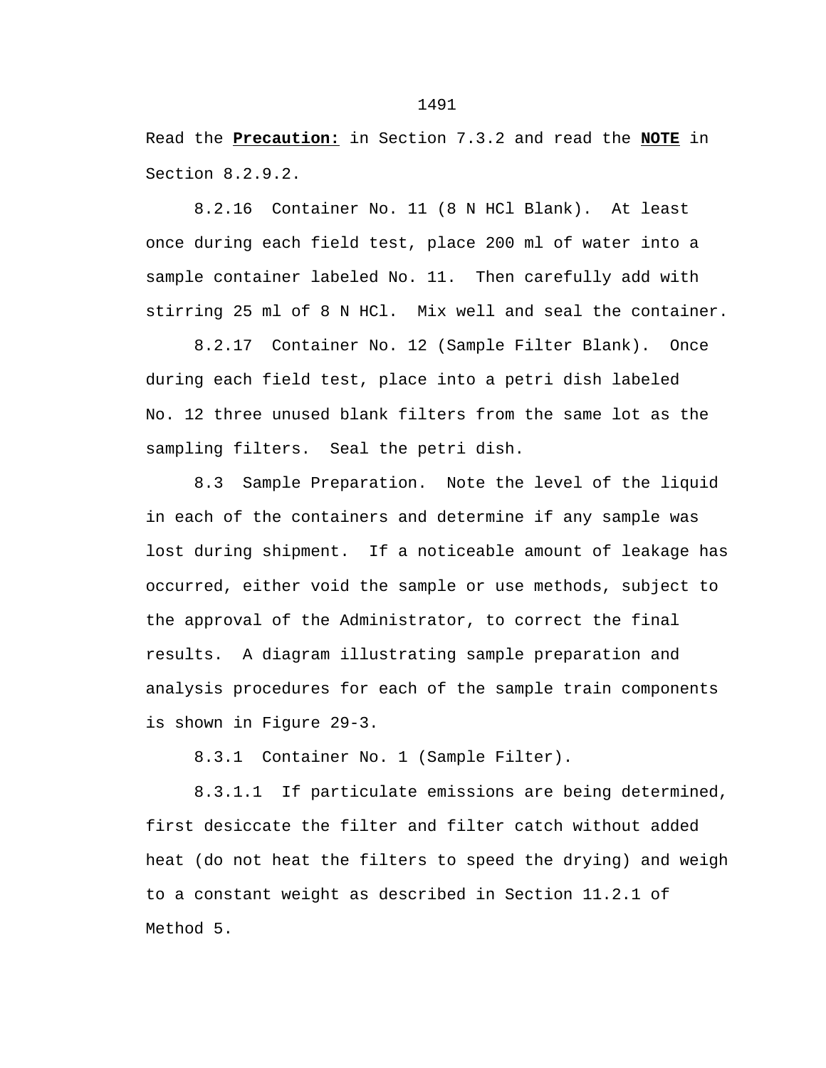Read the **Precaution:** in Section 7.3.2 and read the **NOTE** in Section 8.2.9.2.

8.2.16 Container No. 11 (8 N HCl Blank). At least once during each field test, place 200 ml of water into a sample container labeled No. 11. Then carefully add with stirring 25 ml of 8 N HCl. Mix well and seal the container.

8.2.17 Container No. 12 (Sample Filter Blank). Once during each field test, place into a petri dish labeled No. 12 three unused blank filters from the same lot as the sampling filters. Seal the petri dish.

8.3 Sample Preparation. Note the level of the liquid in each of the containers and determine if any sample was lost during shipment. If a noticeable amount of leakage has occurred, either void the sample or use methods, subject to the approval of the Administrator, to correct the final results. A diagram illustrating sample preparation and analysis procedures for each of the sample train components is shown in Figure 29-3.

8.3.1 Container No. 1 (Sample Filter).

8.3.1.1 If particulate emissions are being determined, first desiccate the filter and filter catch without added heat (do not heat the filters to speed the drying) and weigh to a constant weight as described in Section 11.2.1 of Method 5.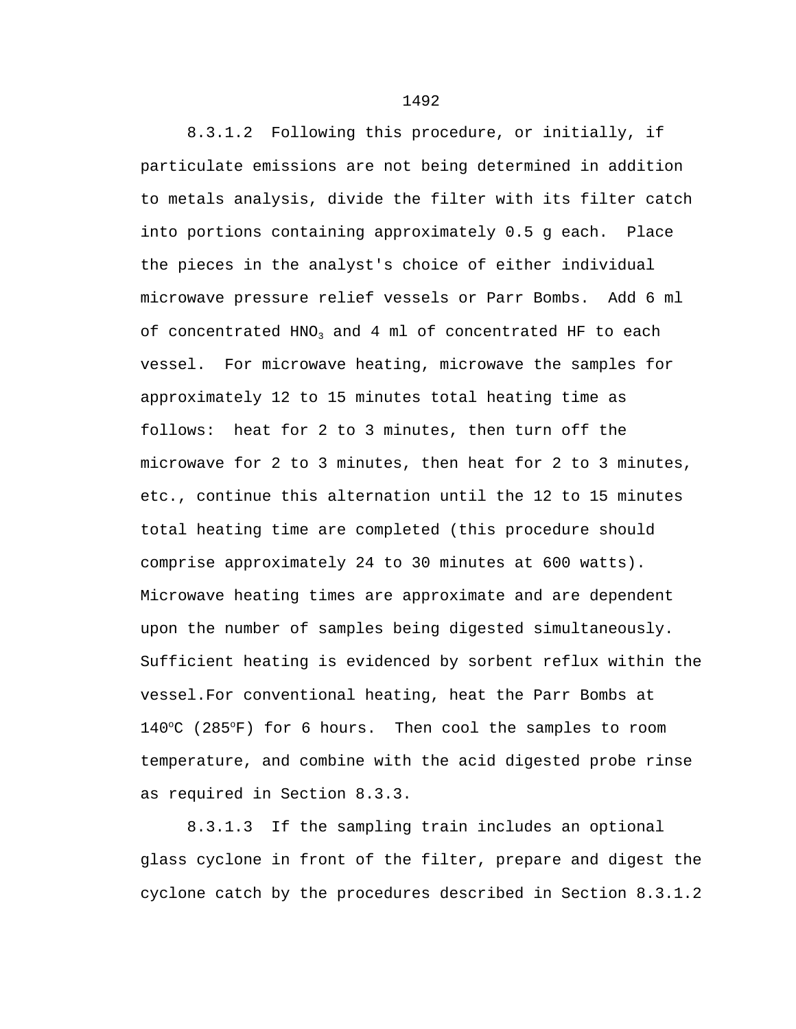8.3.1.2 Following this procedure, or initially, if particulate emissions are not being determined in addition to metals analysis, divide the filter with its filter catch into portions containing approximately 0.5 g each. Place the pieces in the analyst's choice of either individual microwave pressure relief vessels or Parr Bombs. Add 6 ml of concentrated $HNO_3$ and 4 ml of concentrated HF to each vessel. For microwave heating, microwave the samples for approximately 12 to 15 minutes total heating time as follows: heat for 2 to 3 minutes, then turn off the microwave for 2 to 3 minutes, then heat for 2 to 3 minutes, etc., continue this alternation until the 12 to 15 minutes total heating time are completed (this procedure should comprise approximately 24 to 30 minutes at 600 watts). Microwave heating times are approximate and are dependent upon the number of samples being digested simultaneously. Sufficient heating is evidenced by sorbent reflux within the vessel.For conventional heating, heat the Parr Bombs at 140$^{o}$C (285$^{o}$F) for 6 hours. Then cool the samples to room temperature, and combine with the acid digested probe rinse as required in Section 8.3.3.

8.3.1.3 If the sampling train includes an optional glass cyclone in front of the filter, prepare and digest the cyclone catch by the procedures described in Section 8.3.1.2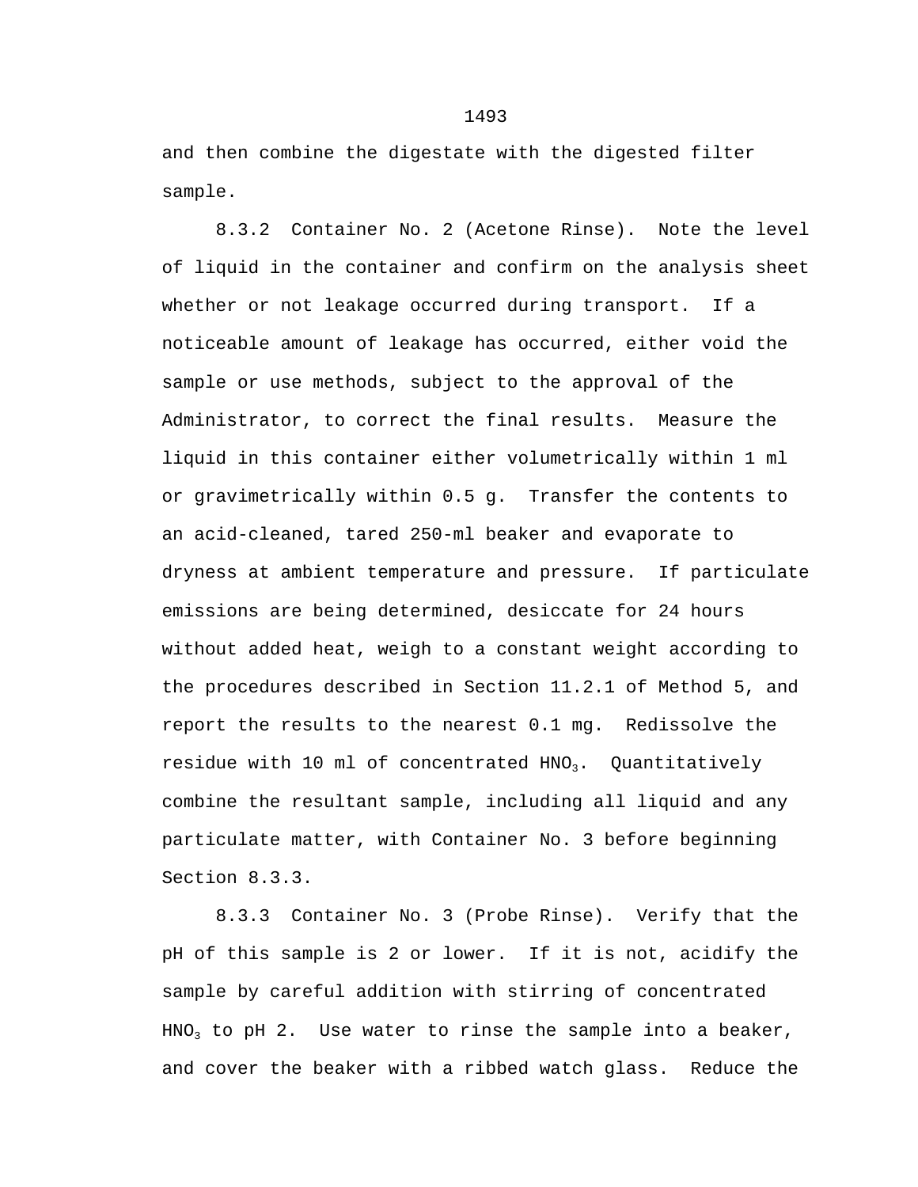and then combine the digestate with the digested filter sample.

8.3.2 Container No. 2 (Acetone Rinse). Note the level of liquid in the container and confirm on the analysis sheet whether or not leakage occurred during transport. If a noticeable amount of leakage has occurred, either void the sample or use methods, subject to the approval of the Administrator, to correct the final results. Measure the liquid in this container either volumetrically within 1 ml or gravimetrically within 0.5 g. Transfer the contents to an acid-cleaned, tared 250-ml beaker and evaporate to dryness at ambient temperature and pressure. If particulate emissions are being determined, desiccate for 24 hours without added heat, weigh to a constant weight according to the procedures described in Section 11.2.1 of Method 5, and report the results to the nearest 0.1 mg. Redissolve the residue with 10 ml of concentrated $HNO_3$. Quantitatively combine the resultant sample, including all liquid and any particulate matter, with Container No. 3 before beginning Section 8.3.3.

8.3.3 Container No. 3 (Probe Rinse). Verify that the pH of this sample is 2 or lower. If it is not, acidify the sample by careful addition with stirring of concentrated $HNO_3$ to pH 2. Use water to rinse the sample into a beaker, and cover the beaker with a ribbed watch glass. Reduce the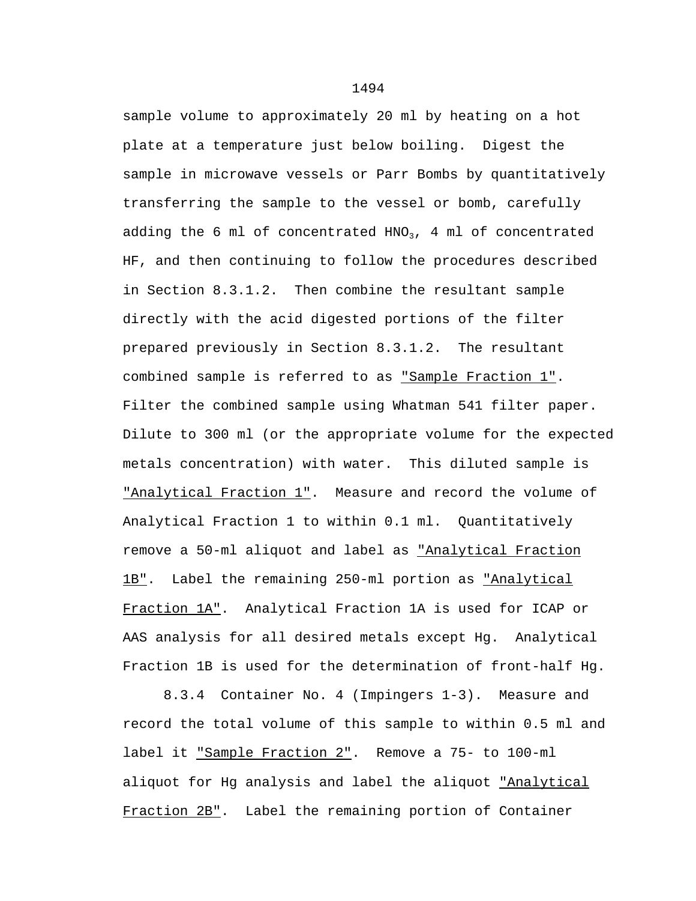sample volume to approximately 20 ml by heating on a hot plate at a temperature just below boiling. Digest the sample in microwave vessels or Parr Bombs by quantitatively transferring the sample to the vessel or bomb, carefully adding the 6 ml of concentrated $HNO_3$, 4 ml of concentrated HF, and then continuing to follow the procedures described in Section 8.3.1.2. Then combine the resultant sample directly with the acid digested portions of the filter prepared previously in Section 8.3.1.2. The resultant combined sample is referred to as "Sample Fraction 1". Filter the combined sample using Whatman 541 filter paper. Dilute to 300 ml (or the appropriate volume for the expected metals concentration) with water. This diluted sample is "Analytical Fraction 1". Measure and record the volume of Analytical Fraction 1 to within 0.1 ml. Quantitatively remove a 50-ml aliquot and label as "Analytical Fraction 1B". Label the remaining 250-ml portion as "Analytical Fraction 1A". Analytical Fraction 1A is used for ICAP or AAS analysis for all desired metals except Hg. Analytical Fraction 1B is used for the determination of front-half Hg.

8.3.4 Container No. 4 (Impingers 1-3). Measure and record the total volume of this sample to within 0.5 ml and label it "Sample Fraction 2". Remove a 75- to 100-ml aliquot for Hg analysis and label the aliquot "Analytical Fraction 2B". Label the remaining portion of Container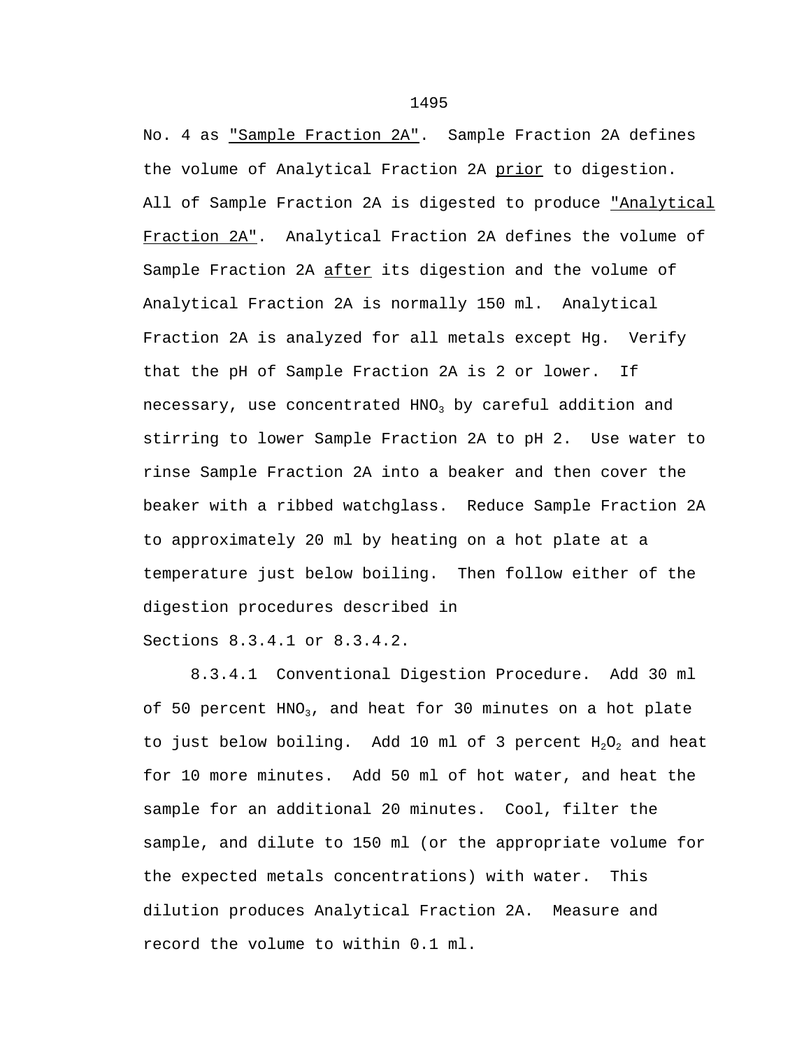No. 4 as "Sample Fraction 2A". Sample Fraction 2A defines the volume of Analytical Fraction 2A prior to digestion. All of Sample Fraction 2A is digested to produce "Analytical Fraction 2A". Analytical Fraction 2A defines the volume of Sample Fraction 2A after its digestion and the volume of Analytical Fraction 2A is normally 150 ml. Analytical Fraction 2A is analyzed for all metals except Hg. Verify that the pH of Sample Fraction 2A is 2 or lower. If necessary, use concentrated $HNO_3$ by careful addition and stirring to lower Sample Fraction 2A to pH 2. Use water to rinse Sample Fraction 2A into a beaker and then cover the beaker with a ribbed watchglass. Reduce Sample Fraction 2A to approximately 20 ml by heating on a hot plate at a temperature just below boiling. Then follow either of the digestion procedures described in Sections 8.3.4.1 or 8.3.4.2.

8.3.4.1 Conventional Digestion Procedure. Add 30 ml of 50 percent $HNO_3$, and heat for 30 minutes on a hot plate to just below boiling. Add 10 ml of 3 percent $H_2O_2$ and heat for 10 more minutes. Add 50 ml of hot water, and heat the sample for an additional 20 minutes. Cool, filter the sample, and dilute to 150 ml (or the appropriate volume for the expected metals concentrations) with water. This dilution produces Analytical Fraction 2A. Measure and record the volume to within 0.1 ml.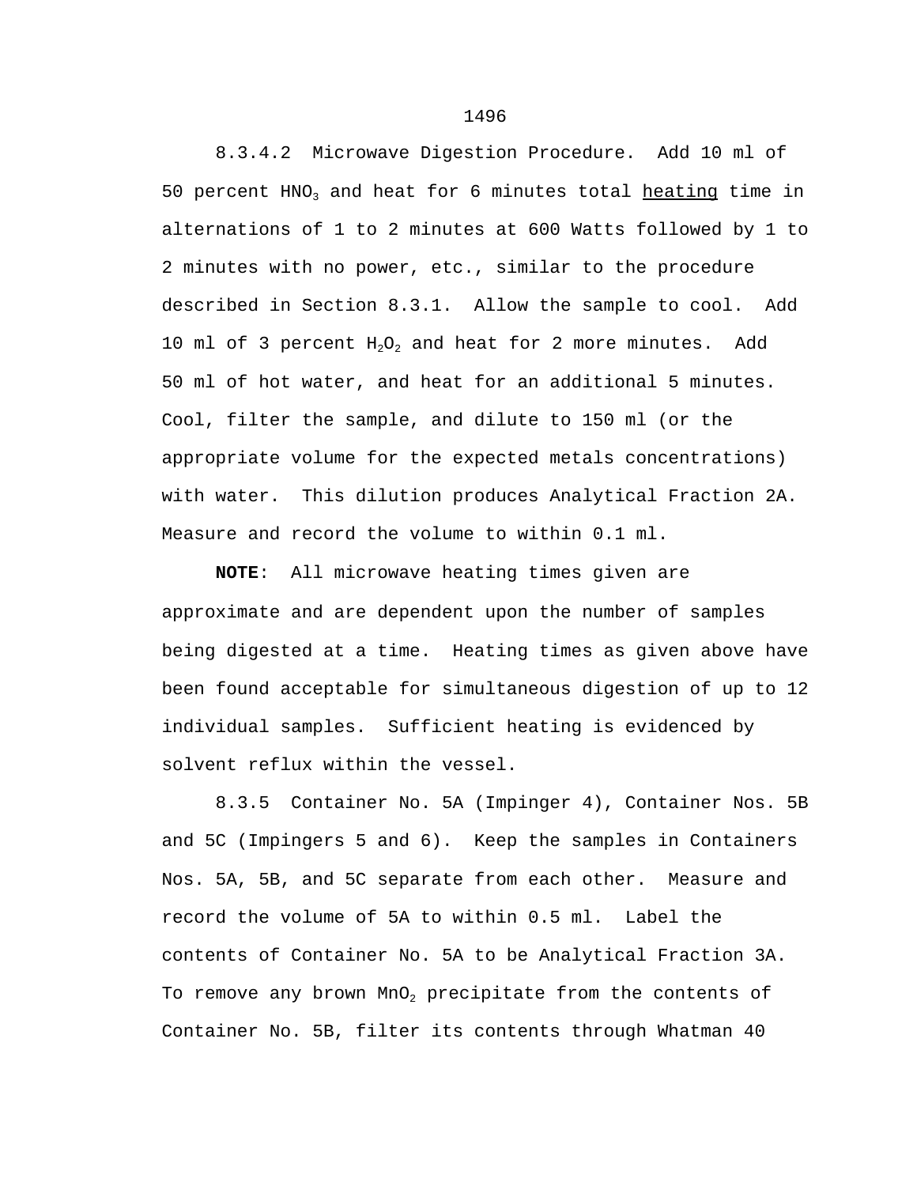8.3.4.2 Microwave Digestion Procedure. Add 10 ml of 50 percent $HNO_3$ and heat for 6 minutes total heating time in alternations of 1 to 2 minutes at 600 Watts followed by 1 to 2 minutes with no power, etc., similar to the procedure described in Section 8.3.1. Allow the sample to cool. Add 10 ml of 3 percent $H_2O_2$ and heat for 2 more minutes. Add 50 ml of hot water, and heat for an additional 5 minutes. Cool, filter the sample, and dilute to 150 ml (or the appropriate volume for the expected metals concentrations) with water. This dilution produces Analytical Fraction 2A. Measure and record the volume to within 0.1 ml.

**NOTE**: All microwave heating times given are approximate and are dependent upon the number of samples being digested at a time. Heating times as given above have been found acceptable for simultaneous digestion of up to 12 individual samples. Sufficient heating is evidenced by solvent reflux within the vessel.

8.3.5 Container No. 5A (Impinger 4), Container Nos. 5B and 5C (Impingers 5 and 6). Keep the samples in Containers Nos. 5A, 5B, and 5C separate from each other. Measure and record the volume of 5A to within 0.5 ml. Label the contents of Container No. 5A to be Analytical Fraction 3A. To remove any brown $MnO_2$ precipitate from the contents of Container No. 5B, filter its contents through Whatman 40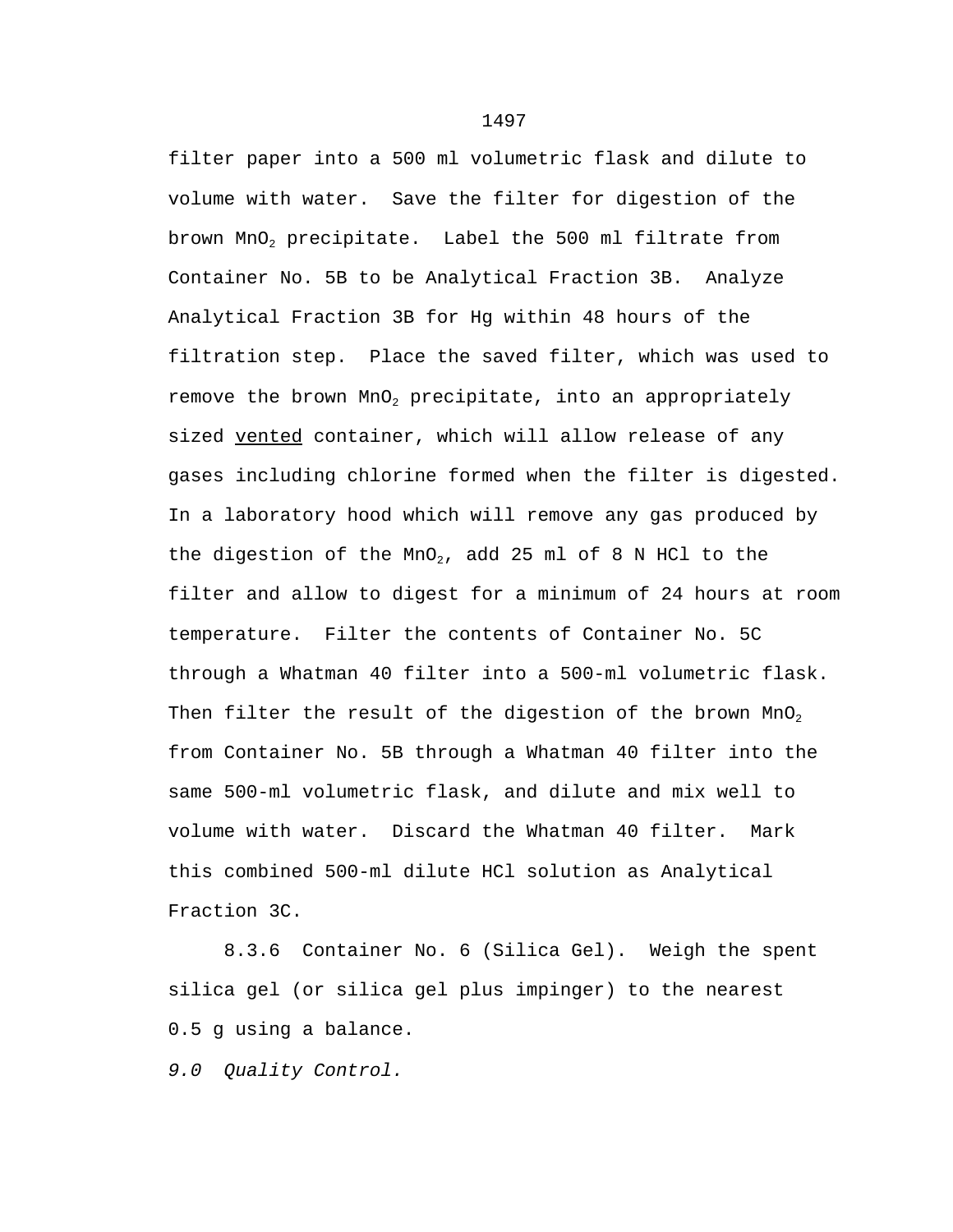filter paper into a 500 ml volumetric flask and dilute to volume with water. Save the filter for digestion of the brown $MnO_2$ precipitate. Label the 500 ml filtrate from Container No. 5B to be Analytical Fraction 3B. Analyze Analytical Fraction 3B for Hg within 48 hours of the filtration step. Place the saved filter, which was used to remove the brown $MnO_2$ precipitate, into an appropriately sized vented container, which will allow release of any gases including chlorine formed when the filter is digested. In a laboratory hood which will remove any gas produced by the digestion of the $MnO_2$, add 25 ml of 8 N HCl to the filter and allow to digest for a minimum of 24 hours at room temperature. Filter the contents of Container No. 5C through a Whatman 40 filter into a 500-ml volumetric flask. Then filter the result of the digestion of the brown $MnO_2$ from Container No. 5B through a Whatman 40 filter into the same 500-ml volumetric flask, and dilute and mix well to volume with water. Discard the Whatman 40 filter. Mark this combined 500-ml dilute HCl solution as Analytical Fraction 3C.

8.3.6 Container No. 6 (Silica Gel). Weigh the spent silica gel (or silica gel plus impinger) to the nearest 0.5 g using a balance.

*9.0 Quality Control.*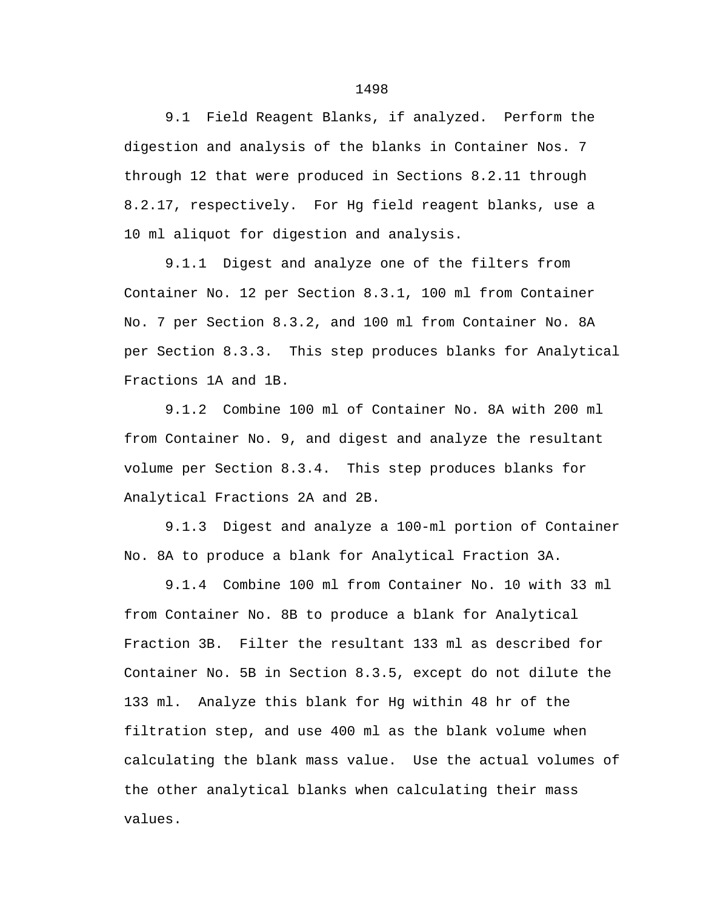9.1 Field Reagent Blanks, if analyzed. Perform the digestion and analysis of the blanks in Container Nos. 7 through 12 that were produced in Sections 8.2.11 through 8.2.17, respectively. For Hg field reagent blanks, use a 10 ml aliquot for digestion and analysis.

9.1.1 Digest and analyze one of the filters from Container No. 12 per Section 8.3.1, 100 ml from Container No. 7 per Section 8.3.2, and 100 ml from Container No. 8A per Section 8.3.3. This step produces blanks for Analytical Fractions 1A and 1B.

9.1.2 Combine 100 ml of Container No. 8A with 200 ml from Container No. 9, and digest and analyze the resultant volume per Section 8.3.4. This step produces blanks for Analytical Fractions 2A and 2B.

9.1.3 Digest and analyze a 100-ml portion of Container No. 8A to produce a blank for Analytical Fraction 3A.

9.1.4 Combine 100 ml from Container No. 10 with 33 ml from Container No. 8B to produce a blank for Analytical Fraction 3B. Filter the resultant 133 ml as described for Container No. 5B in Section 8.3.5, except do not dilute the 133 ml. Analyze this blank for Hg within 48 hr of the filtration step, and use 400 ml as the blank volume when calculating the blank mass value. Use the actual volumes of the other analytical blanks when calculating their mass values.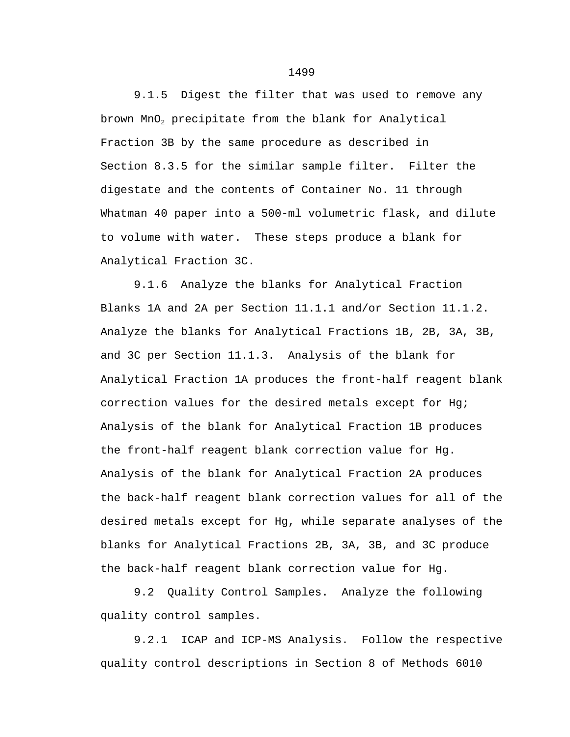9.1.5 Digest the filter that was used to remove any brown $MnO_2$ precipitate from the blank for Analytical Fraction 3B by the same procedure as described in Section 8.3.5 for the similar sample filter. Filter the digestate and the contents of Container No. 11 through Whatman 40 paper into a 500-ml volumetric flask, and dilute to volume with water. These steps produce a blank for Analytical Fraction 3C.

9.1.6 Analyze the blanks for Analytical Fraction Blanks 1A and 2A per Section 11.1.1 and/or Section 11.1.2. Analyze the blanks for Analytical Fractions 1B, 2B, 3A, 3B, and 3C per Section 11.1.3. Analysis of the blank for Analytical Fraction 1A produces the front-half reagent blank correction values for the desired metals except for Hg; Analysis of the blank for Analytical Fraction 1B produces the front-half reagent blank correction value for Hg. Analysis of the blank for Analytical Fraction 2A produces the back-half reagent blank correction values for all of the desired metals except for Hg, while separate analyses of the blanks for Analytical Fractions 2B, 3A, 3B, and 3C produce the back-half reagent blank correction value for Hg.

9.2 Quality Control Samples. Analyze the following quality control samples.

9.2.1 ICAP and ICP-MS Analysis. Follow the respective quality control descriptions in Section 8 of Methods 6010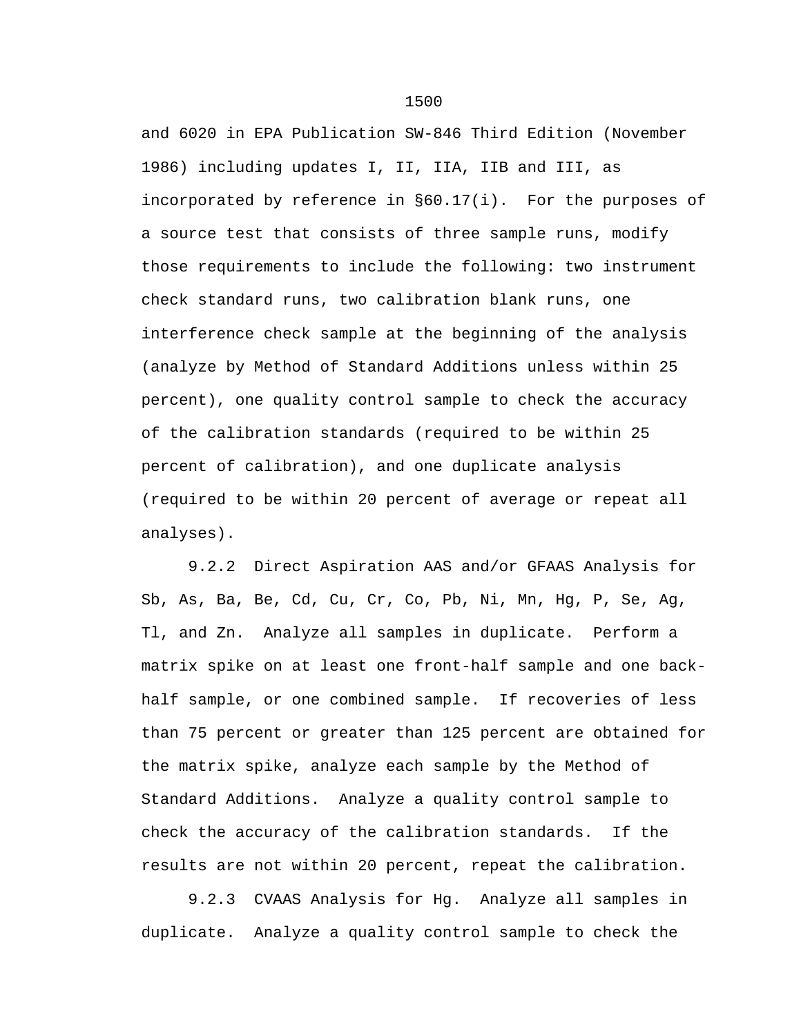and 6020 in EPA Publication SW-846 Third Edition (November 1986) including updates I, II, IIA, IIB and III, as incorporated by reference in §60.17(i). For the purposes of a source test that consists of three sample runs, modify those requirements to include the following: two instrument check standard runs, two calibration blank runs, one interference check sample at the beginning of the analysis (analyze by Method of Standard Additions unless within 25 percent), one quality control sample to check the accuracy of the calibration standards (required to be within 25 percent of calibration), and one duplicate analysis (required to be within 20 percent of average or repeat all analyses).

9.2.2 Direct Aspiration AAS and/or GFAAS Analysis for Sb, As, Ba, Be, Cd, Cu, Cr, Co, Pb, Ni, Mn, Hg, P, Se, Ag, Tl, and Zn. Analyze all samples in duplicate. Perform a matrix spike on at least one front-half sample and one back-half sample, or one combined sample. If recoveries of less than 75 percent or greater than 125 percent are obtained for the matrix spike, analyze each sample by the Method of Standard Additions. Analyze a quality control sample to check the accuracy of the calibration standards. If the results are not within 20 percent, repeat the calibration.

9.2.3 CVAAS Analysis for Hg. Analyze all samples in duplicate. Analyze a quality control sample to check the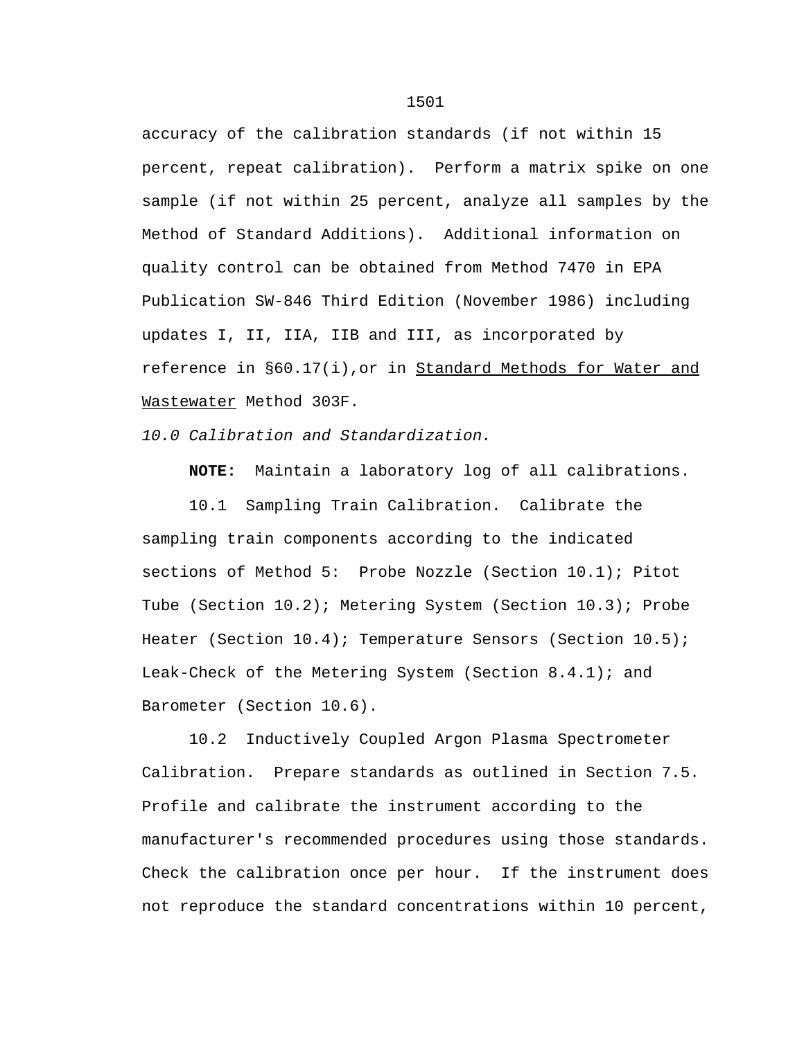accuracy of the calibration standards (if not within 15 percent, repeat calibration). Perform a matrix spike on one sample (if not within 25 percent, analyze all samples by the Method of Standard Additions). Additional information on quality control can be obtained from Method 7470 in EPA Publication SW-846 Third Edition (November 1986) including updates I, II, IIA, IIB and III, as incorporated by reference in §60.17(i),or in <u>Standard Methods for Water and Wastewater</u> Method 303F.

*10.0 Calibration and Standardization.*

**NOTE:** Maintain a laboratory log of all calibrations.

10.1 Sampling Train Calibration. Calibrate the sampling train components according to the indicated sections of Method 5: Probe Nozzle (Section 10.1); Pitot Tube (Section 10.2); Metering System (Section 10.3); Probe Heater (Section 10.4); Temperature Sensors (Section 10.5); Leak-Check of the Metering System (Section 8.4.1); and Barometer (Section 10.6).

10.2 Inductively Coupled Argon Plasma Spectrometer Calibration. Prepare standards as outlined in Section 7.5. Profile and calibrate the instrument according to the manufacturer's recommended procedures using those standards. Check the calibration once per hour. If the instrument does not reproduce the standard concentrations within 10 percent,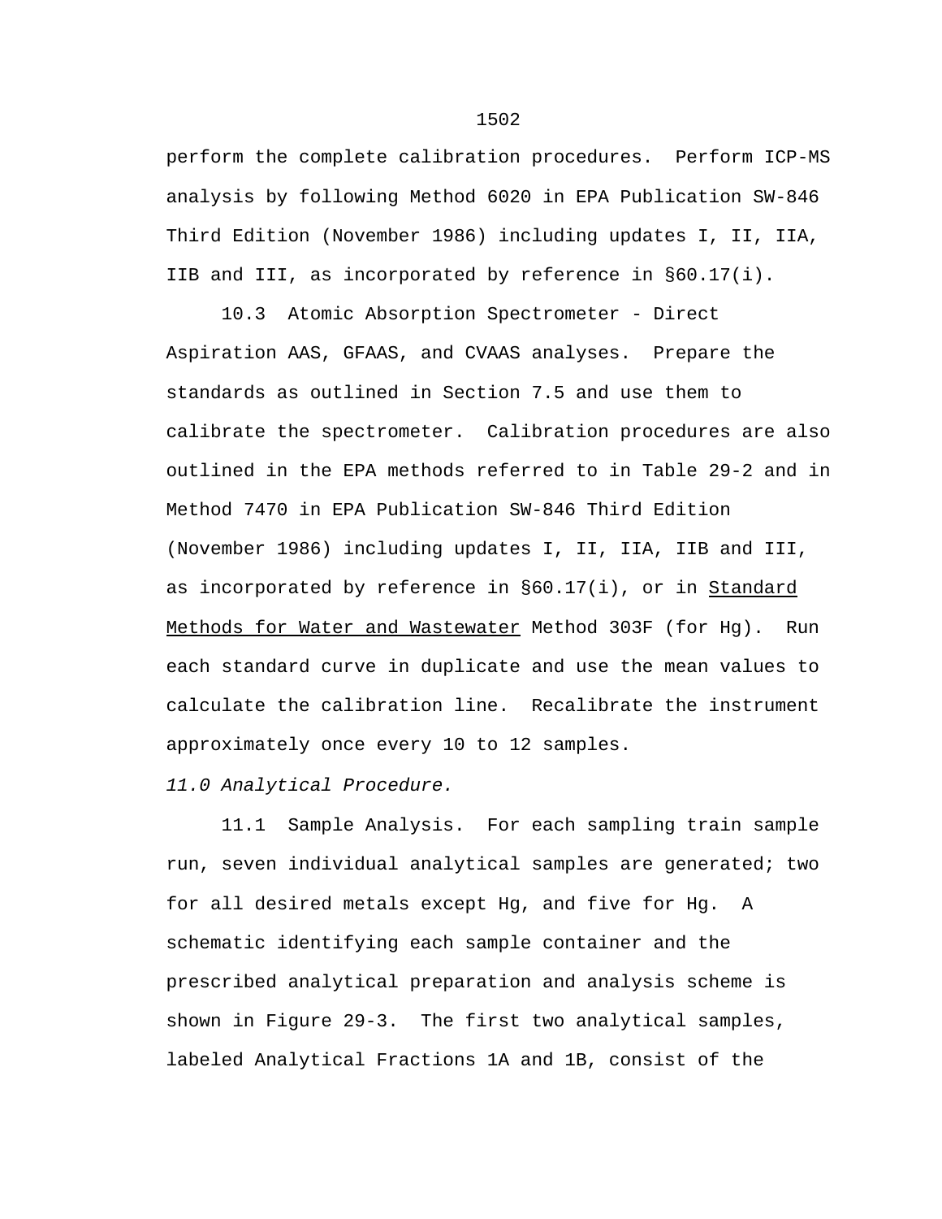perform the complete calibration procedures. Perform ICP-MS analysis by following Method 6020 in EPA Publication SW-846 Third Edition (November 1986) including updates I, II, IIA, IIB and III, as incorporated by reference in §60.17(i).

10.3 Atomic Absorption Spectrometer - Direct Aspiration AAS, GFAAS, and CVAAS analyses. Prepare the standards as outlined in Section 7.5 and use them to calibrate the spectrometer. Calibration procedures are also outlined in the EPA methods referred to in Table 29-2 and in Method 7470 in EPA Publication SW-846 Third Edition (November 1986) including updates I, II, IIA, IIB and III, as incorporated by reference in §60.17(i), or in <u>Standard Methods for Water and Wastewater</u> Method 303F (for Hg). Run each standard curve in duplicate and use the mean values to calculate the calibration line. Recalibrate the instrument approximately once every 10 to 12 samples.

*11.0 Analytical Procedure.*

11.1 Sample Analysis. For each sampling train sample run, seven individual analytical samples are generated; two for all desired metals except Hg, and five for Hg. A schematic identifying each sample container and the prescribed analytical preparation and analysis scheme is shown in Figure 29-3. The first two analytical samples, labeled Analytical Fractions 1A and 1B, consist of the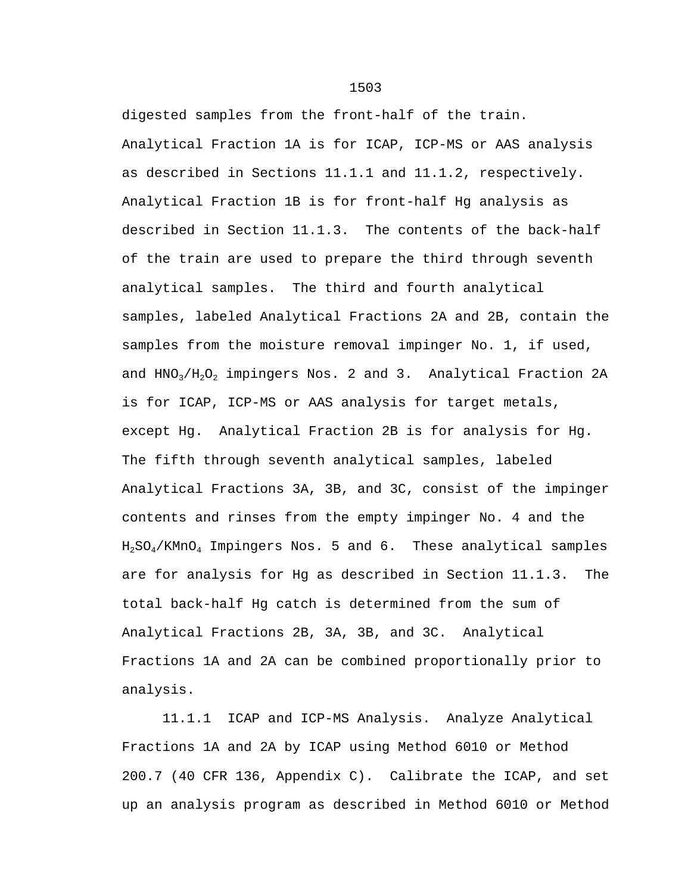digested samples from the front-half of the train. Analytical Fraction 1A is for ICAP, ICP-MS or AAS analysis as described in Sections 11.1.1 and 11.1.2, respectively. Analytical Fraction 1B is for front-half Hg analysis as described in Section 11.1.3. The contents of the back-half of the train are used to prepare the third through seventh analytical samples. The third and fourth analytical samples, labeled Analytical Fractions 2A and 2B, contain the samples from the moisture removal impinger No. 1, if used, and $HNO_3/H_2O_2$ impingers Nos. 2 and 3. Analytical Fraction 2A is for ICAP, ICP-MS or AAS analysis for target metals, except Hg. Analytical Fraction 2B is for analysis for Hg. The fifth through seventh analytical samples, labeled Analytical Fractions 3A, 3B, and 3C, consist of the impinger contents and rinses from the empty impinger No. 4 and the $H_2SO_4/KMnO_4$ Impingers Nos. 5 and 6. These analytical samples are for analysis for Hg as described in Section 11.1.3. The total back-half Hg catch is determined from the sum of Analytical Fractions 2B, 3A, 3B, and 3C. Analytical Fractions 1A and 2A can be combined proportionally prior to analysis.

11.1.1 ICAP and ICP-MS Analysis. Analyze Analytical Fractions 1A and 2A by ICAP using Method 6010 or Method 200.7 (40 CFR 136, Appendix C). Calibrate the ICAP, and set up an analysis program as described in Method 6010 or Method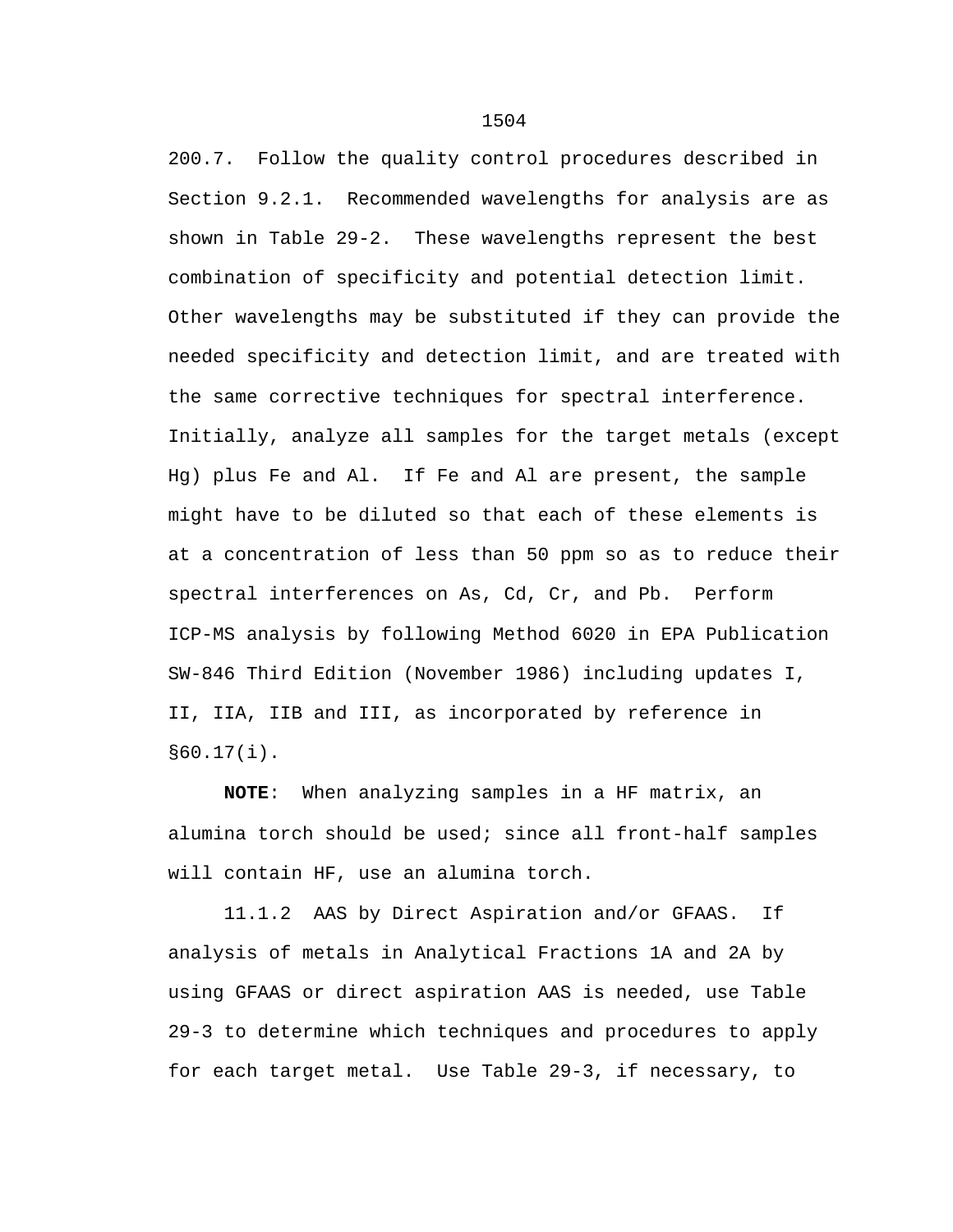200.7. Follow the quality control procedures described in Section 9.2.1. Recommended wavelengths for analysis are as shown in Table 29-2. These wavelengths represent the best combination of specificity and potential detection limit. Other wavelengths may be substituted if they can provide the needed specificity and detection limit, and are treated with the same corrective techniques for spectral interference. Initially, analyze all samples for the target metals (except Hg) plus Fe and Al. If Fe and Al are present, the sample might have to be diluted so that each of these elements is at a concentration of less than 50 ppm so as to reduce their spectral interferences on As, Cd, Cr, and Pb. Perform ICP-MS analysis by following Method 6020 in EPA Publication SW-846 Third Edition (November 1986) including updates I, II, IIA, IIB and III, as incorporated by reference in §60.17(i).

**NOTE**: When analyzing samples in a HF matrix, an alumina torch should be used; since all front-half samples will contain HF, use an alumina torch.

11.1.2 AAS by Direct Aspiration and/or GFAAS. If analysis of metals in Analytical Fractions 1A and 2A by using GFAAS or direct aspiration AAS is needed, use Table 29-3 to determine which techniques and procedures to apply for each target metal. Use Table 29-3, if necessary, to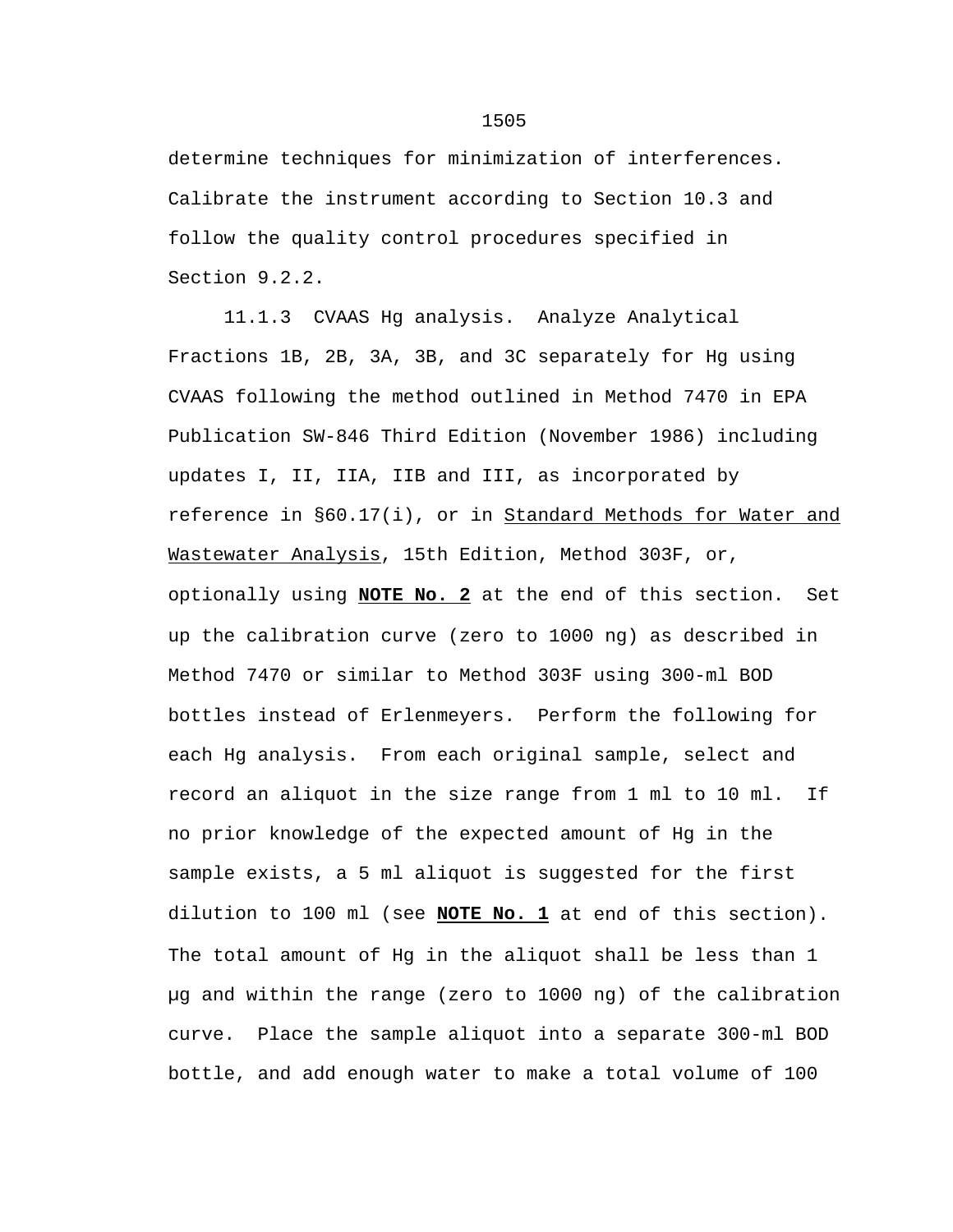determine techniques for minimization of interferences. Calibrate the instrument according to Section 10.3 and follow the quality control procedures specified in Section 9.2.2.

11.1.3 CVAAS Hg analysis. Analyze Analytical Fractions 1B, 2B, 3A, 3B, and 3C separately for Hg using CVAAS following the method outlined in Method 7470 in EPA Publication SW-846 Third Edition (November 1986) including updates I, II, IIA, IIB and III, as incorporated by reference in §60.17(i), or in Standard Methods for Water and Wastewater Analysis, 15th Edition, Method 303F, or, optionally using **NOTE No. 2** at the end of this section. Set up the calibration curve (zero to 1000 ng) as described in Method 7470 or similar to Method 303F using 300-ml BOD bottles instead of Erlenmeyers. Perform the following for each Hg analysis. From each original sample, select and record an aliquot in the size range from 1 ml to 10 ml. If no prior knowledge of the expected amount of Hg in the sample exists, a 5 ml aliquot is suggested for the first dilution to 100 ml (see **NOTE No. 1** at end of this section). The total amount of Hg in the aliquot shall be less than 1 μg and within the range (zero to 1000 ng) of the calibration curve. Place the sample aliquot into a separate 300-ml BOD bottle, and add enough water to make a total volume of 100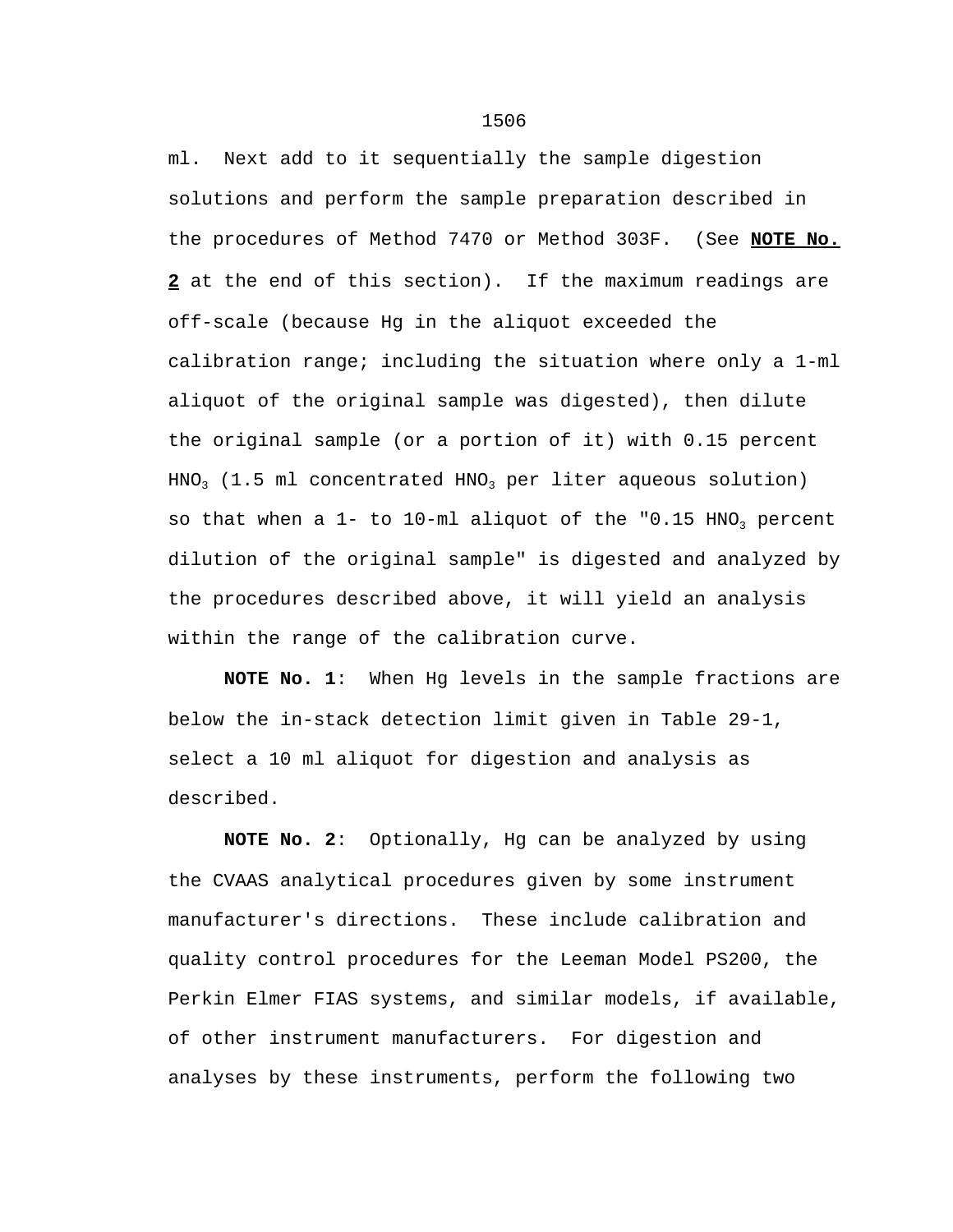ml. Next add to it sequentially the sample digestion solutions and perform the sample preparation described in the procedures of Method 7470 or Method 303F. (See **NOTE No. 2** at the end of this section). If the maximum readings are off-scale (because Hg in the aliquot exceeded the calibration range; including the situation where only a 1-ml aliquot of the original sample was digested), then dilute the original sample (or a portion of it) with 0.15 percent $HNO_3$ (1.5 ml concentrated $HNO_3$ per liter aqueous solution) so that when a 1- to 10-ml aliquot of the "0.15 $HNO_3$ percent dilution of the original sample" is digested and analyzed by the procedures described above, it will yield an analysis within the range of the calibration curve.

**NOTE No. 1**: When Hg levels in the sample fractions are below the in-stack detection limit given in Table 29-1, select a 10 ml aliquot for digestion and analysis as described.

**NOTE No. 2**: Optionally, Hg can be analyzed by using the CVAAS analytical procedures given by some instrument manufacturer's directions. These include calibration and quality control procedures for the Leeman Model PS200, the Perkin Elmer FIAS systems, and similar models, if available, of other instrument manufacturers. For digestion and analyses by these instruments, perform the following two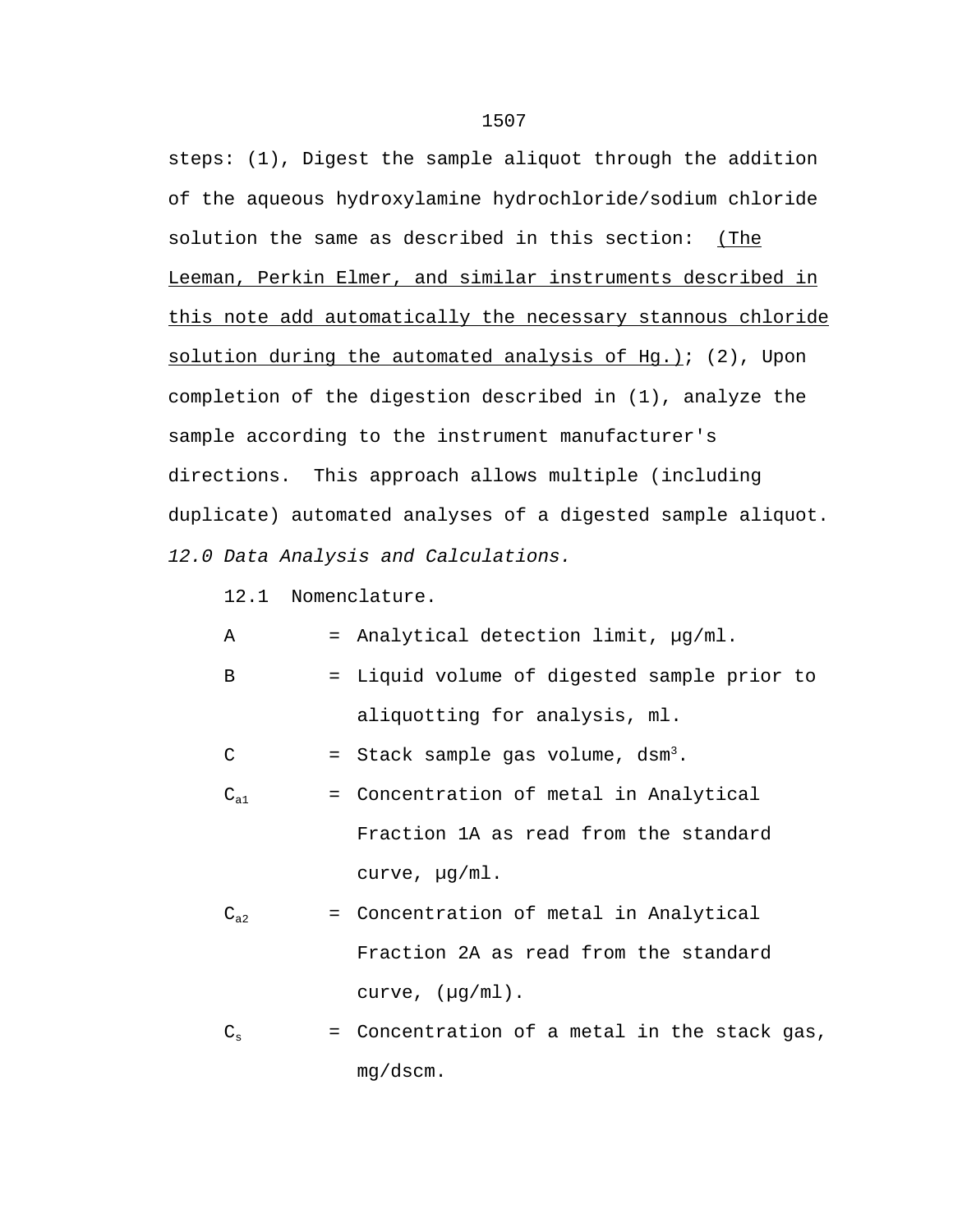steps: (1), Digest the sample aliquot through the addition of the aqueous hydroxylamine hydrochloride/sodium chloride solution the same as described in this section:  <u>(The Leeman, Perkin Elmer, and similar instruments described in this note add automatically the necessary stannous chloride solution during the automated analysis of Hg.)</u>; (2), Upon completion of the digestion described in (1), analyze the sample according to the instrument manufacturer's directions.  This approach allows multiple (including duplicate) automated analyses of a digested sample aliquot.

*12.0 Data Analysis and Calculations.*

12.1  Nomenclature.

$A$ = Analytical detection limit, μg/ml.

$B$ = Liquid volume of digested sample prior to aliquotting for analysis, ml.

$C$ = Stack sample gas volume, dsm$^3$.

$C_{a1}$ = Concentration of metal in Analytical Fraction 1A as read from the standard curve, μg/ml.

$C_{a2}$ = Concentration of metal in Analytical Fraction 2A as read from the standard curve, (μg/ml).

$C_s$ = Concentration of a metal in the stack gas, mg/dscm.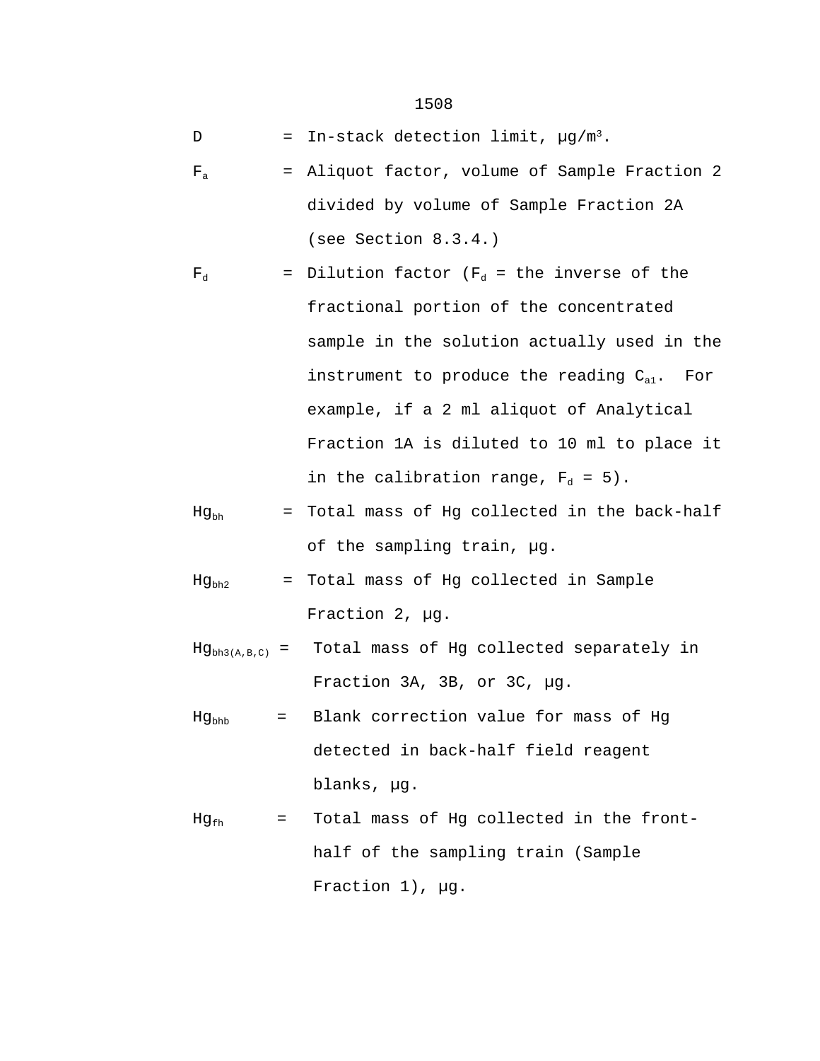$D$ = In-stack detection limit, μg/m$^3$.

$F_a$ = Aliquot factor, volume of Sample Fraction 2 divided by volume of Sample Fraction 2A (see Section 8.3.4.)

$F_d$ = Dilution factor ($F_d$ = the inverse of the fractional portion of the concentrated sample in the solution actually used in the instrument to produce the reading $C_{a1}$. For example, if a 2 ml aliquot of Analytical Fraction 1A is diluted to 10 ml to place it in the calibration range, $F_d$ = 5).

$Hg_{bh}$ = Total mass of Hg collected in the back-half of the sampling train, μg.

$Hg_{bh2}$ = Total mass of Hg collected in Sample Fraction 2, μg.

$Hg_{bh3(A,B,C)}$ = Total mass of Hg collected separately in Fraction 3A, 3B, or 3C, μg.

$Hg_{bhb}$ = Blank correction value for mass of Hg detected in back-half field reagent blanks, μg.

$Hg_{fh}$ = Total mass of Hg collected in the front-half of the sampling train (Sample Fraction 1), μg.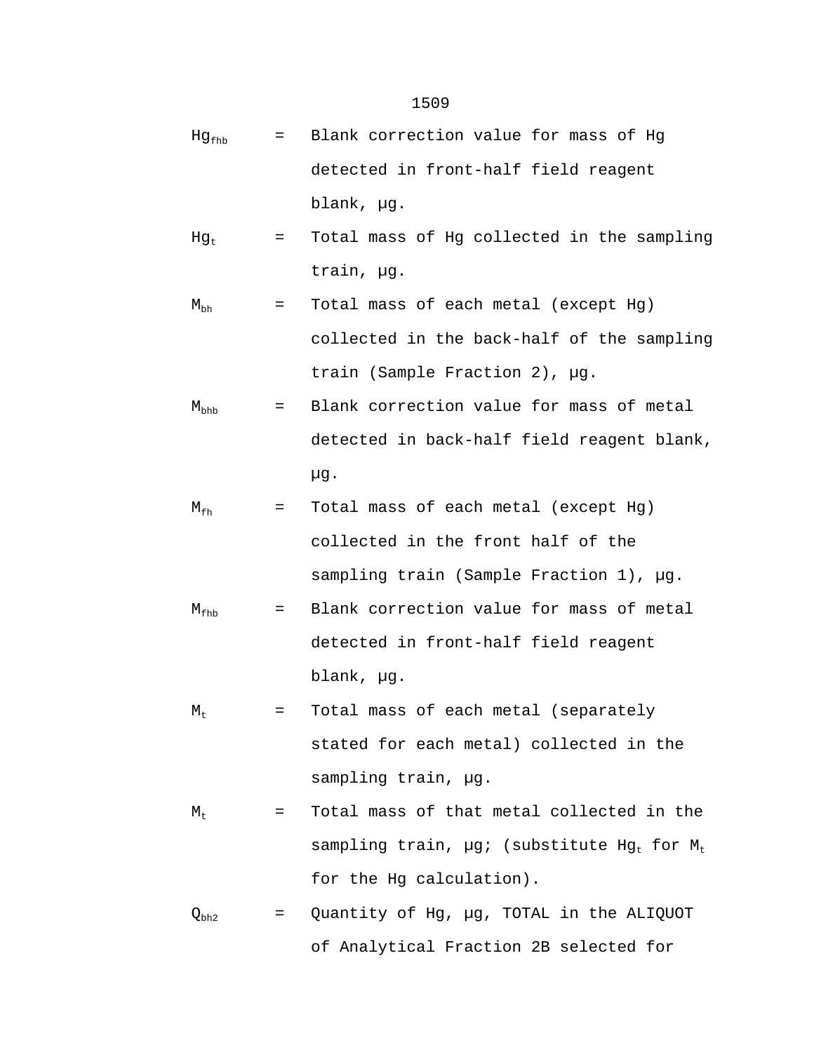$Hg_{fhb}$ = Blank correction value for mass of Hg detected in front-half field reagent blank, µg.

$Hg_t$ = Total mass of Hg collected in the sampling train, µg.

$M_{bh}$ = Total mass of each metal (except Hg) collected in the back-half of the sampling train (Sample Fraction 2), µg.

$M_{bhb}$ = Blank correction value for mass of metal detected in back-half field reagent blank, µg.

$M_{fh}$ = Total mass of each metal (except Hg) collected in the front half of the sampling train (Sample Fraction 1), µg.

$M_{fhb}$ = Blank correction value for mass of metal detected in front-half field reagent blank, µg.

$M_t$ = Total mass of each metal (separately stated for each metal) collected in the sampling train, µg.

$M_t$ = Total mass of that metal collected in the sampling train, µg; (substitute $Hg_t$ for $M_t$ for the Hg calculation).

$Q_{bh2}$ = Quantity of Hg, µg, TOTAL in the ALIQUOT of Analytical Fraction 2B selected for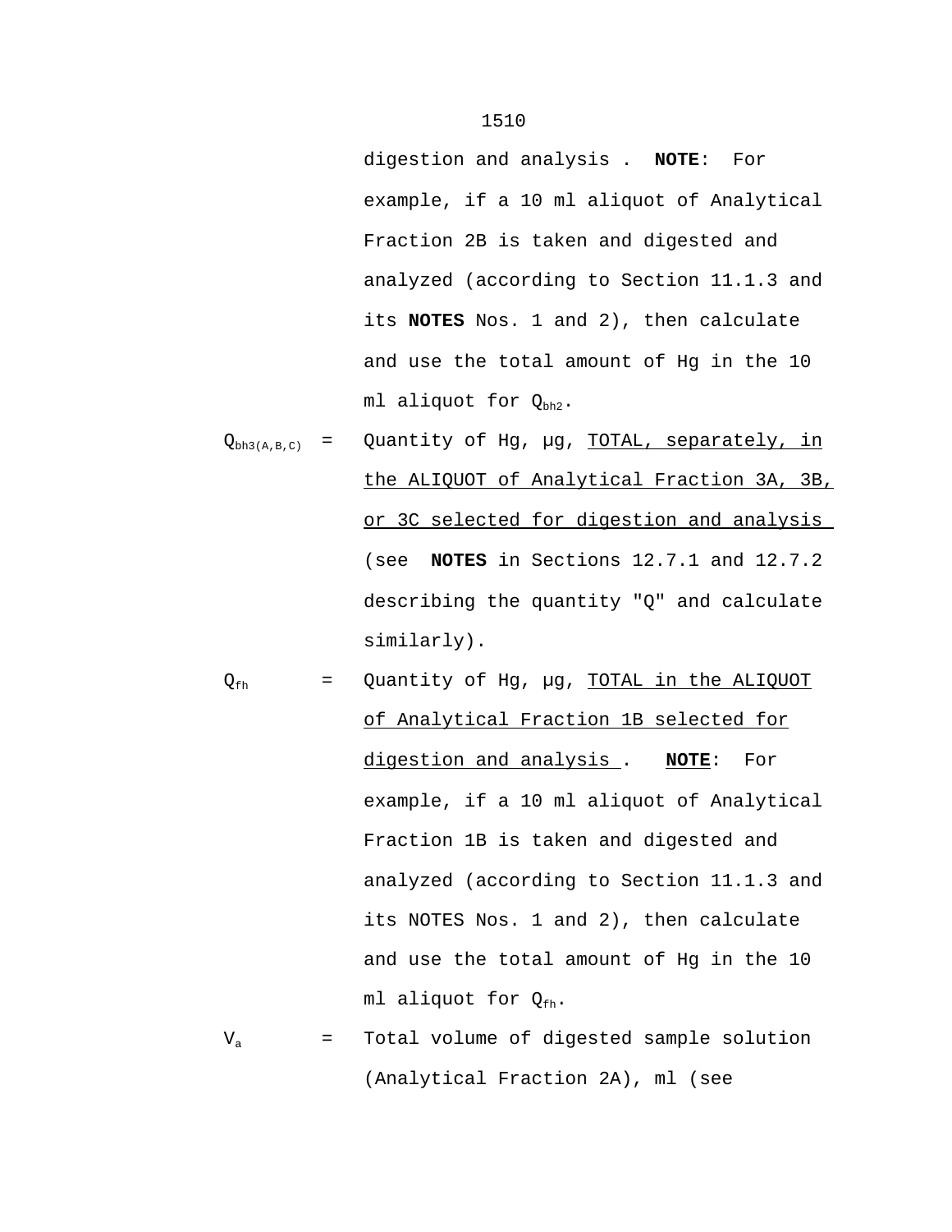digestion and analysis . **NOTE**: For example, if a 10 ml aliquot of Analytical Fraction 2B is taken and digested and analyzed (according to Section 11.1.3 and its **NOTES** Nos. 1 and 2), then calculate and use the total amount of Hg in the 10 ml aliquot for $Q_{bh2}$.

$Q_{bh3(A,B,C)}$ = Quantity of Hg, µg, TOTAL, separately, in the ALIQUOT of Analytical Fraction 3A, 3B, or 3C selected for digestion and analysis (see **NOTES** in Sections 12.7.1 and 12.7.2 describing the quantity "Q" and calculate similarly).

$Q_{fh}$ = Quantity of Hg, µg, TOTAL in the ALIQUOT of Analytical Fraction 1B selected for digestion and analysis . **NOTE**: For example, if a 10 ml aliquot of Analytical Fraction 1B is taken and digested and analyzed (according to Section 11.1.3 and its NOTES Nos. 1 and 2), then calculate and use the total amount of Hg in the 10 ml aliquot for $Q_{fh}$.

$V_a$ = Total volume of digested sample solution (Analytical Fraction 2A), ml (see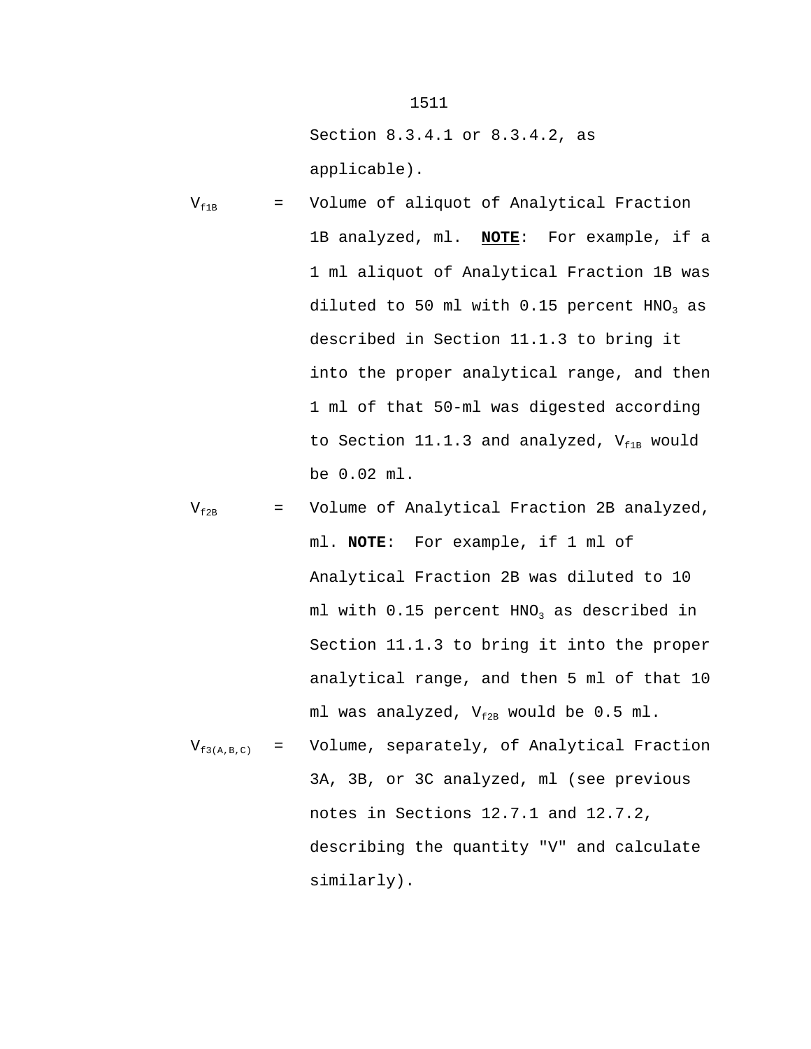Section 8.3.4.1 or 8.3.4.2, as applicable).

$V_{f1B}$ = Volume of aliquot of Analytical Fraction 1B analyzed, ml. **NOTE**: For example, if a 1 ml aliquot of Analytical Fraction 1B was diluted to 50 ml with 0.15 percent $HNO_3$ as described in Section 11.1.3 to bring it into the proper analytical range, and then 1 ml of that 50-ml was digested according to Section 11.1.3 and analyzed, $V_{f1B}$ would be 0.02 ml.

$V_{f2B}$ = Volume of Analytical Fraction 2B analyzed, ml. **NOTE**: For example, if 1 ml of Analytical Fraction 2B was diluted to 10 ml with 0.15 percent $HNO_3$ as described in Section 11.1.3 to bring it into the proper analytical range, and then 5 ml of that 10 ml was analyzed, $V_{f2B}$ would be 0.5 ml.

$V_{f3(A,B,C)}$ = Volume, separately, of Analytical Fraction 3A, 3B, or 3C analyzed, ml (see previous notes in Sections 12.7.1 and 12.7.2, describing the quantity "V" and calculate similarly).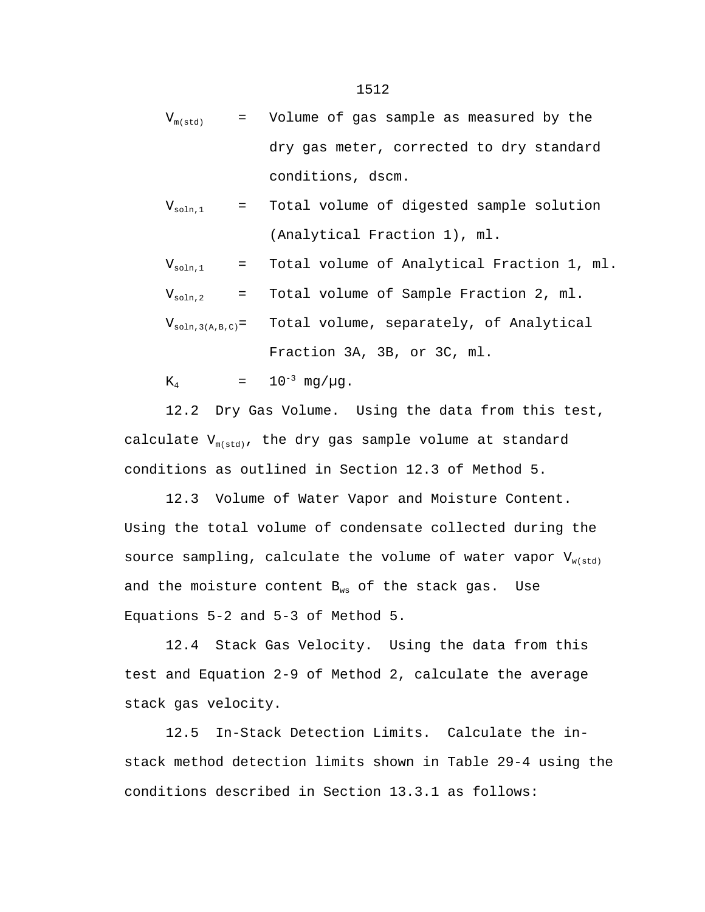$V_{m(std)}$ = Volume of gas sample as measured by the dry gas meter, corrected to dry standard conditions, dscm.

$V_{soln,1}$ = Total volume of digested sample solution (Analytical Fraction 1), ml.

$V_{soln,1}$ = Total volume of Analytical Fraction 1, ml.

$V_{soln,2}$ = Total volume of Sample Fraction 2, ml.

$V_{soln,3(A,B,C)}$= Total volume, separately, of Analytical Fraction 3A, 3B, or 3C, ml.

$K_4$ = $10^{-3}$ mg/μg.

12.2 Dry Gas Volume. Using the data from this test, calculate $V_{m(std)}$, the dry gas sample volume at standard conditions as outlined in Section 12.3 of Method 5.

12.3 Volume of Water Vapor and Moisture Content. Using the total volume of condensate collected during the source sampling, calculate the volume of water vapor $V_{w(std)}$ and the moisture content $B_{ws}$ of the stack gas. Use Equations 5-2 and 5-3 of Method 5.

12.4 Stack Gas Velocity. Using the data from this test and Equation 2-9 of Method 2, calculate the average stack gas velocity.

12.5 In-Stack Detection Limits. Calculate the in-stack method detection limits shown in Table 29-4 using the conditions described in Section 13.3.1 as follows: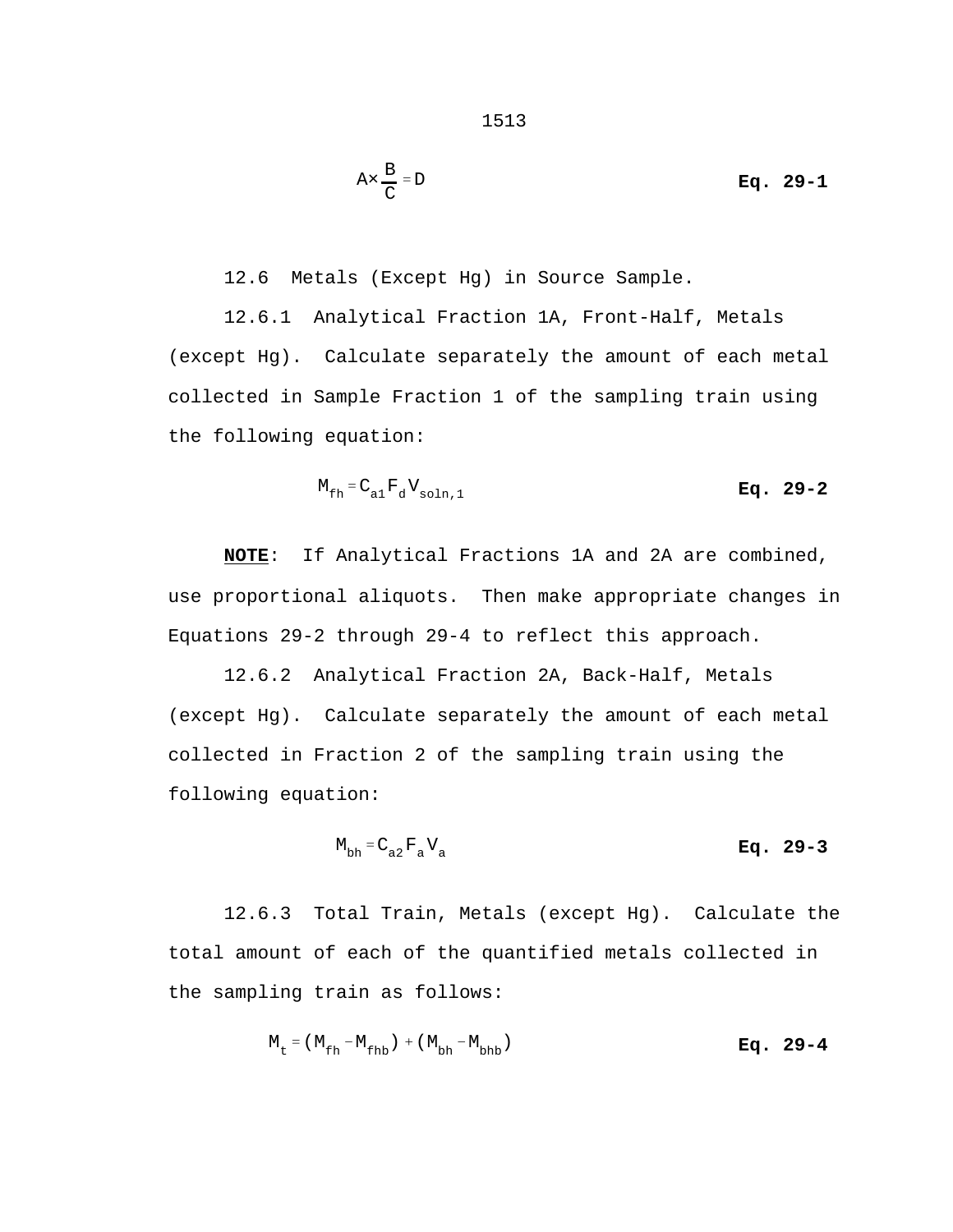$$A \times \frac{B}{C} = D \qquad \textbf{Eq. 29-1}$$

12.6 Metals (Except Hg) in Source Sample.

12.6.1 Analytical Fraction 1A, Front-Half, Metals (except Hg). Calculate separately the amount of each metal collected in Sample Fraction 1 of the sampling train using the following equation:

$$M_{fh} = C_{a1} F_d V_{soln,1} \qquad \textbf{Eq. 29-2}$$

**<u>NOTE</u>**: If Analytical Fractions 1A and 2A are combined, use proportional aliquots. Then make appropriate changes in Equations 29-2 through 29-4 to reflect this approach.

12.6.2 Analytical Fraction 2A, Back-Half, Metals (except Hg). Calculate separately the amount of each metal collected in Fraction 2 of the sampling train using the following equation:

$$M_{bh} = C_{a2} F_a V_a \qquad \textbf{Eq. 29-3}$$

12.6.3 Total Train, Metals (except Hg). Calculate the total amount of each of the quantified metals collected in the sampling train as follows:

$$M_t = (M_{fh} - M_{fhb}) + (M_{bh} - M_{bhb}) \qquad \textbf{Eq. 29-4}$$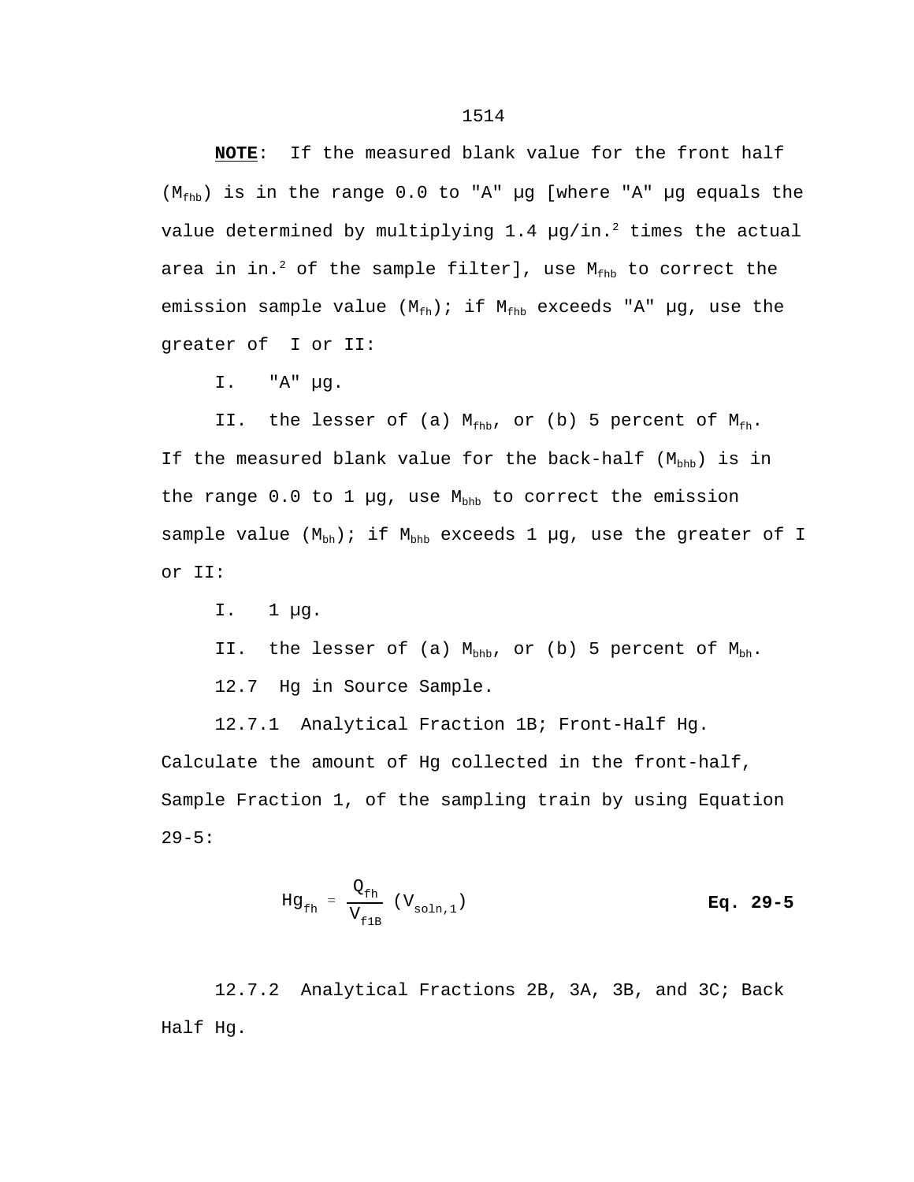**NOTE**: If the measured blank value for the front half ($M_{fhb}$) is in the range 0.0 to "A" µg [where "A" µg equals the value determined by multiplying 1.4 µg/in.$^2$ times the actual area in in.$^2$ of the sample filter], use $M_{fhb}$ to correct the emission sample value ($M_{fh}$); if $M_{fhb}$ exceeds "A" µg, use the greater of I or II:

I. "A" µg.

II. the lesser of (a) $M_{fhb}$, or (b) 5 percent of $M_{fh}$.

If the measured blank value for the back-half ($M_{bhb}$) is in the range 0.0 to 1 µg, use $M_{bhb}$ to correct the emission sample value ($M_{bh}$); if $M_{bhb}$ exceeds 1 µg, use the greater of I or II:

I. 1 µg.

II. the lesser of (a) $M_{bhb}$, or (b) 5 percent of $M_{bh}$.

12.7 Hg in Source Sample.

12.7.1 Analytical Fraction 1B; Front-Half Hg. Calculate the amount of Hg collected in the front-half, Sample Fraction 1, of the sampling train by using Equation 29-5:

$$Hg_{fh} = \frac{Q_{fh}}{V_{f1B}} (V_{soln,1}) \qquad \textbf{Eq. 29-5}$$

12.7.2 Analytical Fractions 2B, 3A, 3B, and 3C; Back Half Hg.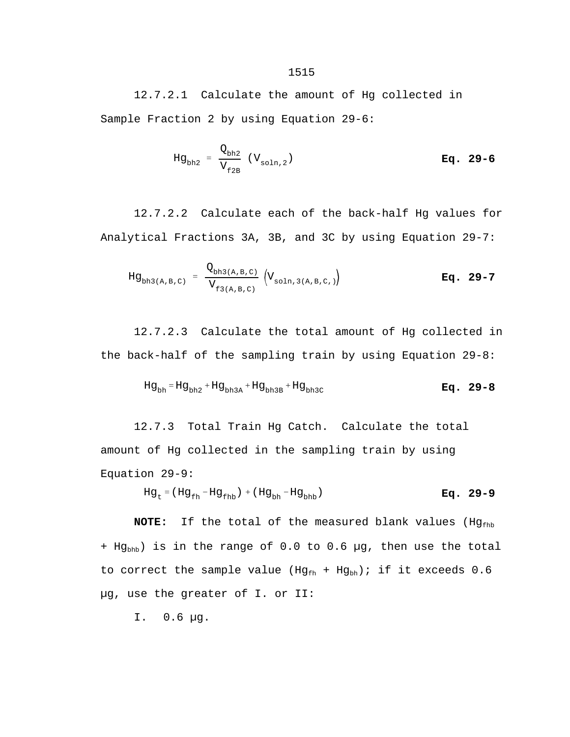12.7.2.1  Calculate the amount of Hg collected in Sample Fraction 2 by using Equation 29-6:

$$Hg_{bh2} = \frac{Q_{bh2}}{V_{f2B}} (V_{soln,2}) \qquad \textbf{Eq. 29-6}$$

12.7.2.2  Calculate each of the back-half Hg values for Analytical Fractions 3A, 3B, and 3C by using Equation 29-7:

$$Hg_{bh3(A,B,C)} = \frac{Q_{bh3(A,B,C)}}{V_{f3(A,B,C)}} \left(V_{soln,3(A,B,C,)}\right) \qquad \textbf{Eq. 29-7}$$

12.7.2.3  Calculate the total amount of Hg collected in the back-half of the sampling train by using Equation 29-8:

$$Hg_{bh} = Hg_{bh2} + Hg_{bh3A} + Hg_{bh3B} + Hg_{bh3C} \qquad \textbf{Eq. 29-8}$$

12.7.3  Total Train Hg Catch.  Calculate the total amount of Hg collected in the sampling train by using Equation 29-9:

$$Hg_{t} = (Hg_{fh} - Hg_{fhb}) + (Hg_{bh} - Hg_{bhb}) \qquad \textbf{Eq. 29-9}$$

**NOTE:**  If the total of the measured blank values ($Hg_{fhb}$ + $Hg_{bhb}$) is in the range of 0.0 to 0.6 µg, then use the total to correct the sample value ($Hg_{fh}$ + $Hg_{bh}$); if it exceeds 0.6 µg, use the greater of I. or II:

I.  0.6 µg.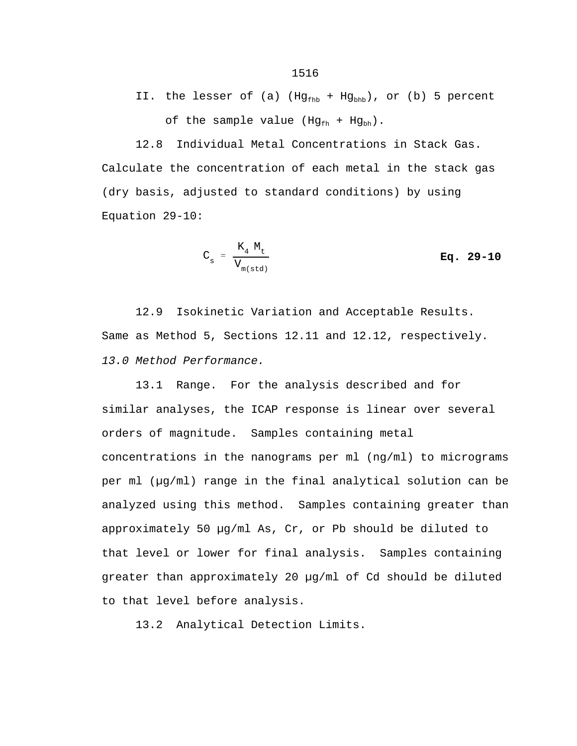II. the lesser of (a) ($Hg_{fhb}$ + $Hg_{bhb}$), or (b) 5 percent of the sample value ($Hg_{fh}$ + $Hg_{bh}$).

12.8 Individual Metal Concentrations in Stack Gas. Calculate the concentration of each metal in the stack gas (dry basis, adjusted to standard conditions) by using Equation 29-10:

$$C_s = \frac{K_4 M_t}{V_{m(std)}} \qquad \textbf{Eq. 29-10}$$

12.9 Isokinetic Variation and Acceptable Results. Same as Method 5, Sections 12.11 and 12.12, respectively.

*13.0 Method Performance.*

13.1 Range. For the analysis described and for similar analyses, the ICAP response is linear over several orders of magnitude. Samples containing metal concentrations in the nanograms per ml (ng/ml) to micrograms per ml (μg/ml) range in the final analytical solution can be analyzed using this method. Samples containing greater than approximately 50 μg/ml As, Cr, or Pb should be diluted to that level or lower for final analysis. Samples containing greater than approximately 20 μg/ml of Cd should be diluted to that level before analysis.

13.2 Analytical Detection Limits.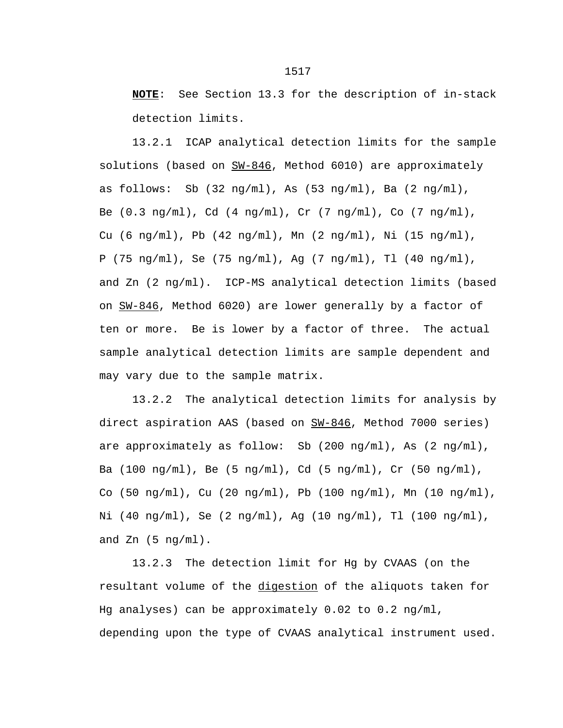**NOTE**: See Section 13.3 for the description of in-stack detection limits.

13.2.1 ICAP analytical detection limits for the sample solutions (based on SW-846, Method 6010) are approximately as follows: Sb (32 ng/ml), As (53 ng/ml), Ba (2 ng/ml), Be (0.3 ng/ml), Cd (4 ng/ml), Cr (7 ng/ml), Co (7 ng/ml), Cu (6 ng/ml), Pb (42 ng/ml), Mn (2 ng/ml), Ni (15 ng/ml), P (75 ng/ml), Se (75 ng/ml), Ag (7 ng/ml), Tl (40 ng/ml), and Zn (2 ng/ml). ICP-MS analytical detection limits (based on SW-846, Method 6020) are lower generally by a factor of ten or more. Be is lower by a factor of three. The actual sample analytical detection limits are sample dependent and may vary due to the sample matrix.

13.2.2 The analytical detection limits for analysis by direct aspiration AAS (based on SW-846, Method 7000 series) are approximately as follow: Sb (200 ng/ml), As (2 ng/ml), Ba (100 ng/ml), Be (5 ng/ml), Cd (5 ng/ml), Cr (50 ng/ml), Co (50 ng/ml), Cu (20 ng/ml), Pb (100 ng/ml), Mn (10 ng/ml), Ni (40 ng/ml), Se (2 ng/ml), Ag (10 ng/ml), Tl (100 ng/ml), and Zn (5 ng/ml).

13.2.3 The detection limit for Hg by CVAAS (on the resultant volume of the digestion of the aliquots taken for Hg analyses) can be approximately 0.02 to 0.2 ng/ml, depending upon the type of CVAAS analytical instrument used.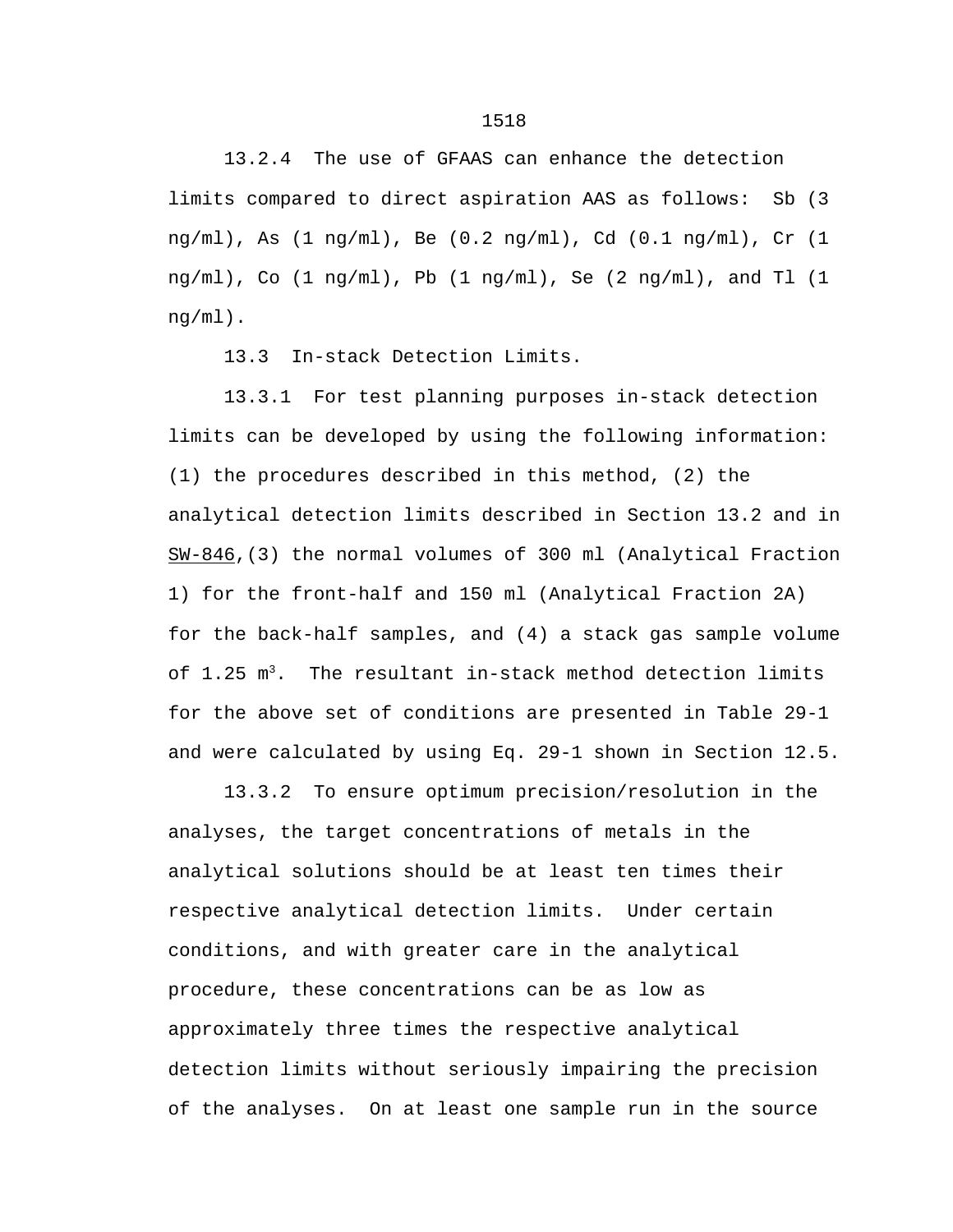13.2.4 The use of GFAAS can enhance the detection limits compared to direct aspiration AAS as follows: Sb (3 ng/ml), As (1 ng/ml), Be (0.2 ng/ml), Cd (0.1 ng/ml), Cr (1 ng/ml), Co (1 ng/ml), Pb (1 ng/ml), Se (2 ng/ml), and Tl (1 ng/ml).

13.3 In-stack Detection Limits.

13.3.1 For test planning purposes in-stack detection limits can be developed by using the following information: (1) the procedures described in this method, (2) the analytical detection limits described in Section 13.2 and in SW-846,(3) the normal volumes of 300 ml (Analytical Fraction 1) for the front-half and 150 ml (Analytical Fraction 2A) for the back-half samples, and (4) a stack gas sample volume of 1.25 $m^3$. The resultant in-stack method detection limits for the above set of conditions are presented in Table 29-1 and were calculated by using Eq. 29-1 shown in Section 12.5.

13.3.2 To ensure optimum precision/resolution in the analyses, the target concentrations of metals in the analytical solutions should be at least ten times their respective analytical detection limits. Under certain conditions, and with greater care in the analytical procedure, these concentrations can be as low as approximately three times the respective analytical detection limits without seriously impairing the precision of the analyses. On at least one sample run in the source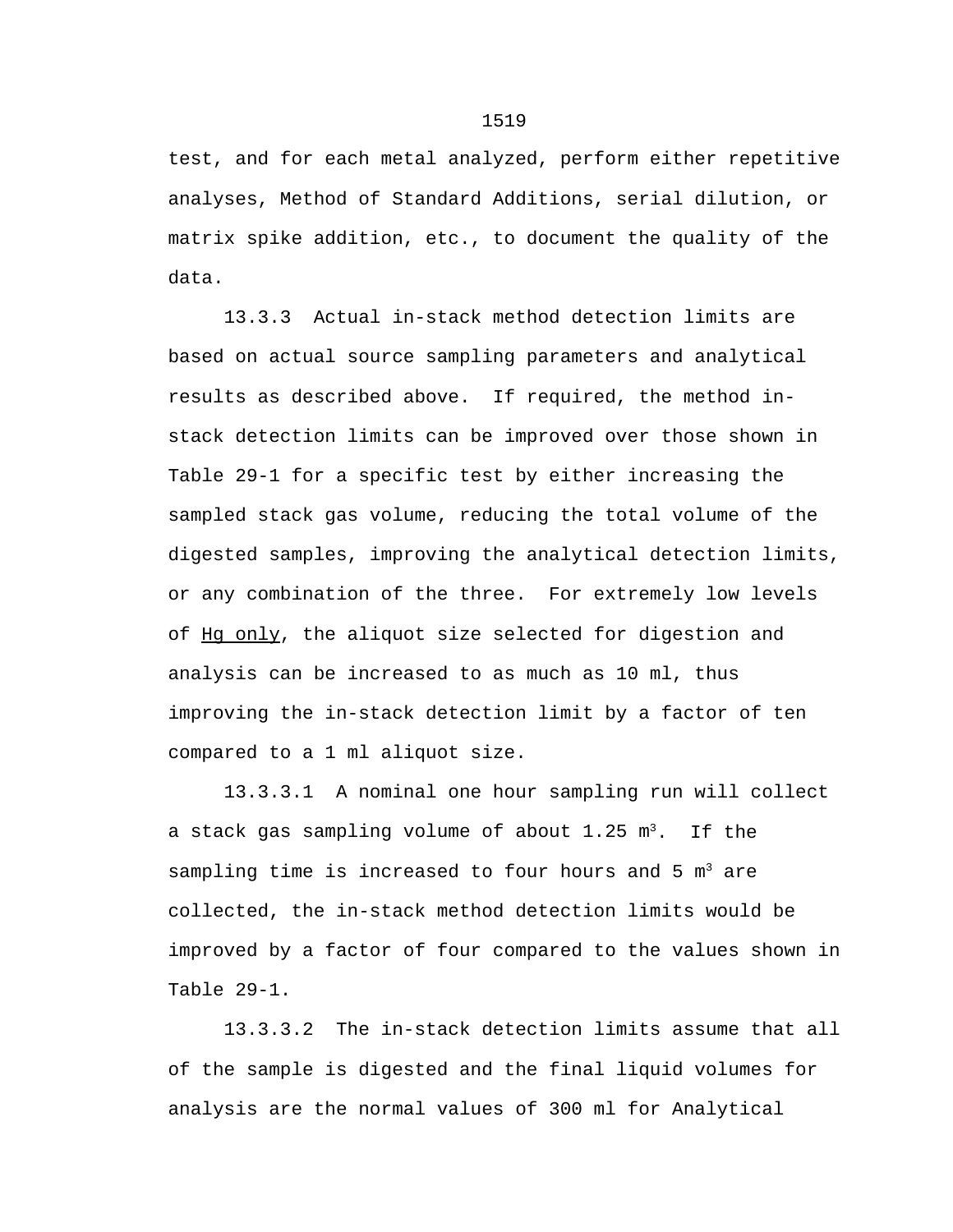test, and for each metal analyzed, perform either repetitive analyses, Method of Standard Additions, serial dilution, or matrix spike addition, etc., to document the quality of the data.

13.3.3 Actual in-stack method detection limits are based on actual source sampling parameters and analytical results as described above. If required, the method in-stack detection limits can be improved over those shown in Table 29-1 for a specific test by either increasing the sampled stack gas volume, reducing the total volume of the digested samples, improving the analytical detection limits, or any combination of the three. For extremely low levels of <u>Hg only</u>, the aliquot size selected for digestion and analysis can be increased to as much as 10 ml, thus improving the in-stack detection limit by a factor of ten compared to a 1 ml aliquot size.

13.3.3.1 A nominal one hour sampling run will collect a stack gas sampling volume of about 1.25 $m^3$. If the sampling time is increased to four hours and 5 $m^3$ are collected, the in-stack method detection limits would be improved by a factor of four compared to the values shown in Table 29-1.

13.3.3.2 The in-stack detection limits assume that all of the sample is digested and the final liquid volumes for analysis are the normal values of 300 ml for Analytical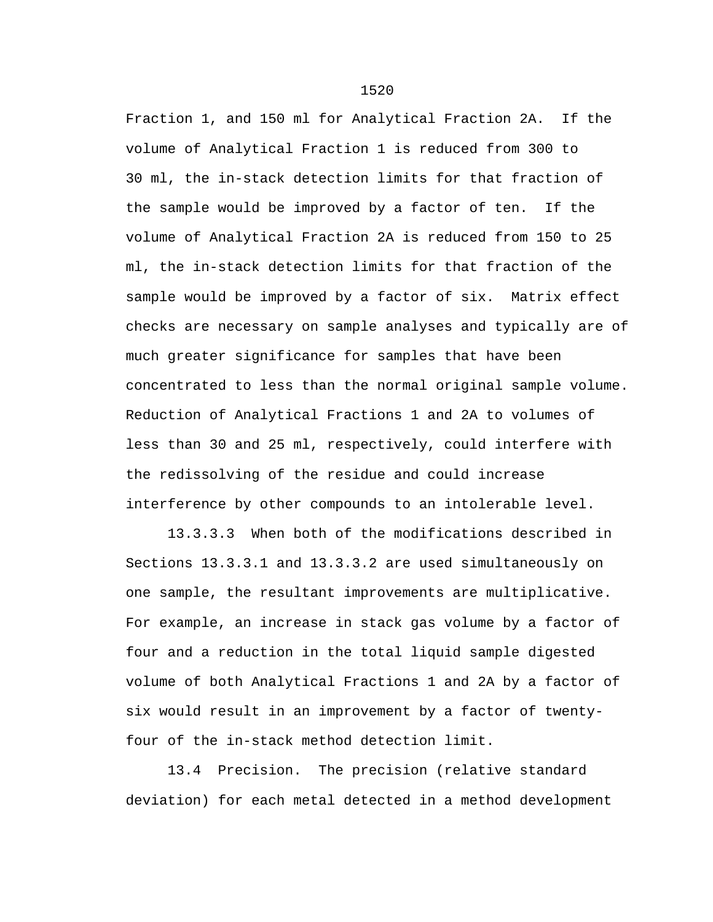Fraction 1, and 150 ml for Analytical Fraction 2A. If the volume of Analytical Fraction 1 is reduced from 300 to 30 ml, the in-stack detection limits for that fraction of the sample would be improved by a factor of ten. If the volume of Analytical Fraction 2A is reduced from 150 to 25 ml, the in-stack detection limits for that fraction of the sample would be improved by a factor of six. Matrix effect checks are necessary on sample analyses and typically are of much greater significance for samples that have been concentrated to less than the normal original sample volume. Reduction of Analytical Fractions 1 and 2A to volumes of less than 30 and 25 ml, respectively, could interfere with the redissolving of the residue and could increase interference by other compounds to an intolerable level.

13.3.3.3 When both of the modifications described in Sections 13.3.3.1 and 13.3.3.2 are used simultaneously on one sample, the resultant improvements are multiplicative. For example, an increase in stack gas volume by a factor of four and a reduction in the total liquid sample digested volume of both Analytical Fractions 1 and 2A by a factor of six would result in an improvement by a factor of twenty-four of the in-stack method detection limit.

13.4 Precision. The precision (relative standard deviation) for each metal detected in a method development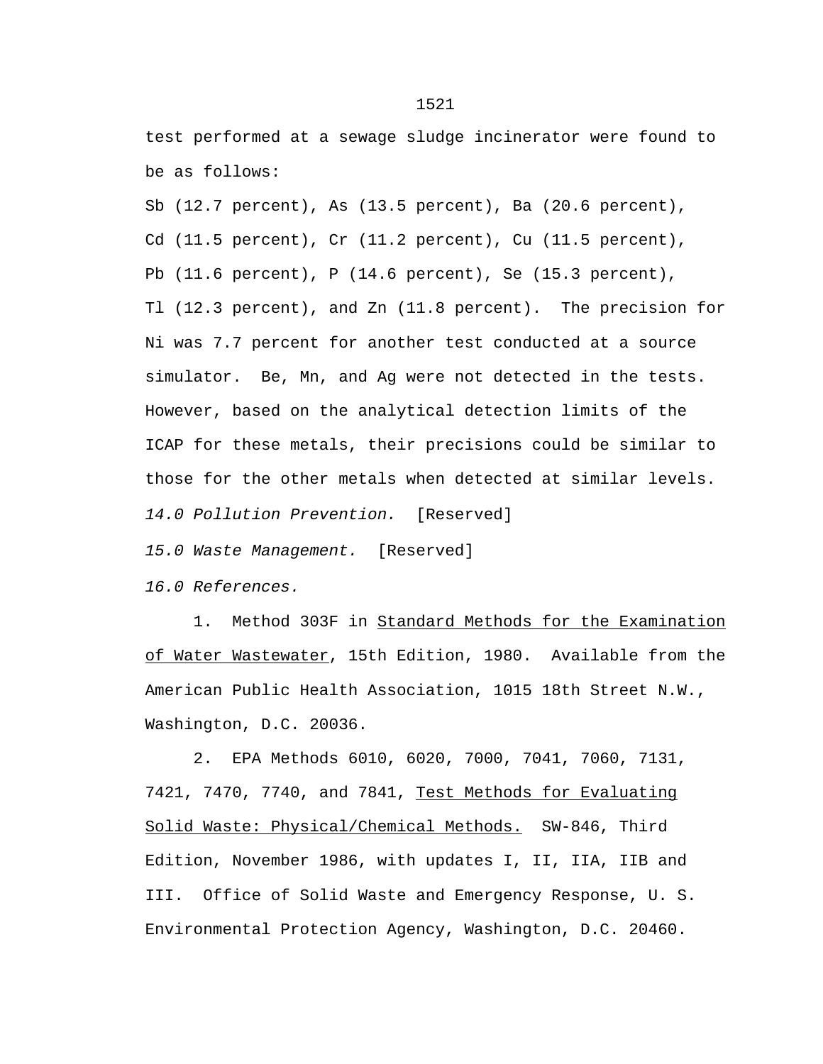test performed at a sewage sludge incinerator were found to be as follows:

Sb (12.7 percent), As (13.5 percent), Ba (20.6 percent), Cd (11.5 percent), Cr (11.2 percent), Cu (11.5 percent), Pb (11.6 percent), P (14.6 percent), Se (15.3 percent), Tl (12.3 percent), and Zn (11.8 percent). The precision for Ni was 7.7 percent for another test conducted at a source simulator. Be, Mn, and Ag were not detected in the tests. However, based on the analytical detection limits of the ICAP for these metals, their precisions could be similar to those for the other metals when detected at similar levels.

*14.0 Pollution Prevention.* [Reserved]

*15.0 Waste Management.* [Reserved]

*16.0 References.*

1. Method 303F in Standard Methods for the Examination of Water Wastewater, 15th Edition, 1980. Available from the American Public Health Association, 1015 18th Street N.W., Washington, D.C. 20036.

2. EPA Methods 6010, 6020, 7000, 7041, 7060, 7131, 7421, 7470, 7740, and 7841, Test Methods for Evaluating Solid Waste: Physical/Chemical Methods. SW-846, Third Edition, November 1986, with updates I, II, IIA, IIB and III. Office of Solid Waste and Emergency Response, U. S. Environmental Protection Agency, Washington, D.C. 20460.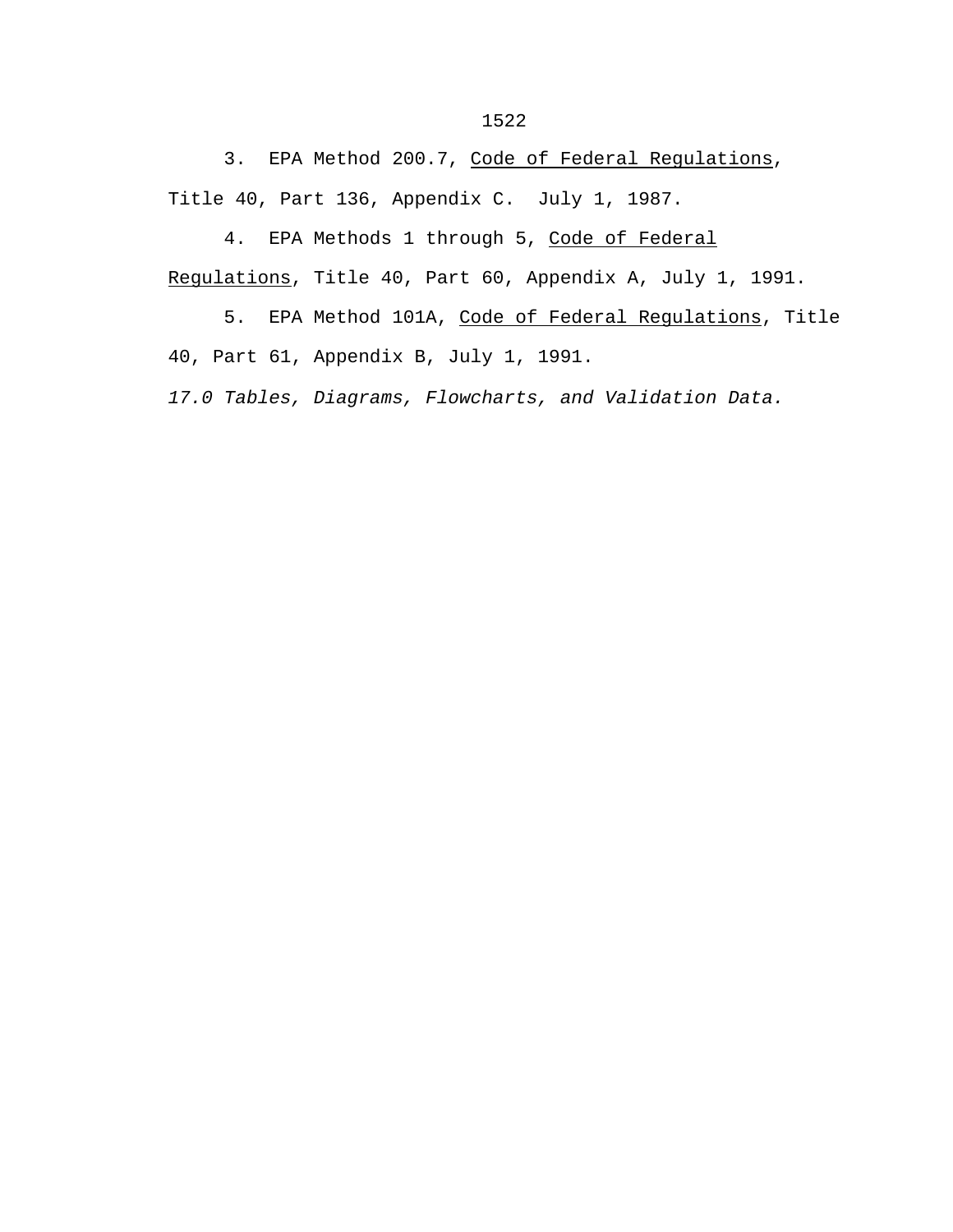3. EPA Method 200.7, Code of Federal Regulations, Title 40, Part 136, Appendix C. July 1, 1987.

4. EPA Methods 1 through 5, Code of Federal Regulations, Title 40, Part 60, Appendix A, July 1, 1991.

5. EPA Method 101A, Code of Federal Regulations, Title 40, Part 61, Appendix B, July 1, 1991.

*17.0 Tables, Diagrams, Flowcharts, and Validation Data.*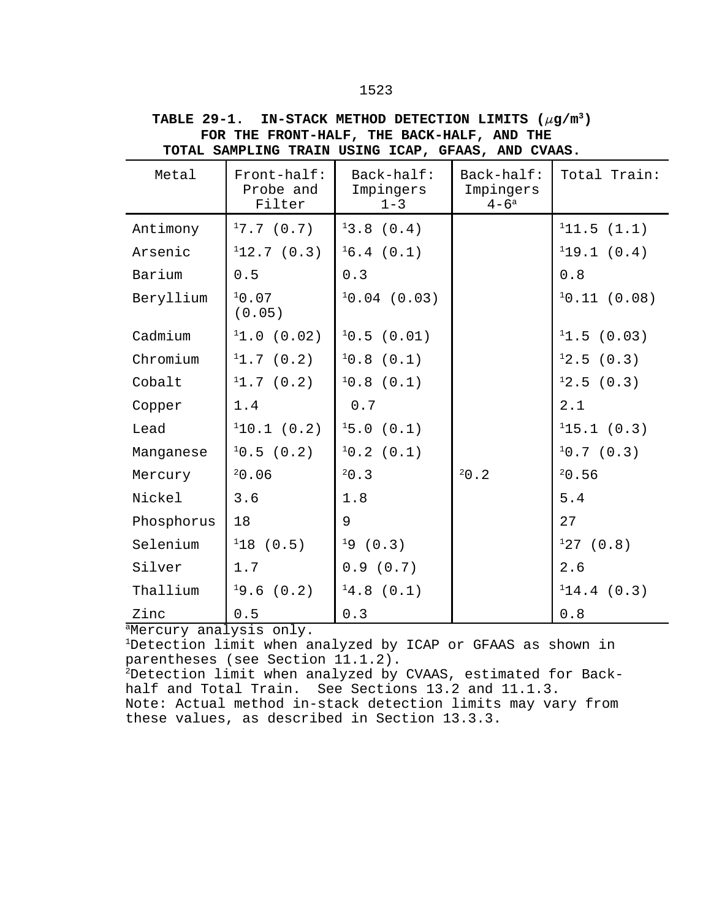**TABLE 29-1. IN-STACK METHOD DETECTION LIMITS ($\mu$g/m$^3$) FOR THE FRONT-HALF, THE BACK-HALF, AND THE TOTAL SAMPLING TRAIN USING ICAP, GFAAS, AND CVAAS.**

| Metal | Front-half: Probe and Filter | Back-half: Impingers 1-3 | Back-half: Impingers 4-6[a] | Total Train: |
|---|---|---|---|---|
| Antimony | [1]7.7 (0.7) | [1]3.8 (0.4) | | [1]11.5 (1.1) |
| Arsenic | [1]12.7 (0.3) | [1]6.4 (0.1) | | [1]19.1 (0.4) |
| Barium | 0.5 | 0.3 | | 0.8 |
| Beryllium | [1]0.07 (0.05) | [1]0.04 (0.03) | | [1]0.11 (0.08) |
| Cadmium | [1]1.0 (0.02) | [1]0.5 (0.01) | | [1]1.5 (0.03) |
| Chromium | [1]1.7 (0.2) | [1]0.8 (0.1) | | [1]2.5 (0.3) |
| Cobalt | [1]1.7 (0.2) | [1]0.8 (0.1) | | [1]2.5 (0.3) |
| Copper | 1.4 | 0.7 | | 2.1 |
| Lead | [1]10.1 (0.2) | [1]5.0 (0.1) | | [1]15.1 (0.3) |
| Manganese | [1]0.5 (0.2) | [1]0.2 (0.1) | | [1]0.7 (0.3) |
| Mercury | [2]0.06 | [2]0.3 | [2]0.2 | [2]0.56 |
| Nickel | 3.6 | 1.8 | | 5.4 |
| Phosphorus | 18 | 9 | | 27 |
| Selenium | [1]18 (0.5) | [1]9 (0.3) | | [1]27 (0.8) |
| Silver | 1.7 | 0.9 (0.7) | | 2.6 |
| Thallium | [1]9.6 (0.2) | [1]4.8 (0.1) | | [1]14.4 (0.3) |
| Zinc | 0.5 | 0.3 | | 0.8 |

[a]Mercury analysis only.
[1]Detection limit when analyzed by ICAP or GFAAS as shown in parentheses (see Section 11.1.2).
[2]Detection limit when analyzed by CVAAS, estimated for Back-half and Total Train. See Sections 13.2 and 11.1.3.
Note: Actual method in-stack detection limits may vary from these values, as described in Section 13.3.3.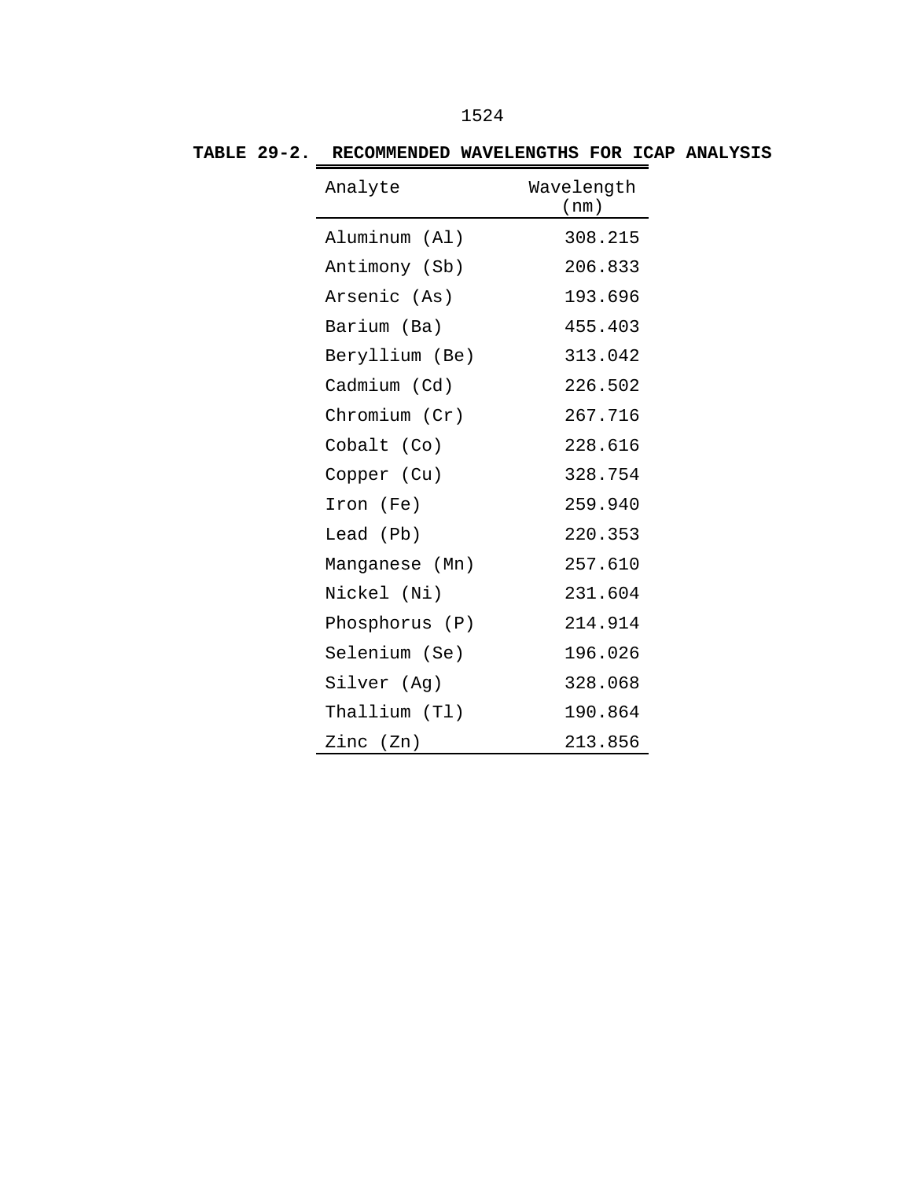**TABLE 29-2. RECOMMENDED WAVELENGTHS FOR ICAP ANALYSIS**

| Analyte | Wavelength (nm) |
|---|---|
| Aluminum (Al) | 308.215 |
| Antimony (Sb) | 206.833 |
| Arsenic (As) | 193.696 |
| Barium (Ba) | 455.403 |
| Beryllium (Be) | 313.042 |
| Cadmium (Cd) | 226.502 |
| Chromium (Cr) | 267.716 |
| Cobalt (Co) | 228.616 |
| Copper (Cu) | 328.754 |
| Iron (Fe) | 259.940 |
| Lead (Pb) | 220.353 |
| Manganese (Mn) | 257.610 |
| Nickel (Ni) | 231.604 |
| Phosphorus (P) | 214.914 |
| Selenium (Se) | 196.026 |
| Silver (Ag) | 328.068 |
| Thallium (Tl) | 190.864 |
| Zinc (Zn) | 213.856 |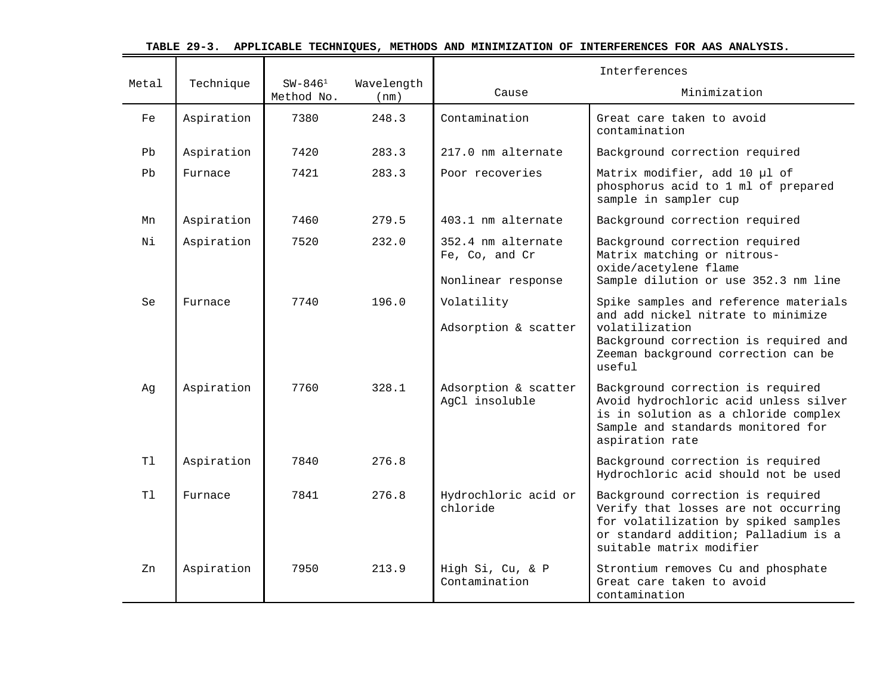**TABLE 29-3. APPLICABLE TECHNIQUES, METHODS AND MINIMIZATION OF INTERFERENCES FOR AAS ANALYSIS.**

| Metal | Technique | SW-846[1] Method No. | Wavelength (nm) | Interferences | |
|---|---|---|---|---|---|
| | | | | Cause | Minimization |
| Fe | Aspiration | 7380 | 248.3 | Contamination | Great care taken to avoid contamination |
| Pb | Aspiration | 7420 | 283.3 | 217.0 nm alternate | Background correction required |
| Pb | Furnace | 7421 | 283.3 | Poor recoveries | Matrix modifier, add 10 µl of phosphorus acid to 1 ml of prepared sample in sampler cup |
| Mn | Aspiration | 7460 | 279.5 | 403.1 nm alternate | Background correction required |
| Ni | Aspiration | 7520 | 232.0 | 352.4 nm alternate Fe, Co, and Cr<br>Nonlinear response | Background correction required Matrix matching or nitrous-oxide/acetylene flame<br>Sample dilution or use 352.3 nm line |
| Se | Furnace | 7740 | 196.0 | Volatility<br>Adsorption & scatter | Spike samples and reference materials and add nickel nitrate to minimize volatilization<br>Background correction is required and Zeeman background correction can be useful |
| Ag | Aspiration | 7760 | 328.1 | Adsorption & scatter AgCl insoluble | Background correction is required Avoid hydrochloric acid unless silver is in solution as a chloride complex Sample and standards monitored for aspiration rate |
| Tl | Aspiration | 7840 | 276.8 | | Background correction is required Hydrochloric acid should not be used |
| Tl | Furnace | 7841 | 276.8 | Hydrochloric acid or chloride | Background correction is required Verify that losses are not occurring for volatilization by spiked samples or standard addition; Palladium is a suitable matrix modifier |
| Zn | Aspiration | 7950 | 213.9 | High Si, Cu, & P Contamination | Strontium removes Cu and phosphate Great care taken to avoid contamination |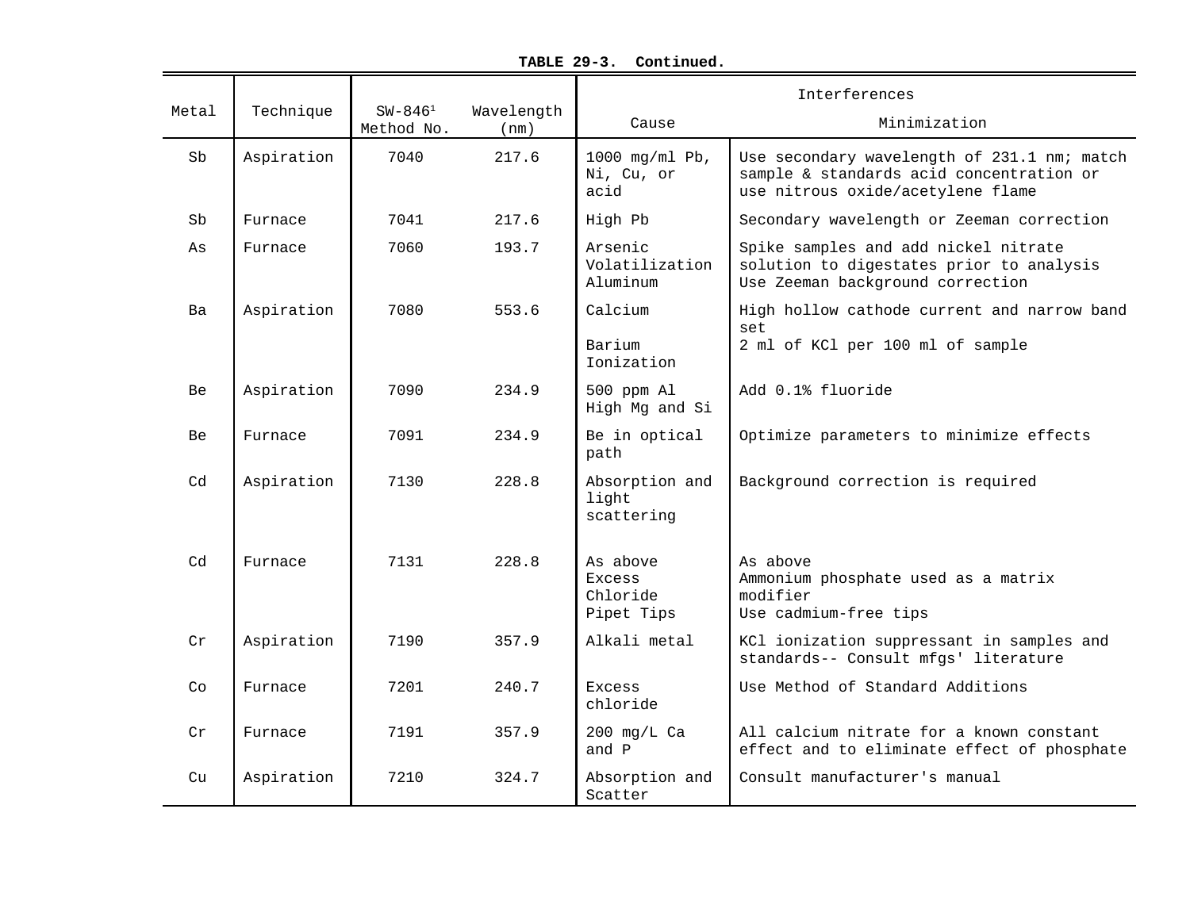**TABLE 29-3. Continued.**

| Metal | Technique | SW-846[1] Method No. | Wavelength (nm) | Interferences | |
|---|---|---|---|---|---|
| | | | | Cause | Minimization |
| Sb | Aspiration | 7040 | 217.6 | 1000 mg/ml Pb, Ni, Cu, or acid | Use secondary wavelength of 231.1 nm; match sample & standards acid concentration or use nitrous oxide/acetylene flame |
| Sb | Furnace | 7041 | 217.6 | High Pb | Secondary wavelength or Zeeman correction |
| As | Furnace | 7060 | 193.7 | Arsenic Volatilization Aluminum | Spike samples and add nickel nitrate solution to digestates prior to analysis Use Zeeman background correction |
| Ba | Aspiration | 7080 | 553.6 | Calcium<br><br>Barium Ionization | High hollow cathode current and narrow band set<br>2 ml of KCl per 100 ml of sample |
| Be | Aspiration | 7090 | 234.9 | 500 ppm Al High Mg and Si | Add 0.1% fluoride |
| Be | Furnace | 7091 | 234.9 | Be in optical path | Optimize parameters to minimize effects |
| Cd | Aspiration | 7130 | 228.8 | Absorption and light scattering | Background correction is required |
| Cd | Furnace | 7131 | 228.8 | As above<br>Excess Chloride<br>Pipet Tips | As above<br>Ammonium phosphate used as a matrix modifier<br>Use cadmium-free tips |
| Cr | Aspiration | 7190 | 357.9 | Alkali metal | KCl ionization suppressant in samples and standards-- Consult mfgs' literature |
| Co | Furnace | 7201 | 240.7 | Excess chloride | Use Method of Standard Additions |
| Cr | Furnace | 7191 | 357.9 | 200 mg/L Ca and P | All calcium nitrate for a known constant effect and to eliminate effect of phosphate |
| Cu | Aspiration | 7210 | 324.7 | Absorption and Scatter | Consult manufacturer's manual |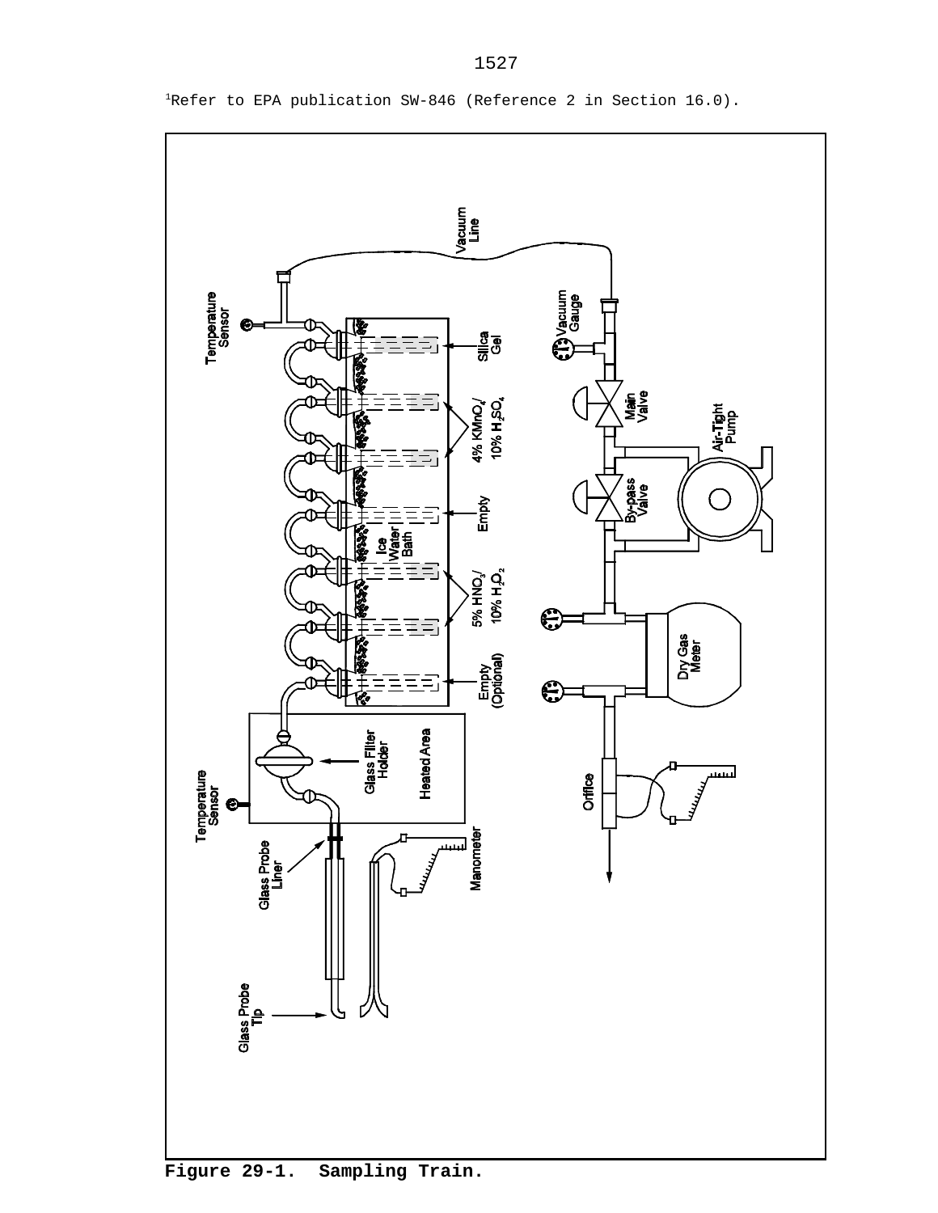[1]Refer to EPA publication SW-846 (Reference 2 in Section 16.0).

**Figure 29-1. Sampling Train.**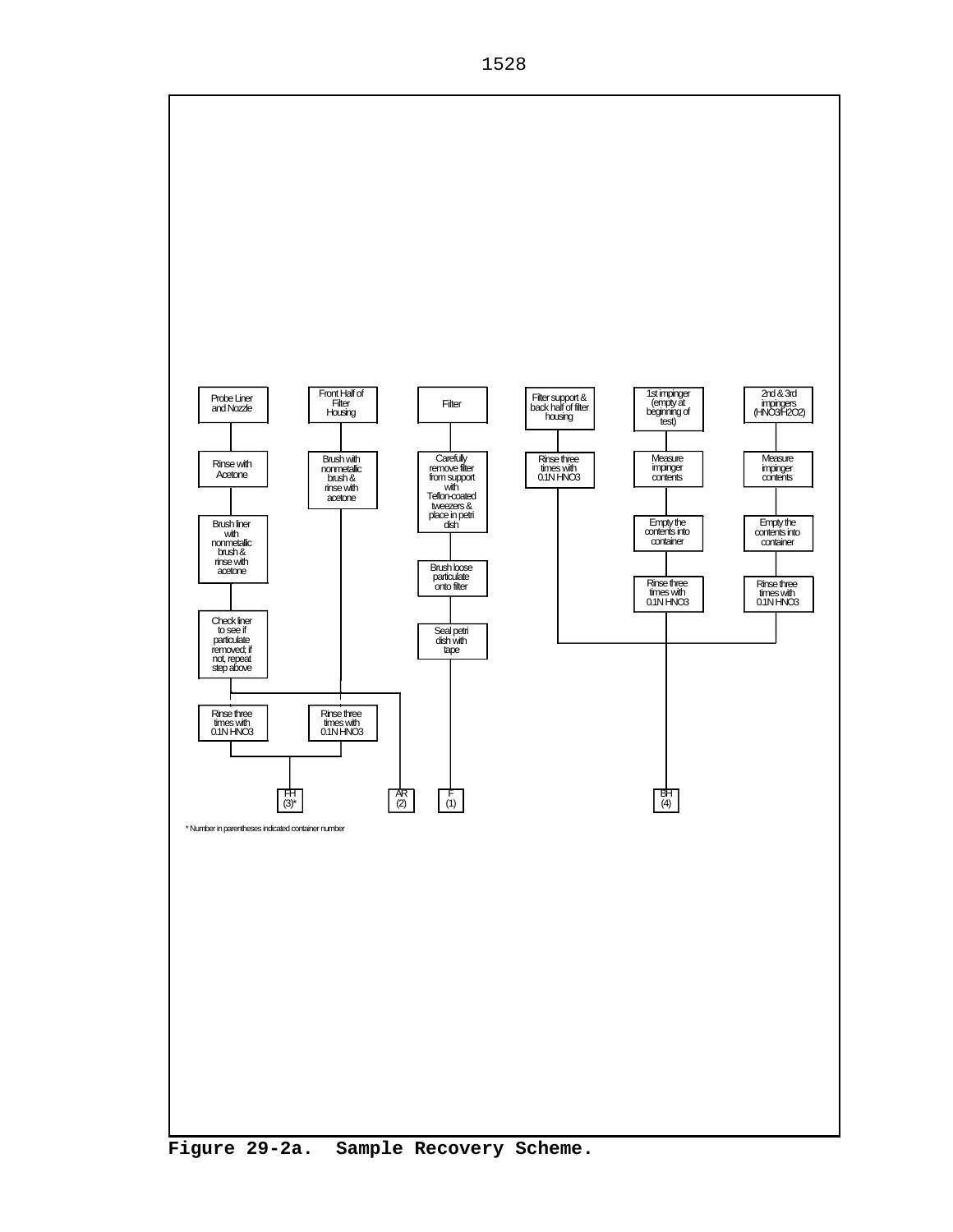Probe Liner and Nozzle → Rinse with Acetone → Brush liner with nonmetallic brush & rinse with acetone → Check liner to see if particulate removed; if not, repeat step above → Rinse three times with 0.1N HNO3 → FH (3)*

Front Half of Filter Housing → Brush with nonmetallic brush & rinse with acetone → Rinse three times with 0.1N HNO3 → FH (3)*

(Acetone rinses from Probe Liner and Nozzle and Front Half of Filter Housing) → AR (2)

Filter → Carefully remove filter from support with Teflon-coated tweezers & place in petri dish → Brush loose particulate onto filter → Seal petri dish with tape → F (1)

Filter support & back half of filter housing → Rinse three times with 0.1N HNO3 → BH (4)

1st impinger (empty at beginning of test) → Measure impinger contents → Empty the contents into container → Rinse three times with 0.1N HNO3 → BH (4)

2nd & 3rd impingers (HNO3/H2O2) → Measure impinger contents → Empty the contents into container → Rinse three times with 0.1N HNO3 → BH (4)

\* Number in parentheses indicated container number

**Figure 29-2a. Sample Recovery Scheme.**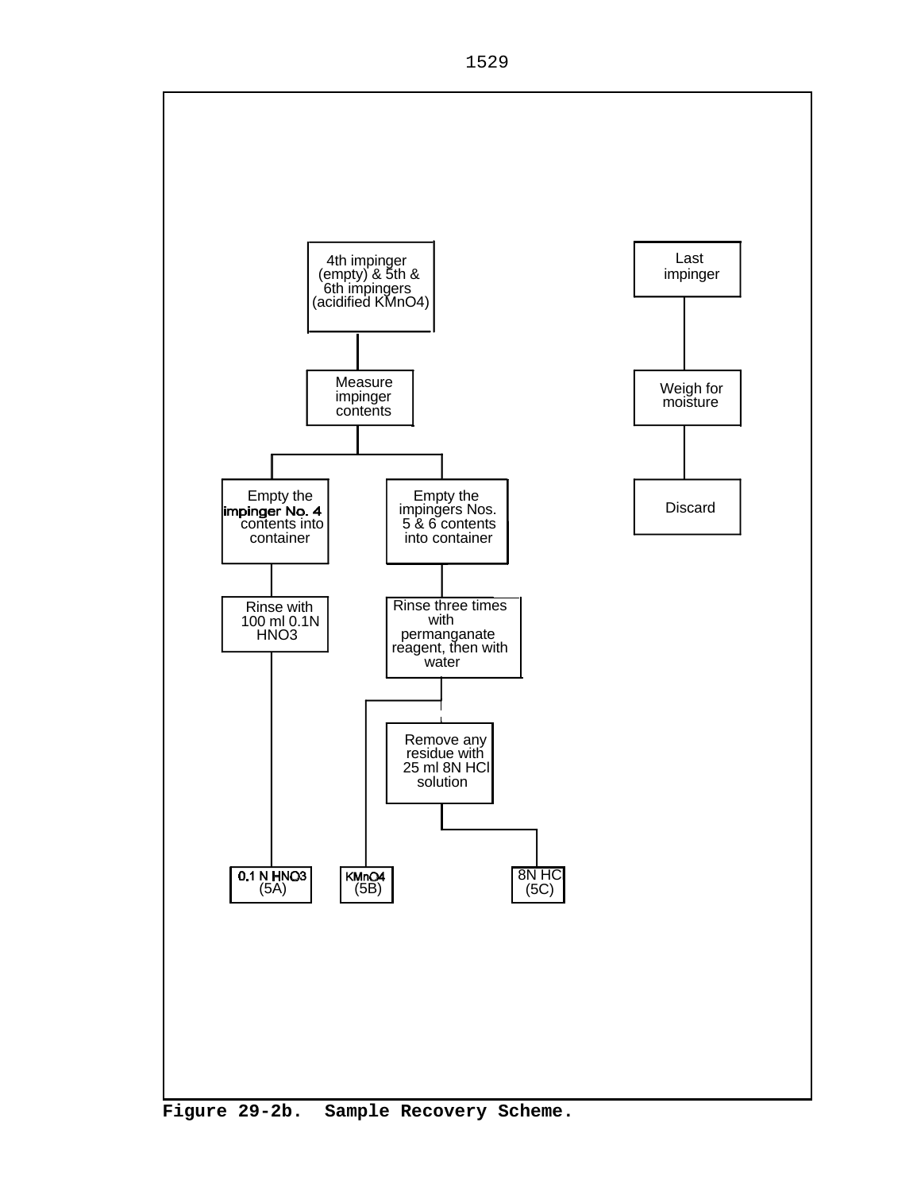4th impinger (empty) & 5th & 6th impingers (acidified $KMnO_4$)

Measure impinger contents

Empty the impinger No. 4 contents into container

Rinse with 100 ml 0.1N $HNO_3$

Empty the impingers Nos. 5 & 6 contents into container

Rinse three times with permanganate reagent, then with water

Remove any residue with 25 ml 8N HCl solution

0.1 N $HNO_3$ (5A)

$KMnO_4$ (5B)

8N HC (5C)

Last impinger

Weigh for moisture

Discard

**Figure 29-2b. Sample Recovery Scheme.**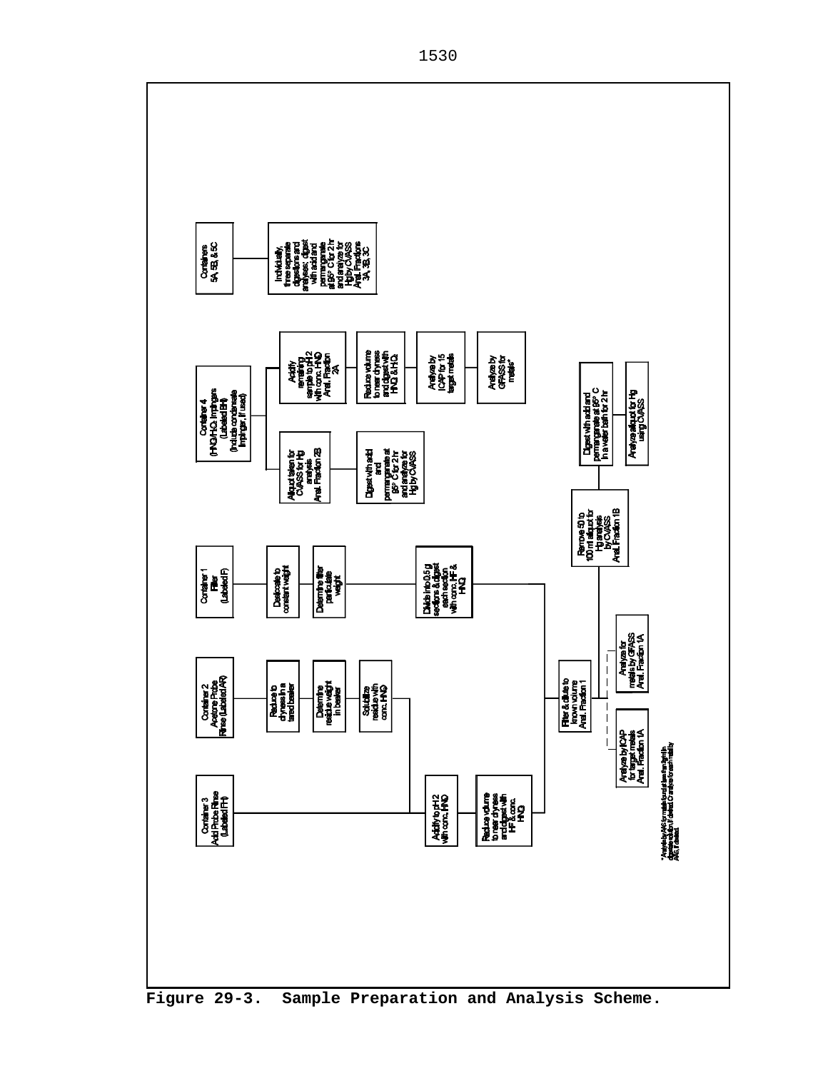**Container 1 Filter (Labeled F)**
- Desiccate to constant weight
- Determine filter particulate weight
- Divide into 0.5 g sections & digest each section with conc. HF & $HNO_3$
- → Filter & dilute to known volume Anal. Fraction 1

**Container 2 Acetone Probe Rinse (Labeled AR)**
- Reduce to dryness in a tared beaker
- Determine residue weight in beaker
- Solubilize residue with conc. $HNO_3$
- → Acidify to pH 2 with conc. $HNO_3$ (combined with Container 3)

**Container 3 Acid Probe Rinse (Labeled PR)**
- Acidify to pH 2 with conc. $HNO_3$
- Reduce volume to near dryness and digest with HF & conc. $HNO_3$
- → Filter & dilute to known volume Anal. Fraction 1

**Filter & dilute to known volume Anal. Fraction 1**
- Analyze by ICAP for target metals Anal. Fraction 1A
- Analyze for metals by GFAAS Anal. Fraction 1A
- Remove 50 to 100 ml aliquot for Hg analysis by CVAAS Anal. Fraction 1B
  - Digest with acid and permanganate at 95° C in a water bath for 2 hr
  - Analyze aliquot for Hg using CVAAS

**Container 4 $HNO_3$/$H_2O_2$ Impingers (Labeled BH) (Include condensate Impinger, if used)**
- Aliquot taken for CVAAS for Hg analysis Anal. Fraction 2B
  - Digest with acid and permanganate at 95° C for 2 hr and analyze for Hg by CVAAS
- Acidify remaining sample to pH 2 with conc. $HNO_3$ Anal. Fraction 2A
  - Reduce volume to near dryness and digest with $HNO_3$ & $H_2O_2$
  - Analyze by ICAP for 15 target metals
  - Analyze by GFAAS for metals*

**Containers 5A, 5B, & 5C**
- Individually, three separate digestions and analyses; digest with acid and permanganate at 95° C for 2 hr and analyze for Hg by CVAAS Anal. Fractions 3A, 3B, 3C

\* Analyze by AAS for metals found at less than 2 ppm in digestate solution, if desired. Or analyze for each metal by AAS, if desired.

**Figure 29-3. Sample Preparation and Analysis Scheme.**